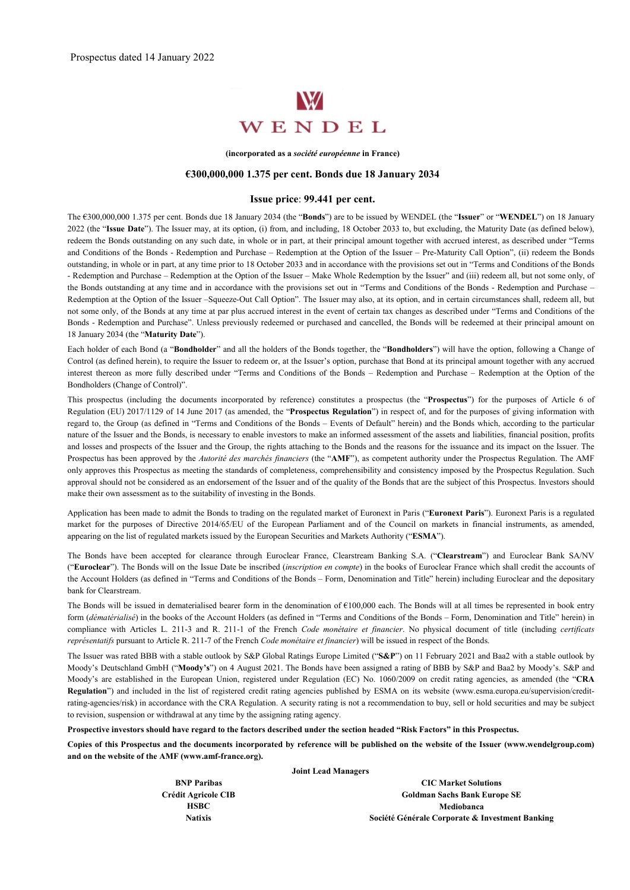Prospectus dated 14 January 2022

# WENDEL

**(incorporated as a *société européenne* in France)**

## €300,000,000 1.375 per cent. Bonds due 18 January 2034

### Issue price: 99.441 per cent.

The €300,000,000 1.375 per cent. Bonds due 18 January 2034 (the "**Bonds**") are to be issued by WENDEL (the "**Issuer**" or "**WENDEL**") on 18 January 2022 (the "**Issue Date**"). The Issuer may, at its option, (i) from, and including, 18 October 2033 to, but excluding, the Maturity Date (as defined below), redeem the Bonds outstanding on any such date, in whole or in part, at their principal amount together with accrued interest, as described under "Terms and Conditions of the Bonds - Redemption and Purchase – Redemption at the Option of the Issuer – Pre-Maturity Call Option", (ii) redeem the Bonds outstanding, in whole or in part, at any time prior to 18 October 2033 and in accordance with the provisions set out in "Terms and Conditions of the Bonds - Redemption and Purchase – Redemption at the Option of the Issuer – Make Whole Redemption by the Issuer" and (iii) redeem all, but not some only, of the Bonds outstanding at any time and in accordance with the provisions set out in "Terms and Conditions of the Bonds - Redemption and Purchase – Redemption at the Option of the Issuer –Squeeze-Out Call Option". The Issuer may also, at its option, and in certain circumstances shall, redeem all, but not some only, of the Bonds at any time at par plus accrued interest in the event of certain tax changes as described under "Terms and Conditions of the Bonds - Redemption and Purchase". Unless previously redeemed or purchased and cancelled, the Bonds will be redeemed at their principal amount on 18 January 2034 (the "**Maturity Date**").

Each holder of each Bond (a "**Bondholder**" and all the holders of the Bonds together, the "**Bondholders**") will have the option, following a Change of Control (as defined herein), to require the Issuer to redeem or, at the Issuer's option, purchase that Bond at its principal amount together with any accrued interest thereon as more fully described under "Terms and Conditions of the Bonds – Redemption and Purchase – Redemption at the Option of the Bondholders (Change of Control)".

This prospectus (including the documents incorporated by reference) constitutes a prospectus (the "**Prospectus**") for the purposes of Article 6 of Regulation (EU) 2017/1129 of 14 June 2017 (as amended, the "**Prospectus Regulation**") in respect of, and for the purposes of giving information with regard to, the Group (as defined in "Terms and Conditions of the Bonds – Events of Default" herein) and the Bonds which, according to the particular nature of the Issuer and the Bonds, is necessary to enable investors to make an informed assessment of the assets and liabilities, financial position, profits and losses and prospects of the Issuer and the Group, the rights attaching to the Bonds and the reasons for the issuance and its impact on the Issuer. The Prospectus has been approved by the *Autorité des marchés financiers* (the "**AMF**"), as competent authority under the Prospectus Regulation. The AMF only approves this Prospectus as meeting the standards of completeness, comprehensibility and consistency imposed by the Prospectus Regulation. Such approval should not be considered as an endorsement of the Issuer and of the quality of the Bonds that are the subject of this Prospectus. Investors should make their own assessment as to the suitability of investing in the Bonds.

Application has been made to admit the Bonds to trading on the regulated market of Euronext in Paris ("**Euronext Paris**"). Euronext Paris is a regulated market for the purposes of Directive 2014/65/EU of the European Parliament and of the Council on markets in financial instruments, as amended, appearing on the list of regulated markets issued by the European Securities and Markets Authority ("**ESMA**").

The Bonds have been accepted for clearance through Euroclear France, Clearstream Banking S.A. ("**Clearstream**") and Euroclear Bank SA/NV ("**Euroclear**"). The Bonds will on the Issue Date be inscribed (*inscription en compte*) in the books of Euroclear France which shall credit the accounts of the Account Holders (as defined in "Terms and Conditions of the Bonds – Form, Denomination and Title" herein) including Euroclear and the depositary bank for Clearstream.

The Bonds will be issued in dematerialised bearer form in the denomination of €100,000 each. The Bonds will at all times be represented in book entry form (*dématérialisé*) in the books of the Account Holders (as defined in "Terms and Conditions of the Bonds – Form, Denomination and Title" herein) in compliance with Articles L. 211-3 and R. 211-1 of the French *Code monétaire et financier*. No physical document of title (including *certificats représentatifs* pursuant to Article R. 211-7 of the French *Code monétaire et financier*) will be issued in respect of the Bonds.

The Issuer was rated BBB with a stable outlook by S&P Global Ratings Europe Limited ("**S&P**") on 11 February 2021 and Baa2 with a stable outlook by Moody's Deutschland GmbH ("**Moody's**") on 4 August 2021. The Bonds have been assigned a rating of BBB by S&P and Baa2 by Moody's. S&P and Moody's are established in the European Union, registered under Regulation (EC) No. 1060/2009 on credit rating agencies, as amended (the "**CRA Regulation**") and included in the list of registered credit rating agencies published by ESMA on its website (www.esma.europa.eu/supervision/credit-rating-agencies/risk) in accordance with the CRA Regulation. A security rating is not a recommendation to buy, sell or hold securities and may be subject to revision, suspension or withdrawal at any time by the assigning rating agency.

**Prospective investors should have regard to the factors described under the section headed "Risk Factors" in this Prospectus.**

**Copies of this Prospectus and the documents incorporated by reference will be published on the website of the Issuer (www.wendelgroup.com) and on the website of the AMF (www.amf-france.org).**

**Joint Lead Managers**

**BNP Paribas**
**Crédit Agricole CIB**
**HSBC**
**Natixis**
**CIC Market Solutions**
**Goldman Sachs Bank Europe SE**
**Mediobanca**
**Société Générale Corporate & Investment Banking**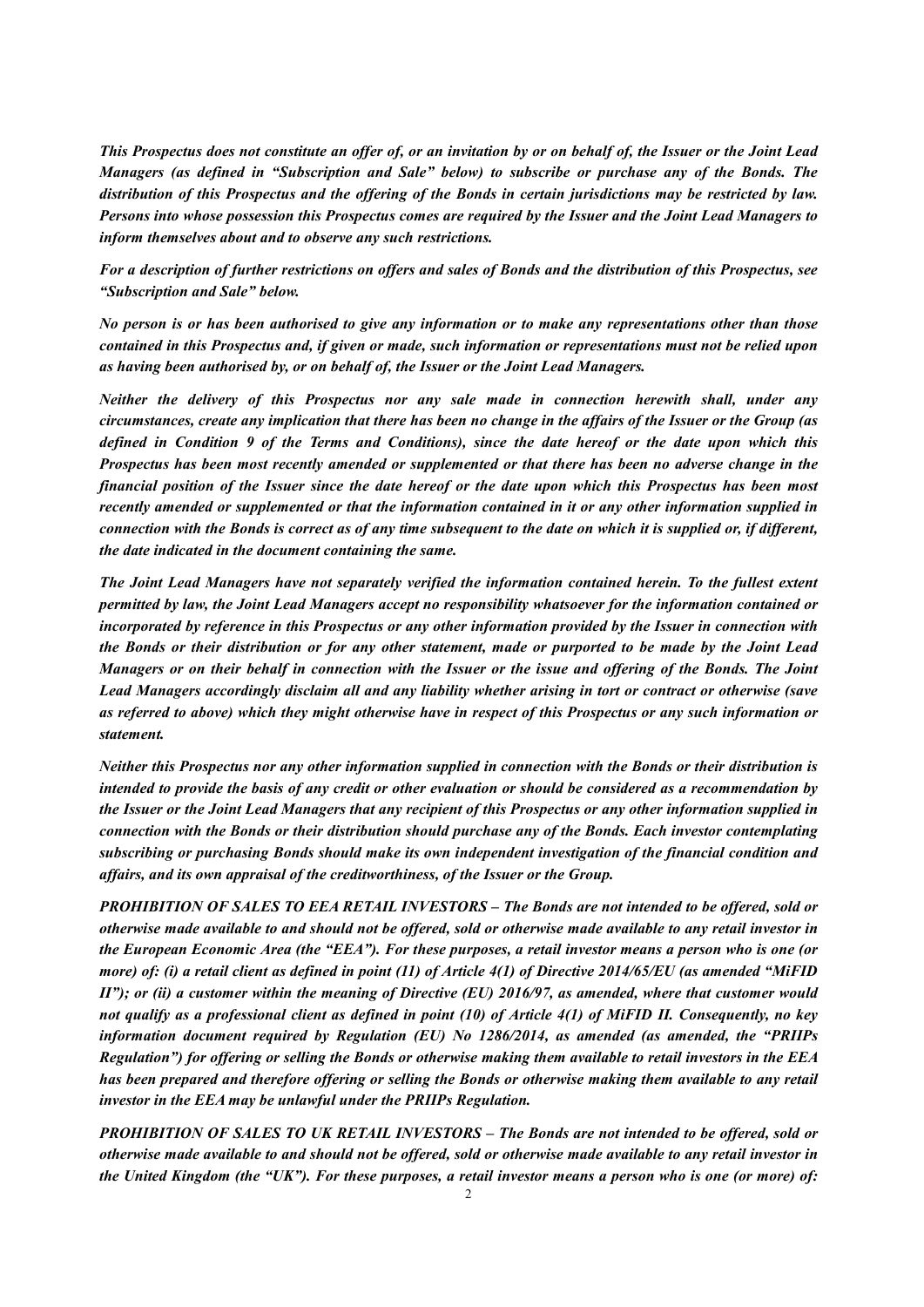*This Prospectus does not constitute an offer of, or an invitation by or on behalf of, the Issuer or the Joint Lead Managers (as defined in "Subscription and Sale" below) to subscribe or purchase any of the Bonds. The distribution of this Prospectus and the offering of the Bonds in certain jurisdictions may be restricted by law. Persons into whose possession this Prospectus comes are required by the Issuer and the Joint Lead Managers to inform themselves about and to observe any such restrictions.*

*For a description of further restrictions on offers and sales of Bonds and the distribution of this Prospectus, see "Subscription and Sale" below.*

*No person is or has been authorised to give any information or to make any representations other than those contained in this Prospectus and, if given or made, such information or representations must not be relied upon as having been authorised by, or on behalf of, the Issuer or the Joint Lead Managers.*

*Neither the delivery of this Prospectus nor any sale made in connection herewith shall, under any circumstances, create any implication that there has been no change in the affairs of the Issuer or the Group (as defined in Condition 9 of the Terms and Conditions), since the date hereof or the date upon which this Prospectus has been most recently amended or supplemented or that there has been no adverse change in the financial position of the Issuer since the date hereof or the date upon which this Prospectus has been most recently amended or supplemented or that the information contained in it or any other information supplied in connection with the Bonds is correct as of any time subsequent to the date on which it is supplied or, if different, the date indicated in the document containing the same.*

*The Joint Lead Managers have not separately verified the information contained herein. To the fullest extent permitted by law, the Joint Lead Managers accept no responsibility whatsoever for the information contained or incorporated by reference in this Prospectus or any other information provided by the Issuer in connection with the Bonds or their distribution or for any other statement, made or purported to be made by the Joint Lead Managers or on their behalf in connection with the Issuer or the issue and offering of the Bonds. The Joint Lead Managers accordingly disclaim all and any liability whether arising in tort or contract or otherwise (save as referred to above) which they might otherwise have in respect of this Prospectus or any such information or statement.*

*Neither this Prospectus nor any other information supplied in connection with the Bonds or their distribution is intended to provide the basis of any credit or other evaluation or should be considered as a recommendation by the Issuer or the Joint Lead Managers that any recipient of this Prospectus or any other information supplied in connection with the Bonds or their distribution should purchase any of the Bonds. Each investor contemplating subscribing or purchasing Bonds should make its own independent investigation of the financial condition and affairs, and its own appraisal of the creditworthiness, of the Issuer or the Group.*

*PROHIBITION OF SALES TO EEA RETAIL INVESTORS – The Bonds are not intended to be offered, sold or otherwise made available to and should not be offered, sold or otherwise made available to any retail investor in the European Economic Area (the "EEA"). For these purposes, a retail investor means a person who is one (or more) of: (i) a retail client as defined in point (11) of Article 4(1) of Directive 2014/65/EU (as amended "MiFID II"); or (ii) a customer within the meaning of Directive (EU) 2016/97, as amended, where that customer would not qualify as a professional client as defined in point (10) of Article 4(1) of MiFID II. Consequently, no key information document required by Regulation (EU) No 1286/2014, as amended (as amended, the "PRIIPs Regulation") for offering or selling the Bonds or otherwise making them available to retail investors in the EEA has been prepared and therefore offering or selling the Bonds or otherwise making them available to any retail investor in the EEA may be unlawful under the PRIIPs Regulation.*

*PROHIBITION OF SALES TO UK RETAIL INVESTORS – The Bonds are not intended to be offered, sold or otherwise made available to and should not be offered, sold or otherwise made available to any retail investor in the United Kingdom (the "UK"). For these purposes, a retail investor means a person who is one (or more) of:*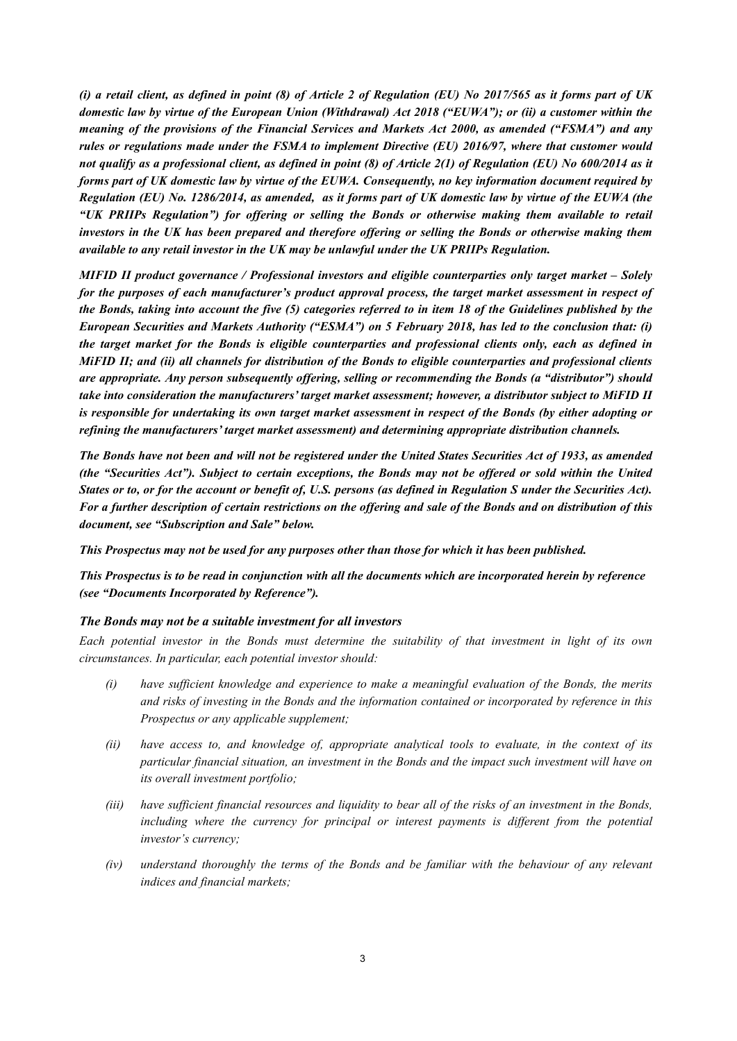*(i) a retail client, as defined in point (8) of Article 2 of Regulation (EU) No 2017/565 as it forms part of UK domestic law by virtue of the European Union (Withdrawal) Act 2018 ("EUWA"); or (ii) a customer within the meaning of the provisions of the Financial Services and Markets Act 2000, as amended ("FSMA") and any rules or regulations made under the FSMA to implement Directive (EU) 2016/97, where that customer would not qualify as a professional client, as defined in point (8) of Article 2(1) of Regulation (EU) No 600/2014 as it forms part of UK domestic law by virtue of the EUWA. Consequently, no key information document required by Regulation (EU) No. 1286/2014, as amended, as it forms part of UK domestic law by virtue of the EUWA (the "UK PRIIPs Regulation") for offering or selling the Bonds or otherwise making them available to retail investors in the UK has been prepared and therefore offering or selling the Bonds or otherwise making them available to any retail investor in the UK may be unlawful under the UK PRIIPs Regulation.***

***MIFID II product governance / Professional investors and eligible counterparties only target market – Solely for the purposes of each manufacturer's product approval process, the target market assessment in respect of the Bonds, taking into account the five (5) categories referred to in item 18 of the Guidelines published by the European Securities and Markets Authority ("ESMA") on 5 February 2018, has led to the conclusion that: (i) the target market for the Bonds is eligible counterparties and professional clients only, each as defined in MiFID II; and (ii) all channels for distribution of the Bonds to eligible counterparties and professional clients are appropriate. Any person subsequently offering, selling or recommending the Bonds (a "distributor") should take into consideration the manufacturers' target market assessment; however, a distributor subject to MiFID II is responsible for undertaking its own target market assessment in respect of the Bonds (by either adopting or refining the manufacturers' target market assessment) and determining appropriate distribution channels.***

***The Bonds have not been and will not be registered under the United States Securities Act of 1933, as amended (the "Securities Act"). Subject to certain exceptions, the Bonds may not be offered or sold within the United States or to, or for the account or benefit of, U.S. persons (as defined in Regulation S under the Securities Act). For a further description of certain restrictions on the offering and sale of the Bonds and on distribution of this document, see "Subscription and Sale" below.***

***This Prospectus may not be used for any purposes other than those for which it has been published.***

***This Prospectus is to be read in conjunction with all the documents which are incorporated herein by reference (see "Documents Incorporated by Reference").***

***The Bonds may not be a suitable investment for all investors***

*Each potential investor in the Bonds must determine the suitability of that investment in light of its own circumstances. In particular, each potential investor should:*

- *(i) have sufficient knowledge and experience to make a meaningful evaluation of the Bonds, the merits and risks of investing in the Bonds and the information contained or incorporated by reference in this Prospectus or any applicable supplement;*
- *(ii) have access to, and knowledge of, appropriate analytical tools to evaluate, in the context of its particular financial situation, an investment in the Bonds and the impact such investment will have on its overall investment portfolio;*
- *(iii) have sufficient financial resources and liquidity to bear all of the risks of an investment in the Bonds, including where the currency for principal or interest payments is different from the potential investor's currency;*
- *(iv) understand thoroughly the terms of the Bonds and be familiar with the behaviour of any relevant indices and financial markets;*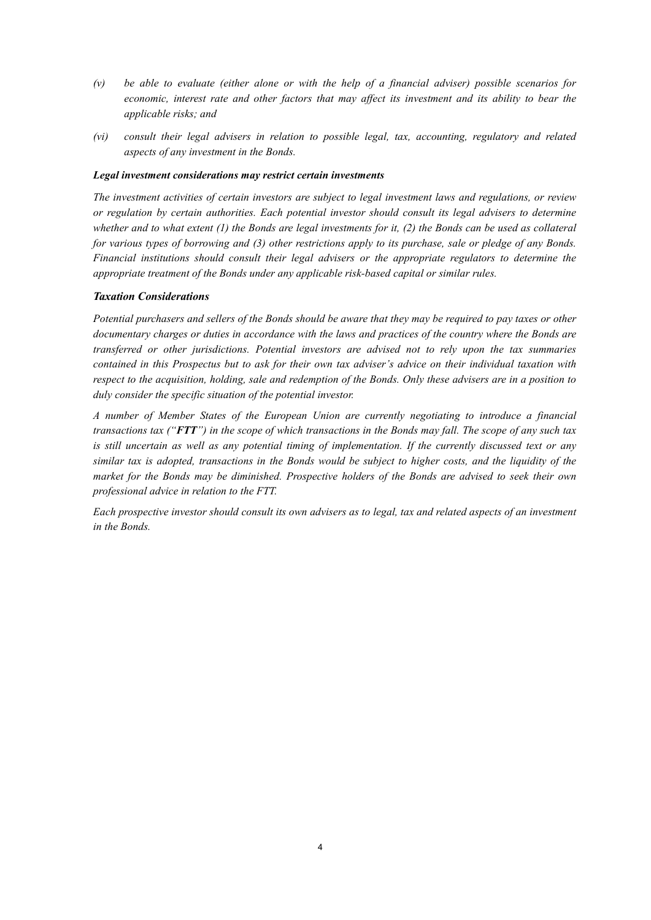*(v) be able to evaluate (either alone or with the help of a financial adviser) possible scenarios for economic, interest rate and other factors that may affect its investment and its ability to bear the applicable risks; and*

*(vi) consult their legal advisers in relation to possible legal, tax, accounting, regulatory and related aspects of any investment in the Bonds.*

***Legal investment considerations may restrict certain investments***

*The investment activities of certain investors are subject to legal investment laws and regulations, or review or regulation by certain authorities. Each potential investor should consult its legal advisers to determine whether and to what extent (1) the Bonds are legal investments for it, (2) the Bonds can be used as collateral for various types of borrowing and (3) other restrictions apply to its purchase, sale or pledge of any Bonds. Financial institutions should consult their legal advisers or the appropriate regulators to determine the appropriate treatment of the Bonds under any applicable risk-based capital or similar rules.*

***Taxation Considerations***

*Potential purchasers and sellers of the Bonds should be aware that they may be required to pay taxes or other documentary charges or duties in accordance with the laws and practices of the country where the Bonds are transferred or other jurisdictions. Potential investors are advised not to rely upon the tax summaries contained in this Prospectus but to ask for their own tax adviser's advice on their individual taxation with respect to the acquisition, holding, sale and redemption of the Bonds. Only these advisers are in a position to duly consider the specific situation of the potential investor.*

*A number of Member States of the European Union are currently negotiating to introduce a financial transactions tax ("**FTT**") in the scope of which transactions in the Bonds may fall. The scope of any such tax is still uncertain as well as any potential timing of implementation. If the currently discussed text or any similar tax is adopted, transactions in the Bonds would be subject to higher costs, and the liquidity of the market for the Bonds may be diminished. Prospective holders of the Bonds are advised to seek their own professional advice in relation to the FTT.*

*Each prospective investor should consult its own advisers as to legal, tax and related aspects of an investment in the Bonds.*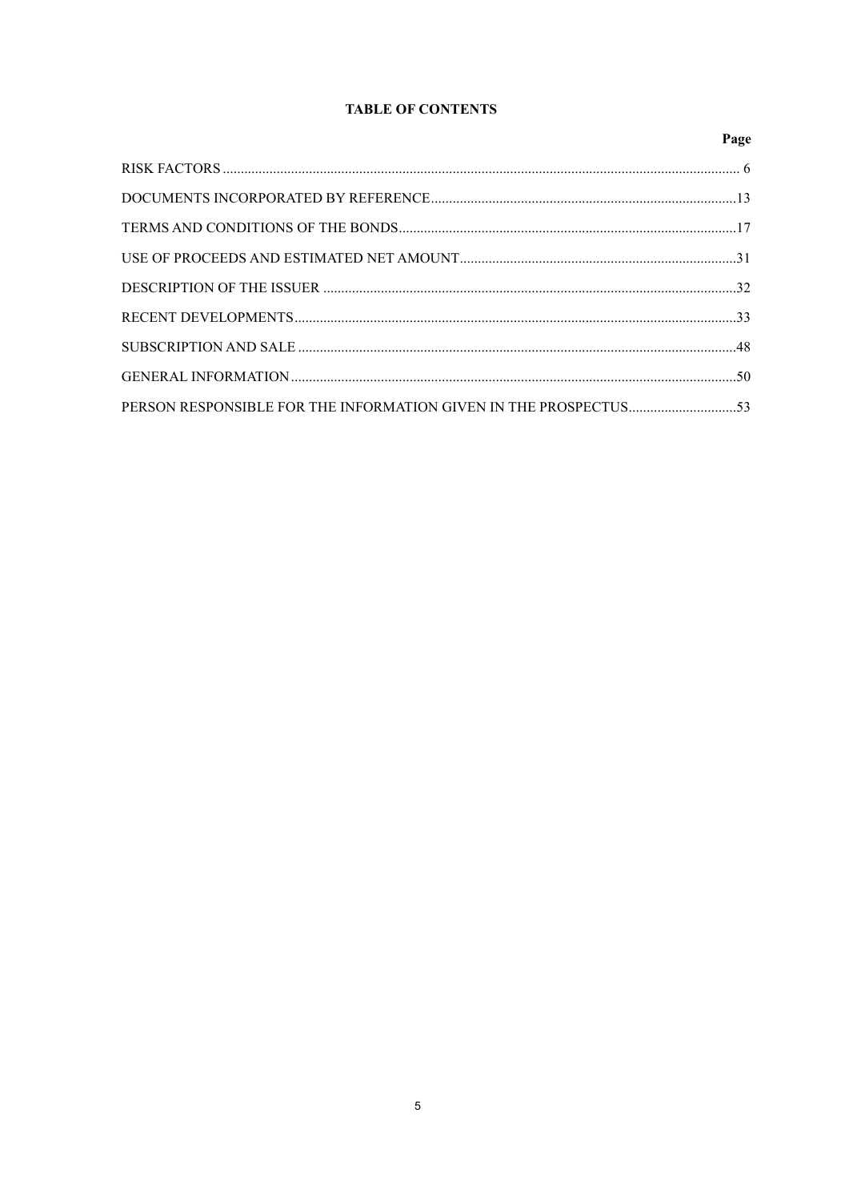# TABLE OF CONTENTS

| | Page |
|---|---|
| RISK FACTORS | 6 |
| DOCUMENTS INCORPORATED BY REFERENCE | 13 |
| TERMS AND CONDITIONS OF THE BONDS | 17 |
| USE OF PROCEEDS AND ESTIMATED NET AMOUNT | 31 |
| DESCRIPTION OF THE ISSUER | 32 |
| RECENT DEVELOPMENTS | 33 |
| SUBSCRIPTION AND SALE | 48 |
| GENERAL INFORMATION | 50 |
| PERSON RESPONSIBLE FOR THE INFORMATION GIVEN IN THE PROSPECTUS | 53 |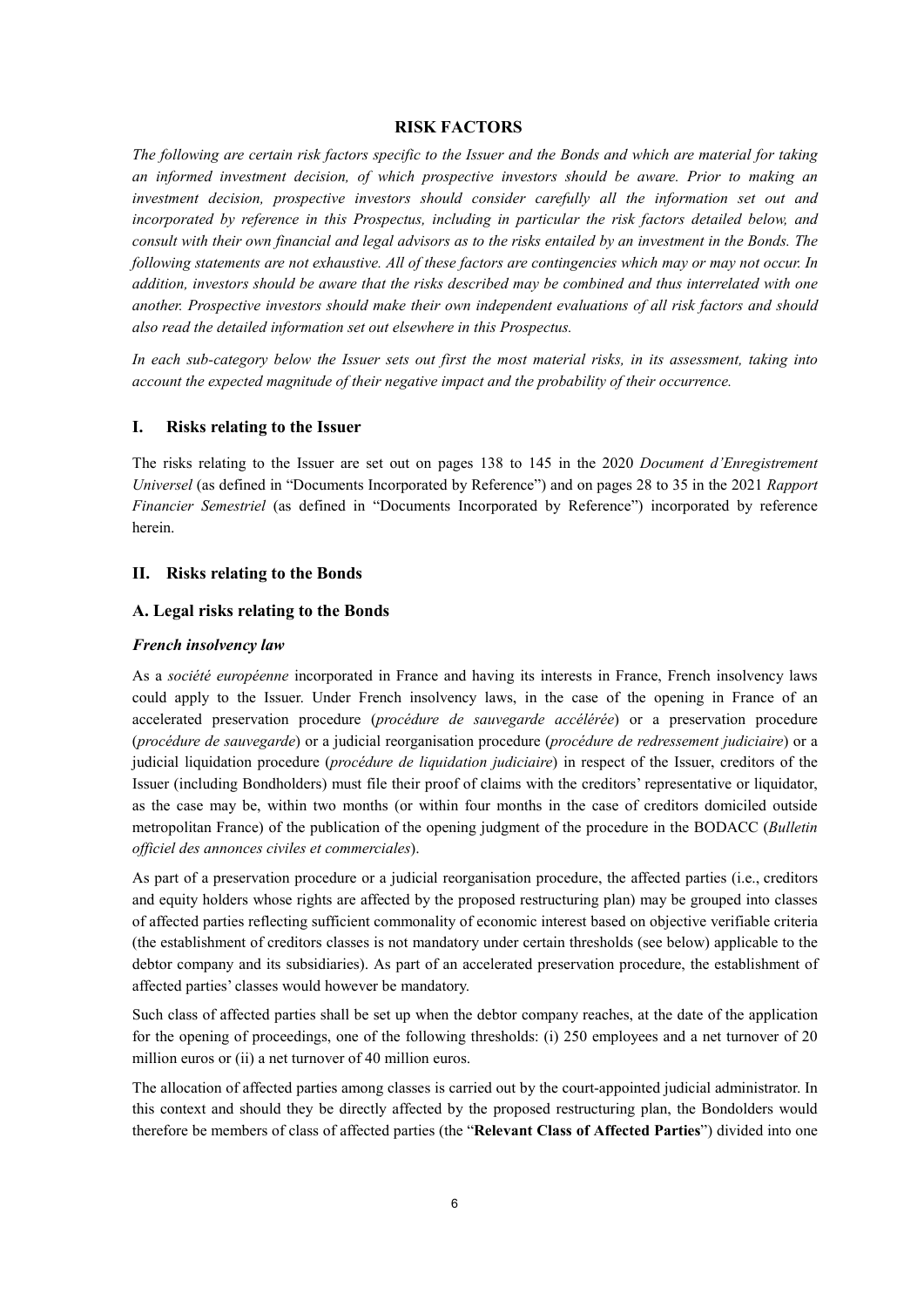## RISK FACTORS

*The following are certain risk factors specific to the Issuer and the Bonds and which are material for taking an informed investment decision, of which prospective investors should be aware. Prior to making an investment decision, prospective investors should consider carefully all the information set out and incorporated by reference in this Prospectus, including in particular the risk factors detailed below, and consult with their own financial and legal advisors as to the risks entailed by an investment in the Bonds. The following statements are not exhaustive. All of these factors are contingencies which may or may not occur. In addition, investors should be aware that the risks described may be combined and thus interrelated with one another. Prospective investors should make their own independent evaluations of all risk factors and should also read the detailed information set out elsewhere in this Prospectus.*

*In each sub-category below the Issuer sets out first the most material risks, in its assessment, taking into account the expected magnitude of their negative impact and the probability of their occurrence.*

### I. Risks relating to the Issuer

The risks relating to the Issuer are set out on pages 138 to 145 in the 2020 *Document d'Enregistrement Universel* (as defined in "Documents Incorporated by Reference") and on pages 28 to 35 in the 2021 *Rapport Financier Semestriel* (as defined in "Documents Incorporated by Reference") incorporated by reference herein.

### II. Risks relating to the Bonds

### A. Legal risks relating to the Bonds

#### *French insolvency law*

As a *société européenne* incorporated in France and having its interests in France, French insolvency laws could apply to the Issuer. Under French insolvency laws, in the case of the opening in France of an accelerated preservation procedure (*procédure de sauvegarde accélérée*) or a preservation procedure (*procédure de sauvegarde*) or a judicial reorganisation procedure (*procédure de redressement judiciaire*) or a judicial liquidation procedure (*procédure de liquidation judiciaire*) in respect of the Issuer, creditors of the Issuer (including Bondholders) must file their proof of claims with the creditors' representative or liquidator, as the case may be, within two months (or within four months in the case of creditors domiciled outside metropolitan France) of the publication of the opening judgment of the procedure in the BODACC (*Bulletin officiel des annonces civiles et commerciales*).

As part of a preservation procedure or a judicial reorganisation procedure, the affected parties (i.e., creditors and equity holders whose rights are affected by the proposed restructuring plan) may be grouped into classes of affected parties reflecting sufficient commonality of economic interest based on objective verifiable criteria (the establishment of creditors classes is not mandatory under certain thresholds (see below) applicable to the debtor company and its subsidiaries). As part of an accelerated preservation procedure, the establishment of affected parties' classes would however be mandatory.

Such class of affected parties shall be set up when the debtor company reaches, at the date of the application for the opening of proceedings, one of the following thresholds: (i) 250 employees and a net turnover of 20 million euros or (ii) a net turnover of 40 million euros.

The allocation of affected parties among classes is carried out by the court-appointed judicial administrator. In this context and should they be directly affected by the proposed restructuring plan, the Bondolders would therefore be members of class of affected parties (the "**Relevant Class of Affected Parties**") divided into one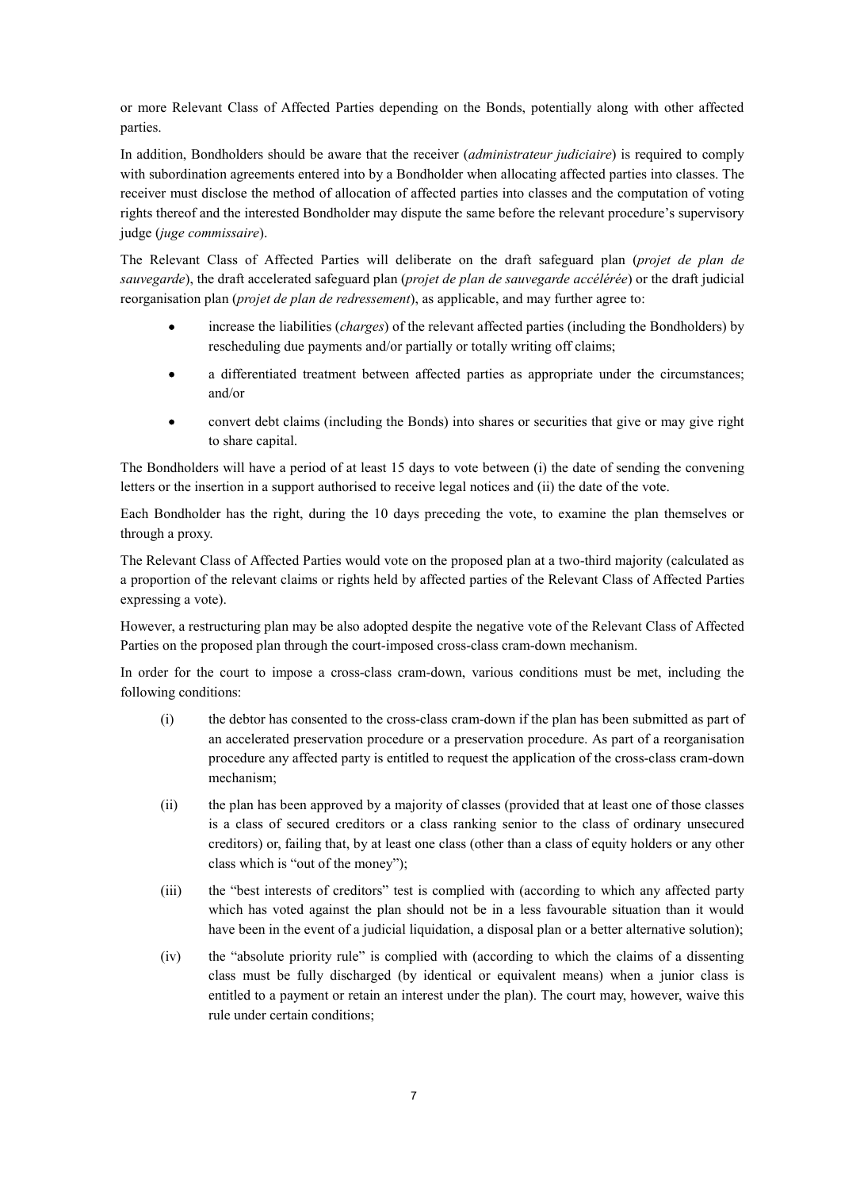or more Relevant Class of Affected Parties depending on the Bonds, potentially along with other affected parties.

In addition, Bondholders should be aware that the receiver (*administrateur judiciaire*) is required to comply with subordination agreements entered into by a Bondholder when allocating affected parties into classes. The receiver must disclose the method of allocation of affected parties into classes and the computation of voting rights thereof and the interested Bondholder may dispute the same before the relevant procedure's supervisory judge (*juge commissaire*).

The Relevant Class of Affected Parties will deliberate on the draft safeguard plan (*projet de plan de sauvegarde*), the draft accelerated safeguard plan (*projet de plan de sauvegarde accélérée*) or the draft judicial reorganisation plan (*projet de plan de redressement*), as applicable, and may further agree to:

- increase the liabilities (*charges*) of the relevant affected parties (including the Bondholders) by rescheduling due payments and/or partially or totally writing off claims;
- a differentiated treatment between affected parties as appropriate under the circumstances; and/or
- convert debt claims (including the Bonds) into shares or securities that give or may give right to share capital.

The Bondholders will have a period of at least 15 days to vote between (i) the date of sending the convening letters or the insertion in a support authorised to receive legal notices and (ii) the date of the vote.

Each Bondholder has the right, during the 10 days preceding the vote, to examine the plan themselves or through a proxy.

The Relevant Class of Affected Parties would vote on the proposed plan at a two-third majority (calculated as a proportion of the relevant claims or rights held by affected parties of the Relevant Class of Affected Parties expressing a vote).

However, a restructuring plan may be also adopted despite the negative vote of the Relevant Class of Affected Parties on the proposed plan through the court-imposed cross-class cram-down mechanism.

In order for the court to impose a cross-class cram-down, various conditions must be met, including the following conditions:

(i) the debtor has consented to the cross-class cram-down if the plan has been submitted as part of an accelerated preservation procedure or a preservation procedure. As part of a reorganisation procedure any affected party is entitled to request the application of the cross-class cram-down mechanism;

(ii) the plan has been approved by a majority of classes (provided that at least one of those classes is a class of secured creditors or a class ranking senior to the class of ordinary unsecured creditors) or, failing that, by at least one class (other than a class of equity holders or any other class which is "out of the money");

(iii) the "best interests of creditors" test is complied with (according to which any affected party which has voted against the plan should not be in a less favourable situation than it would have been in the event of a judicial liquidation, a disposal plan or a better alternative solution);

(iv) the "absolute priority rule" is complied with (according to which the claims of a dissenting class must be fully discharged (by identical or equivalent means) when a junior class is entitled to a payment or retain an interest under the plan). The court may, however, waive this rule under certain conditions;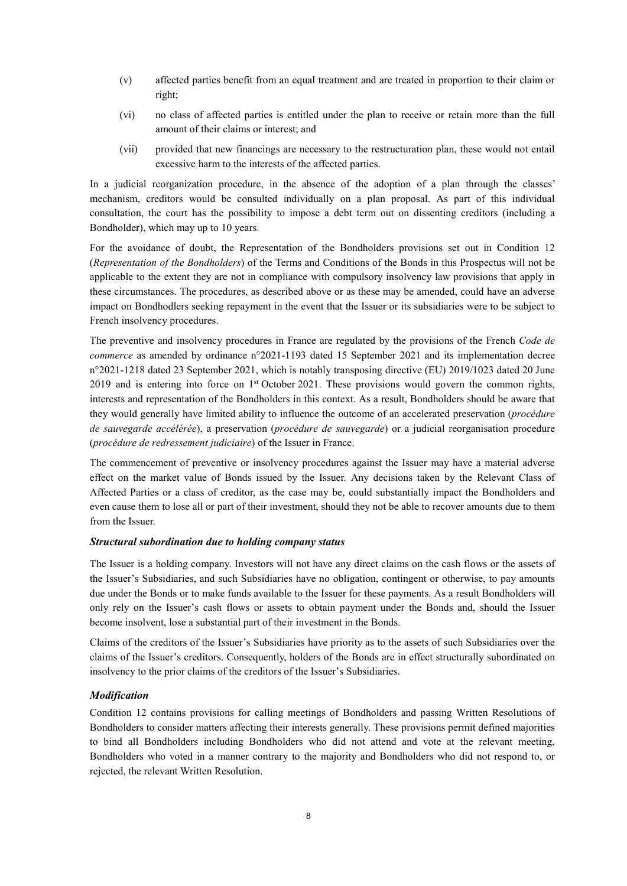(v) affected parties benefit from an equal treatment and are treated in proportion to their claim or right;

(vi) no class of affected parties is entitled under the plan to receive or retain more than the full amount of their claims or interest; and

(vii) provided that new financings are necessary to the restructuration plan, these would not entail excessive harm to the interests of the affected parties.

In a judicial reorganization procedure, in the absence of the adoption of a plan through the classes' mechanism, creditors would be consulted individually on a plan proposal. As part of this individual consultation, the court has the possibility to impose a debt term out on dissenting creditors (including a Bondholder), which may up to 10 years.

For the avoidance of doubt, the Representation of the Bondholders provisions set out in Condition 12 (*Representation of the Bondholders*) of the Terms and Conditions of the Bonds in this Prospectus will not be applicable to the extent they are not in compliance with compulsory insolvency law provisions that apply in these circumstances. The procedures, as described above or as these may be amended, could have an adverse impact on Bondhodlers seeking repayment in the event that the Issuer or its subsidiaries were to be subject to French insolvency procedures.

The preventive and insolvency procedures in France are regulated by the provisions of the French *Code de commerce* as amended by ordinance n°2021-1193 dated 15 September 2021 and its implementation decree n°2021-1218 dated 23 September 2021, which is notably transposing directive (EU) 2019/1023 dated 20 June 2019 and is entering into force on 1st October 2021. These provisions would govern the common rights, interests and representation of the Bondholders in this context. As a result, Bondholders should be aware that they would generally have limited ability to influence the outcome of an accelerated preservation (*procédure de sauvegarde accélérée*), a preservation (*procédure de sauvegarde*) or a judicial reorganisation procedure (*procédure de redressement judiciaire*) of the Issuer in France.

The commencement of preventive or insolvency procedures against the Issuer may have a material adverse effect on the market value of Bonds issued by the Issuer. Any decisions taken by the Relevant Class of Affected Parties or a class of creditor, as the case may be, could substantially impact the Bondholders and even cause them to lose all or part of their investment, should they not be able to recover amounts due to them from the Issuer.

***Structural subordination due to holding company status***

The Issuer is a holding company. Investors will not have any direct claims on the cash flows or the assets of the Issuer's Subsidiaries, and such Subsidiaries have no obligation, contingent or otherwise, to pay amounts due under the Bonds or to make funds available to the Issuer for these payments. As a result Bondholders will only rely on the Issuer's cash flows or assets to obtain payment under the Bonds and, should the Issuer become insolvent, lose a substantial part of their investment in the Bonds.

Claims of the creditors of the Issuer's Subsidiaries have priority as to the assets of such Subsidiaries over the claims of the Issuer's creditors. Consequently, holders of the Bonds are in effect structurally subordinated on insolvency to the prior claims of the creditors of the Issuer's Subsidiaries.

***Modification***

Condition 12 contains provisions for calling meetings of Bondholders and passing Written Resolutions of Bondholders to consider matters affecting their interests generally. These provisions permit defined majorities to bind all Bondholders including Bondholders who did not attend and vote at the relevant meeting, Bondholders who voted in a manner contrary to the majority and Bondholders who did not respond to, or rejected, the relevant Written Resolution.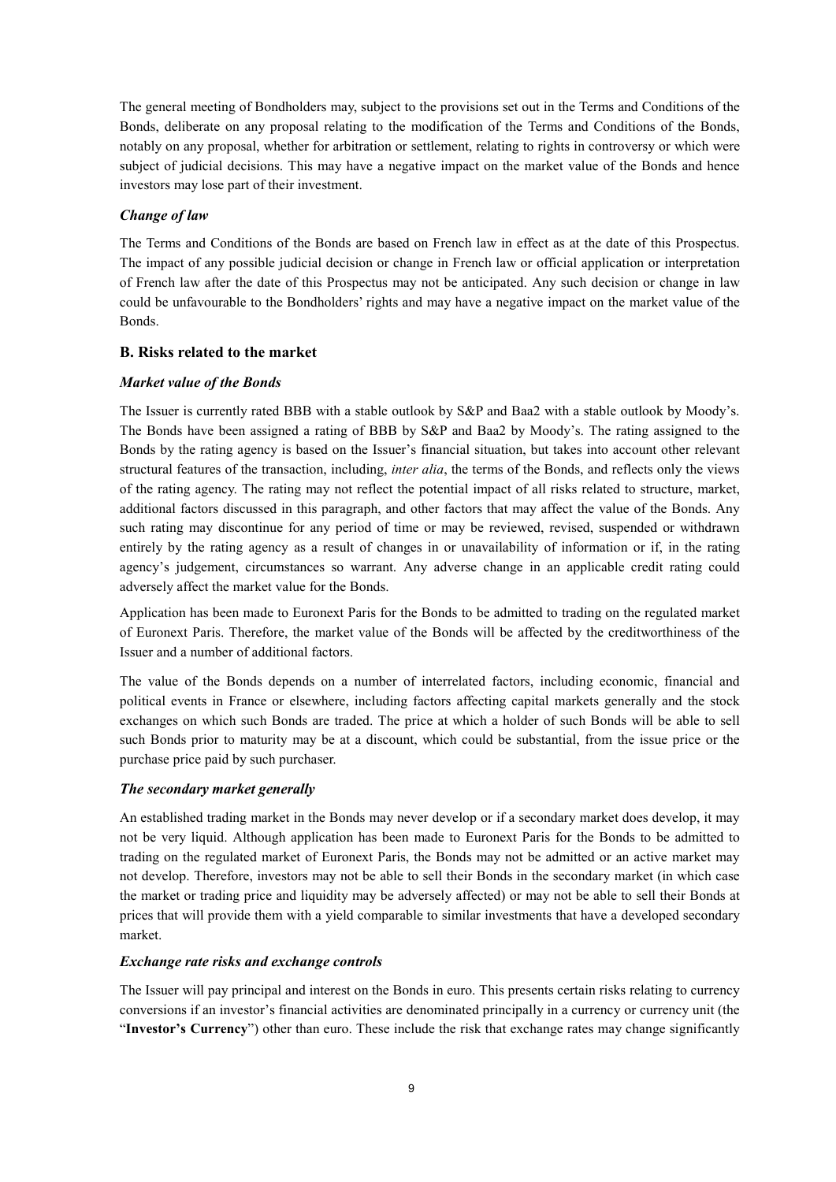The general meeting of Bondholders may, subject to the provisions set out in the Terms and Conditions of the Bonds, deliberate on any proposal relating to the modification of the Terms and Conditions of the Bonds, notably on any proposal, whether for arbitration or settlement, relating to rights in controversy or which were subject of judicial decisions. This may have a negative impact on the market value of the Bonds and hence investors may lose part of their investment.

### *Change of law*

The Terms and Conditions of the Bonds are based on French law in effect as at the date of this Prospectus. The impact of any possible judicial decision or change in French law or official application or interpretation of French law after the date of this Prospectus may not be anticipated. Any such decision or change in law could be unfavourable to the Bondholders' rights and may have a negative impact on the market value of the Bonds.

## B. Risks related to the market

### *Market value of the Bonds*

The Issuer is currently rated BBB with a stable outlook by S&P and Baa2 with a stable outlook by Moody's. The Bonds have been assigned a rating of BBB by S&P and Baa2 by Moody's. The rating assigned to the Bonds by the rating agency is based on the Issuer's financial situation, but takes into account other relevant structural features of the transaction, including, *inter alia*, the terms of the Bonds, and reflects only the views of the rating agency. The rating may not reflect the potential impact of all risks related to structure, market, additional factors discussed in this paragraph, and other factors that may affect the value of the Bonds. Any such rating may discontinue for any period of time or may be reviewed, revised, suspended or withdrawn entirely by the rating agency as a result of changes in or unavailability of information or if, in the rating agency's judgement, circumstances so warrant. Any adverse change in an applicable credit rating could adversely affect the market value for the Bonds.

Application has been made to Euronext Paris for the Bonds to be admitted to trading on the regulated market of Euronext Paris. Therefore, the market value of the Bonds will be affected by the creditworthiness of the Issuer and a number of additional factors.

The value of the Bonds depends on a number of interrelated factors, including economic, financial and political events in France or elsewhere, including factors affecting capital markets generally and the stock exchanges on which such Bonds are traded. The price at which a holder of such Bonds will be able to sell such Bonds prior to maturity may be at a discount, which could be substantial, from the issue price or the purchase price paid by such purchaser.

### *The secondary market generally*

An established trading market in the Bonds may never develop or if a secondary market does develop, it may not be very liquid. Although application has been made to Euronext Paris for the Bonds to be admitted to trading on the regulated market of Euronext Paris, the Bonds may not be admitted or an active market may not develop. Therefore, investors may not be able to sell their Bonds in the secondary market (in which case the market or trading price and liquidity may be adversely affected) or may not be able to sell their Bonds at prices that will provide them with a yield comparable to similar investments that have a developed secondary market.

### *Exchange rate risks and exchange controls*

The Issuer will pay principal and interest on the Bonds in euro. This presents certain risks relating to currency conversions if an investor's financial activities are denominated principally in a currency or currency unit (the "**Investor's Currency**") other than euro. These include the risk that exchange rates may change significantly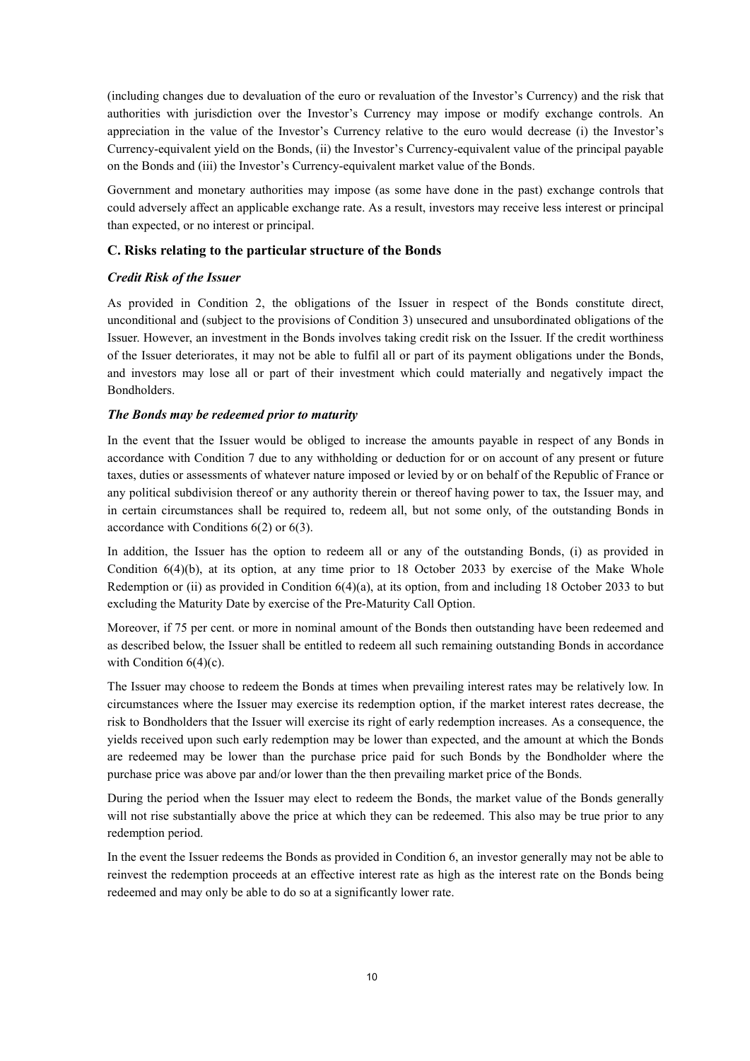(including changes due to devaluation of the euro or revaluation of the Investor's Currency) and the risk that authorities with jurisdiction over the Investor's Currency may impose or modify exchange controls. An appreciation in the value of the Investor's Currency relative to the euro would decrease (i) the Investor's Currency-equivalent yield on the Bonds, (ii) the Investor's Currency-equivalent value of the principal payable on the Bonds and (iii) the Investor's Currency-equivalent market value of the Bonds.

Government and monetary authorities may impose (as some have done in the past) exchange controls that could adversely affect an applicable exchange rate. As a result, investors may receive less interest or principal than expected, or no interest or principal.

### C. Risks relating to the particular structure of the Bonds

***Credit Risk of the Issuer***

As provided in Condition 2, the obligations of the Issuer in respect of the Bonds constitute direct, unconditional and (subject to the provisions of Condition 3) unsecured and unsubordinated obligations of the Issuer. However, an investment in the Bonds involves taking credit risk on the Issuer. If the credit worthiness of the Issuer deteriorates, it may not be able to fulfil all or part of its payment obligations under the Bonds, and investors may lose all or part of their investment which could materially and negatively impact the Bondholders.

***The Bonds may be redeemed prior to maturity***

In the event that the Issuer would be obliged to increase the amounts payable in respect of any Bonds in accordance with Condition 7 due to any withholding or deduction for or on account of any present or future taxes, duties or assessments of whatever nature imposed or levied by or on behalf of the Republic of France or any political subdivision thereof or any authority therein or thereof having power to tax, the Issuer may, and in certain circumstances shall be required to, redeem all, but not some only, of the outstanding Bonds in accordance with Conditions 6(2) or 6(3).

In addition, the Issuer has the option to redeem all or any of the outstanding Bonds, (i) as provided in Condition 6(4)(b), at its option, at any time prior to 18 October 2033 by exercise of the Make Whole Redemption or (ii) as provided in Condition 6(4)(a), at its option, from and including 18 October 2033 to but excluding the Maturity Date by exercise of the Pre-Maturity Call Option.

Moreover, if 75 per cent. or more in nominal amount of the Bonds then outstanding have been redeemed and as described below, the Issuer shall be entitled to redeem all such remaining outstanding Bonds in accordance with Condition 6(4)(c).

The Issuer may choose to redeem the Bonds at times when prevailing interest rates may be relatively low. In circumstances where the Issuer may exercise its redemption option, if the market interest rates decrease, the risk to Bondholders that the Issuer will exercise its right of early redemption increases. As a consequence, the yields received upon such early redemption may be lower than expected, and the amount at which the Bonds are redeemed may be lower than the purchase price paid for such Bonds by the Bondholder where the purchase price was above par and/or lower than the then prevailing market price of the Bonds.

During the period when the Issuer may elect to redeem the Bonds, the market value of the Bonds generally will not rise substantially above the price at which they can be redeemed. This also may be true prior to any redemption period.

In the event the Issuer redeems the Bonds as provided in Condition 6, an investor generally may not be able to reinvest the redemption proceeds at an effective interest rate as high as the interest rate on the Bonds being redeemed and may only be able to do so at a significantly lower rate.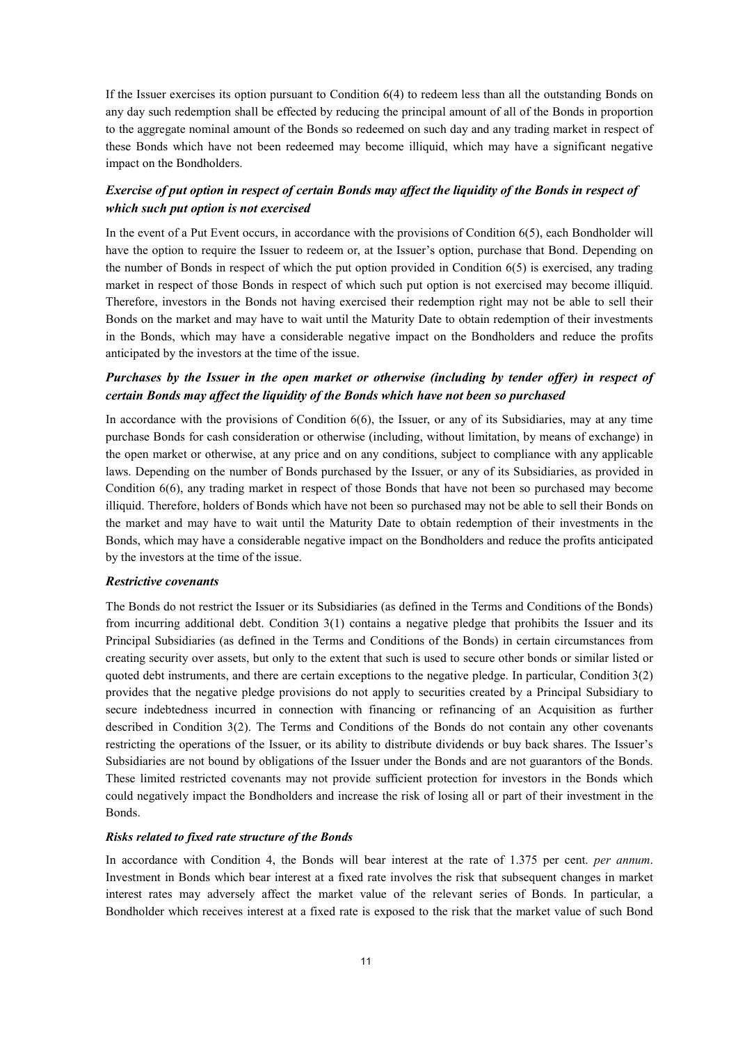If the Issuer exercises its option pursuant to Condition 6(4) to redeem less than all the outstanding Bonds on any day such redemption shall be effected by reducing the principal amount of all of the Bonds in proportion to the aggregate nominal amount of the Bonds so redeemed on such day and any trading market in respect of these Bonds which have not been redeemed may become illiquid, which may have a significant negative impact on the Bondholders.

***Exercise of put option in respect of certain Bonds may affect the liquidity of the Bonds in respect of which such put option is not exercised***

In the event of a Put Event occurs, in accordance with the provisions of Condition 6(5), each Bondholder will have the option to require the Issuer to redeem or, at the Issuer's option, purchase that Bond. Depending on the number of Bonds in respect of which the put option provided in Condition 6(5) is exercised, any trading market in respect of those Bonds in respect of which such put option is not exercised may become illiquid. Therefore, investors in the Bonds not having exercised their redemption right may not be able to sell their Bonds on the market and may have to wait until the Maturity Date to obtain redemption of their investments in the Bonds, which may have a considerable negative impact on the Bondholders and reduce the profits anticipated by the investors at the time of the issue.

***Purchases by the Issuer in the open market or otherwise (including by tender offer) in respect of certain Bonds may affect the liquidity of the Bonds which have not been so purchased***

In accordance with the provisions of Condition 6(6), the Issuer, or any of its Subsidiaries, may at any time purchase Bonds for cash consideration or otherwise (including, without limitation, by means of exchange) in the open market or otherwise, at any price and on any conditions, subject to compliance with any applicable laws. Depending on the number of Bonds purchased by the Issuer, or any of its Subsidiaries, as provided in Condition 6(6), any trading market in respect of those Bonds that have not been so purchased may become illiquid. Therefore, holders of Bonds which have not been so purchased may not be able to sell their Bonds on the market and may have to wait until the Maturity Date to obtain redemption of their investments in the Bonds, which may have a considerable negative impact on the Bondholders and reduce the profits anticipated by the investors at the time of the issue.

***Restrictive covenants***

The Bonds do not restrict the Issuer or its Subsidiaries (as defined in the Terms and Conditions of the Bonds) from incurring additional debt. Condition 3(1) contains a negative pledge that prohibits the Issuer and its Principal Subsidiaries (as defined in the Terms and Conditions of the Bonds) in certain circumstances from creating security over assets, but only to the extent that such is used to secure other bonds or similar listed or quoted debt instruments, and there are certain exceptions to the negative pledge. In particular, Condition 3(2) provides that the negative pledge provisions do not apply to securities created by a Principal Subsidiary to secure indebtedness incurred in connection with financing or refinancing of an Acquisition as further described in Condition 3(2). The Terms and Conditions of the Bonds do not contain any other covenants restricting the operations of the Issuer, or its ability to distribute dividends or buy back shares. The Issuer's Subsidiaries are not bound by obligations of the Issuer under the Bonds and are not guarantors of the Bonds. These limited restricted covenants may not provide sufficient protection for investors in the Bonds which could negatively impact the Bondholders and increase the risk of losing all or part of their investment in the Bonds.

***Risks related to fixed rate structure of the Bonds***

In accordance with Condition 4, the Bonds will bear interest at the rate of 1.375 per cent. *per annum*. Investment in Bonds which bear interest at a fixed rate involves the risk that subsequent changes in market interest rates may adversely affect the market value of the relevant series of Bonds. In particular, a Bondholder which receives interest at a fixed rate is exposed to the risk that the market value of such Bond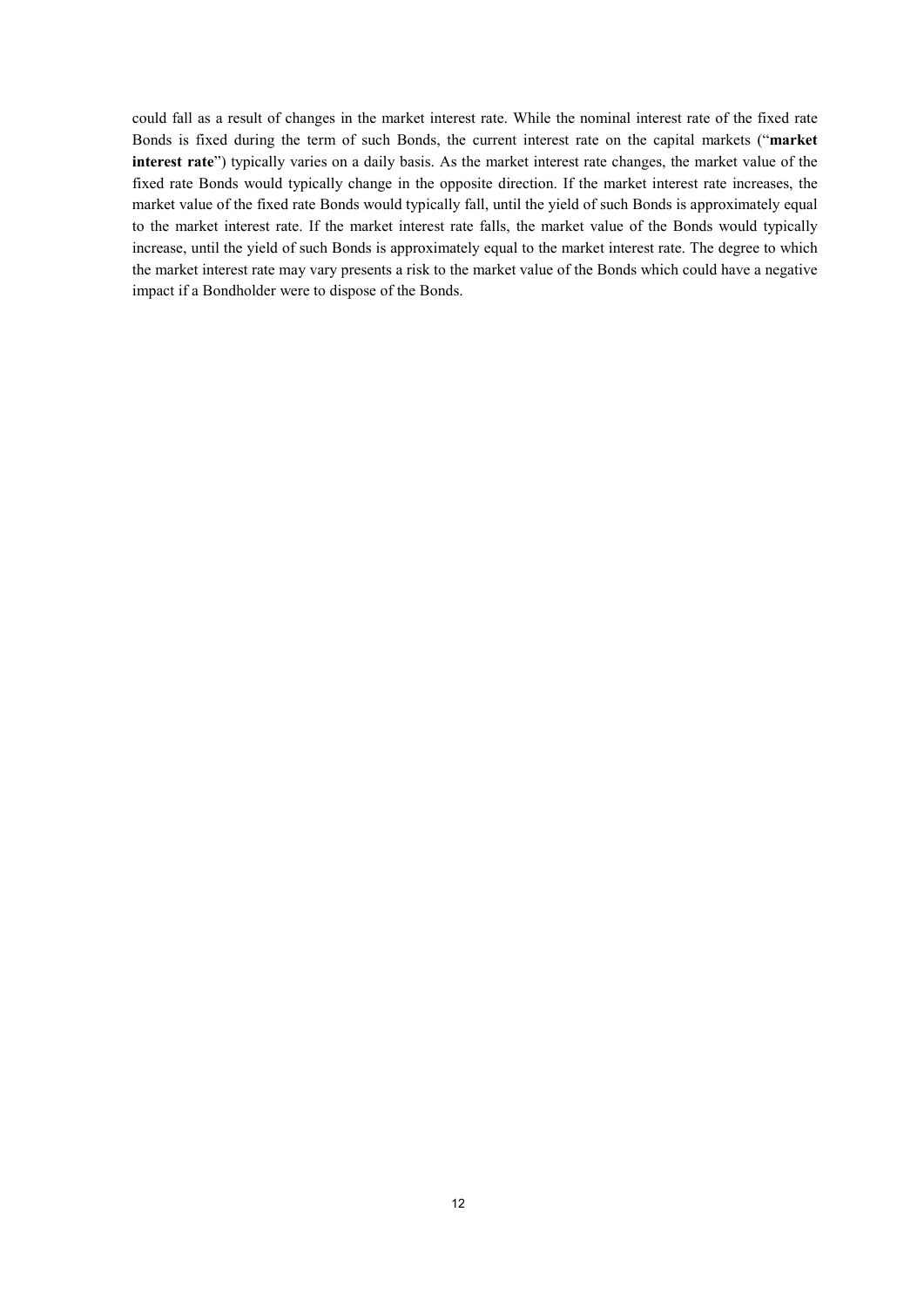could fall as a result of changes in the market interest rate. While the nominal interest rate of the fixed rate Bonds is fixed during the term of such Bonds, the current interest rate on the capital markets ("**market interest rate**") typically varies on a daily basis. As the market interest rate changes, the market value of the fixed rate Bonds would typically change in the opposite direction. If the market interest rate increases, the market value of the fixed rate Bonds would typically fall, until the yield of such Bonds is approximately equal to the market interest rate. If the market interest rate falls, the market value of the Bonds would typically increase, until the yield of such Bonds is approximately equal to the market interest rate. The degree to which the market interest rate may vary presents a risk to the market value of the Bonds which could have a negative impact if a Bondholder were to dispose of the Bonds.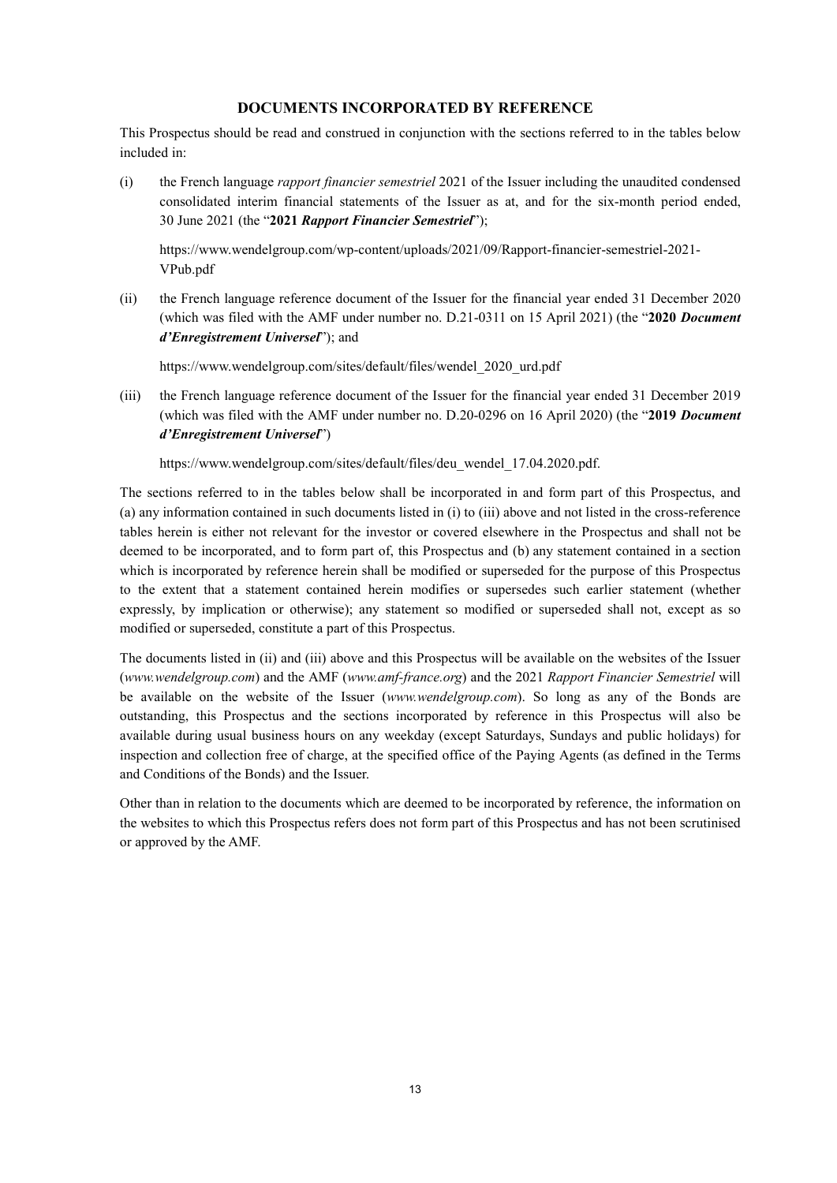## DOCUMENTS INCORPORATED BY REFERENCE

This Prospectus should be read and construed in conjunction with the sections referred to in the tables below included in:

(i) the French language *rapport financier semestriel* 2021 of the Issuer including the unaudited condensed consolidated interim financial statements of the Issuer as at, and for the six-month period ended, 30 June 2021 (the "**2021** ***Rapport Financier Semestriel***");

https://www.wendelgroup.com/wp-content/uploads/2021/09/Rapport-financier-semestriel-2021-VPub.pdf

(ii) the French language reference document of the Issuer for the financial year ended 31 December 2020 (which was filed with the AMF under number no. D.21-0311 on 15 April 2021) (the "**2020** ***Document d'Enregistrement Universel***"); and

https://www.wendelgroup.com/sites/default/files/wendel_2020_urd.pdf

(iii) the French language reference document of the Issuer for the financial year ended 31 December 2019 (which was filed with the AMF under number no. D.20-0296 on 16 April 2020) (the "**2019** ***Document d'Enregistrement Universel***")

https://www.wendelgroup.com/sites/default/files/deu_wendel_17.04.2020.pdf.

The sections referred to in the tables below shall be incorporated in and form part of this Prospectus, and (a) any information contained in such documents listed in (i) to (iii) above and not listed in the cross-reference tables herein is either not relevant for the investor or covered elsewhere in the Prospectus and shall not be deemed to be incorporated, and to form part of, this Prospectus and (b) any statement contained in a section which is incorporated by reference herein shall be modified or superseded for the purpose of this Prospectus to the extent that a statement contained herein modifies or supersedes such earlier statement (whether expressly, by implication or otherwise); any statement so modified or superseded shall not, except as so modified or superseded, constitute a part of this Prospectus.

The documents listed in (ii) and (iii) above and this Prospectus will be available on the websites of the Issuer (*www.wendelgroup.com*) and the AMF (*www.amf-france.org*) and the 2021 *Rapport Financier Semestriel* will be available on the website of the Issuer (*www.wendelgroup.com*). So long as any of the Bonds are outstanding, this Prospectus and the sections incorporated by reference in this Prospectus will also be available during usual business hours on any weekday (except Saturdays, Sundays and public holidays) for inspection and collection free of charge, at the specified office of the Paying Agents (as defined in the Terms and Conditions of the Bonds) and the Issuer.

Other than in relation to the documents which are deemed to be incorporated by reference, the information on the websites to which this Prospectus refers does not form part of this Prospectus and has not been scrutinised or approved by the AMF.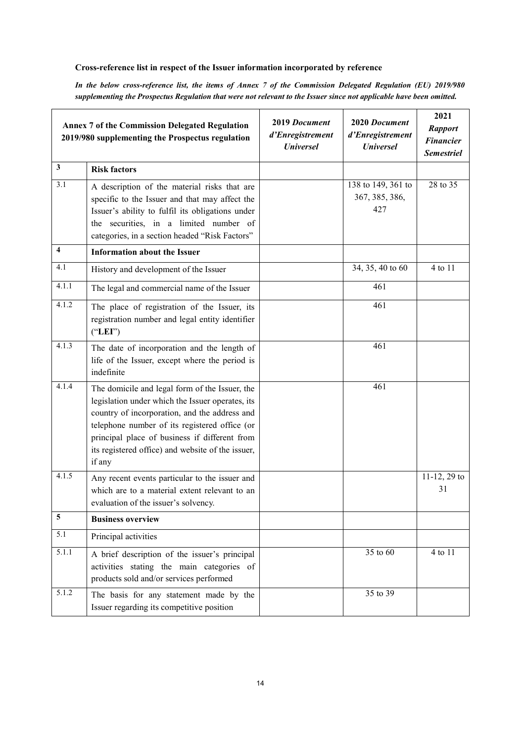**Cross-reference list in respect of the Issuer information incorporated by reference**

***In the below cross-reference list, the items of Annex 7 of the Commission Delegated Regulation (EU) 2019/980 supplementing the Prospectus Regulation that were not relevant to the Issuer since not applicable have been omitted.***

| **Annex 7 of the Commission Delegated Regulation 2019/980 supplementing the Prospectus regulation** | | **2019 *Document d'Enregistrement Universel*** | **2020 *Document d'Enregistrement Universel*** | **2021 *Rapport Financier Semestriel*** |
|---|---|---|---|---|
| **3** | **Risk factors** | | | |
| 3.1 | A description of the material risks that are specific to the Issuer and that may affect the Issuer's ability to fulfil its obligations under the securities, in a limited number of categories, in a section headed "Risk Factors" | | 138 to 149, 361 to 367, 385, 386, 427 | 28 to 35 |
| **4** | **Information about the Issuer** | | | |
| 4.1 | History and development of the Issuer | | 34, 35, 40 to 60 | 4 to 11 |
| 4.1.1 | The legal and commercial name of the Issuer | | 461 | |
| 4.1.2 | The place of registration of the Issuer, its registration number and legal entity identifier ("**LEI**") | | 461 | |
| 4.1.3 | The date of incorporation and the length of life of the Issuer, except where the period is indefinite | | 461 | |
| 4.1.4 | The domicile and legal form of the Issuer, the legislation under which the Issuer operates, its country of incorporation, and the address and telephone number of its registered office (or principal place of business if different from its registered office) and website of the issuer, if any | | 461 | |
| 4.1.5 | Any recent events particular to the issuer and which are to a material extent relevant to an evaluation of the issuer's solvency. | | | 11-12, 29 to 31 |
| **5** | **Business overview** | | | |
| 5.1 | Principal activities | | | |
| 5.1.1 | A brief description of the issuer's principal activities stating the main categories of products sold and/or services performed | | 35 to 60 | 4 to 11 |
| 5.1.2 | The basis for any statement made by the Issuer regarding its competitive position | | 35 to 39 | |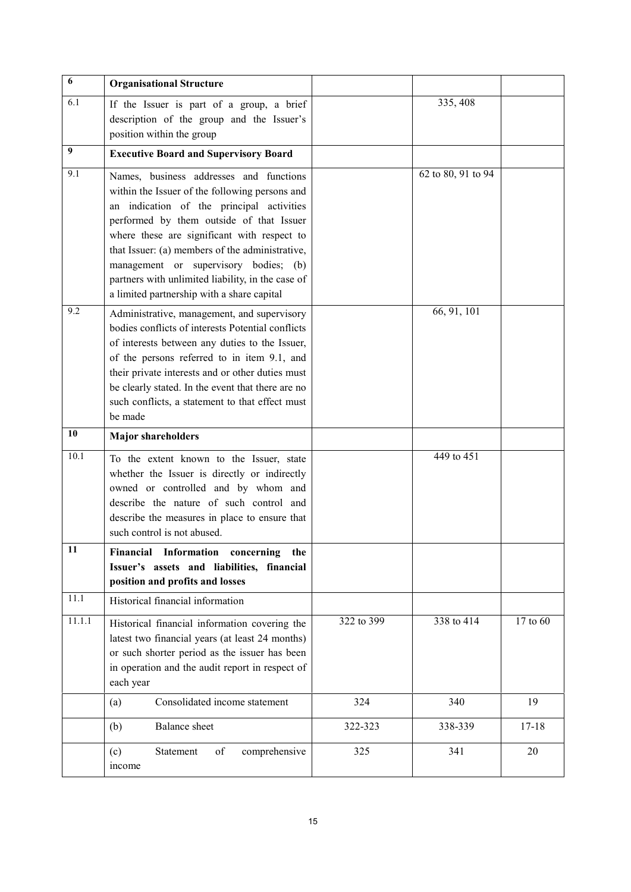| 6 | **Organisational Structure** | | | |
|---|---|---|---|---|
| 6.1 | If the Issuer is part of a group, a brief description of the group and the Issuer's position within the group | | 335, 408 | |
| **9** | **Executive Board and Supervisory Board** | | | |
| 9.1 | Names, business addresses and functions within the Issuer of the following persons and an indication of the principal activities performed by them outside of that Issuer where these are significant with respect to that Issuer: (a) members of the administrative, management or supervisory bodies; (b) partners with unlimited liability, in the case of a limited partnership with a share capital | | 62 to 80, 91 to 94 | |
| 9.2 | Administrative, management, and supervisory bodies conflicts of interests Potential conflicts of interests between any duties to the Issuer, of the persons referred to in item 9.1, and their private interests and or other duties must be clearly stated. In the event that there are no such conflicts, a statement to that effect must be made | | 66, 91, 101 | |
| **10** | **Major shareholders** | | | |
| 10.1 | To the extent known to the Issuer, state whether the Issuer is directly or indirectly owned or controlled and by whom and describe the nature of such control and describe the measures in place to ensure that such control is not abused. | | 449 to 451 | |
| **11** | **Financial Information concerning the Issuer's assets and liabilities, financial position and profits and losses** | | | |
| 11.1 | Historical financial information | | | |
| 11.1.1 | Historical financial information covering the latest two financial years (at least 24 months) or such shorter period as the issuer has been in operation and the audit report in respect of each year | 322 to 399 | 338 to 414 | 17 to 60 |
| | (a) Consolidated income statement | 324 | 340 | 19 |
| | (b) Balance sheet | 322-323 | 338-339 | 17-18 |
| | (c) Statement of comprehensive income | 325 | 341 | 20 |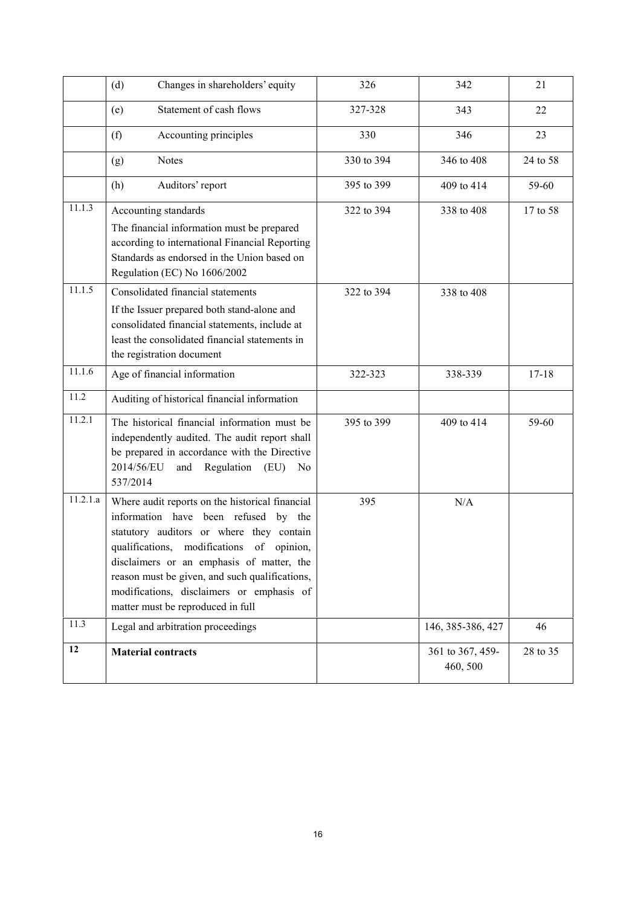| | | | | |
|---|---|---|---|---|
| | (d) Changes in shareholders' equity | 326 | 342 | 21 |
| | (e) Statement of cash flows | 327-328 | 343 | 22 |
| | (f) Accounting principles | 330 | 346 | 23 |
| | (g) Notes | 330 to 394 | 346 to 408 | 24 to 58 |
| | (h) Auditors' report | 395 to 399 | 409 to 414 | 59-60 |
| 11.1.3 | Accounting standards<br>The financial information must be prepared according to international Financial Reporting Standards as endorsed in the Union based on Regulation (EC) No 1606/2002 | 322 to 394 | 338 to 408 | 17 to 58 |
| 11.1.5 | Consolidated financial statements<br>If the Issuer prepared both stand-alone and consolidated financial statements, include at least the consolidated financial statements in the registration document | 322 to 394 | 338 to 408 | |
| 11.1.6 | Age of financial information | 322-323 | 338-339 | 17-18 |
| 11.2 | Auditing of historical financial information | | | |
| 11.2.1 | The historical financial information must be independently audited. The audit report shall be prepared in accordance with the Directive 2014/56/EU and Regulation (EU) No 537/2014 | 395 to 399 | 409 to 414 | 59-60 |
| 11.2.1.a | Where audit reports on the historical financial information have been refused by the statutory auditors or where they contain qualifications, modifications of opinion, disclaimers or an emphasis of matter, the reason must be given, and such qualifications, modifications, disclaimers or emphasis of matter must be reproduced in full | 395 | N/A | |
| 11.3 | Legal and arbitration proceedings | | 146, 385-386, 427 | 46 |
| **12** | **Material contracts** | | 361 to 367, 459-460, 500 | 28 to 35 |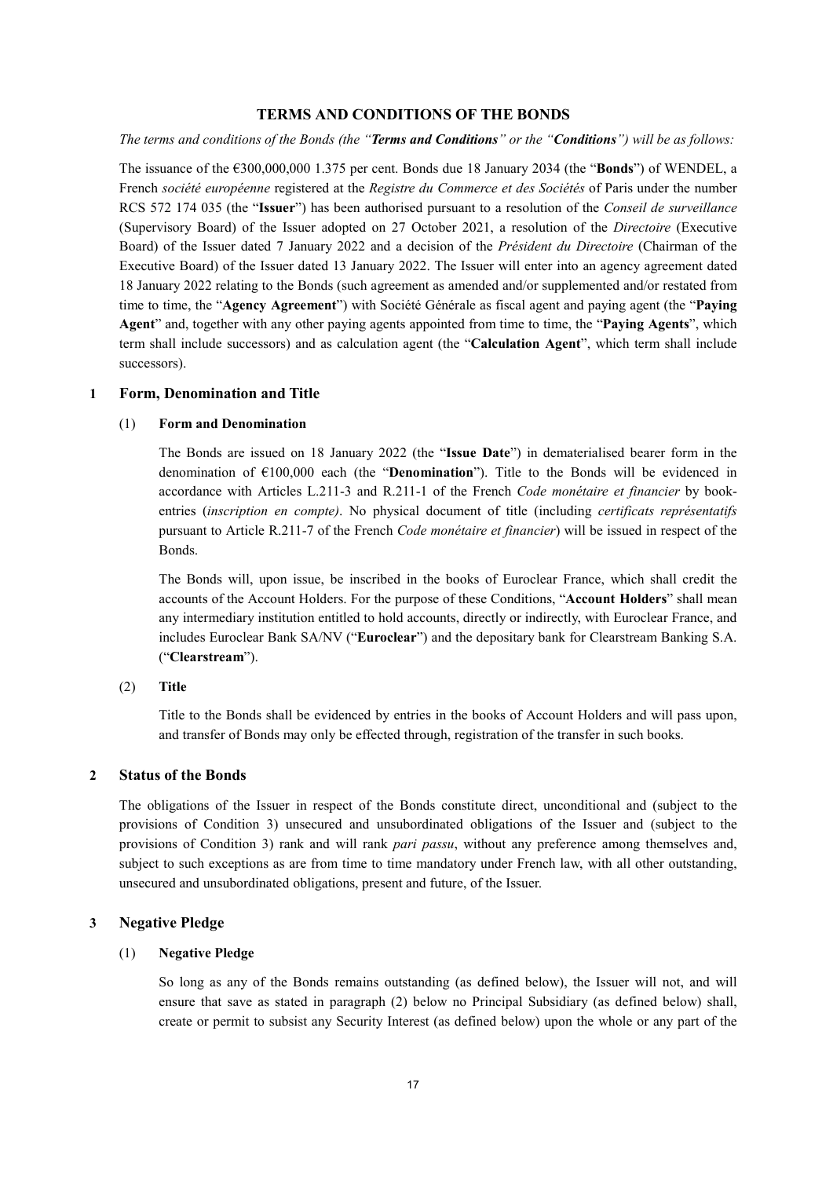# TERMS AND CONDITIONS OF THE BONDS

*The terms and conditions of the Bonds (the "**Terms and Conditions**" or the "**Conditions**") will be as follows:*

The issuance of the €300,000,000 1.375 per cent. Bonds due 18 January 2034 (the "**Bonds**") of WENDEL, a French *société européenne* registered at the *Registre du Commerce et des Sociétés* of Paris under the number RCS 572 174 035 (the "**Issuer**") has been authorised pursuant to a resolution of the *Conseil de surveillance* (Supervisory Board) of the Issuer adopted on 27 October 2021, a resolution of the *Directoire* (Executive Board) of the Issuer dated 7 January 2022 and a decision of the *Président du Directoire* (Chairman of the Executive Board) of the Issuer dated 13 January 2022. The Issuer will enter into an agency agreement dated 18 January 2022 relating to the Bonds (such agreement as amended and/or supplemented and/or restated from time to time, the "**Agency Agreement**") with Société Générale as fiscal agent and paying agent (the "**Paying Agent**" and, together with any other paying agents appointed from time to time, the "**Paying Agents**", which term shall include successors) and as calculation agent (the "**Calculation Agent**", which term shall include successors).

## 1 Form, Denomination and Title

### (1) Form and Denomination

The Bonds are issued on 18 January 2022 (the "**Issue Date**") in dematerialised bearer form in the denomination of €100,000 each (the "**Denomination**"). Title to the Bonds will be evidenced in accordance with Articles L.211-3 and R.211-1 of the French *Code monétaire et financier* by book-entries (*inscription en compte)*. No physical document of title (including *certificats représentatifs* pursuant to Article R.211-7 of the French *Code monétaire et financier*) will be issued in respect of the Bonds.

The Bonds will, upon issue, be inscribed in the books of Euroclear France, which shall credit the accounts of the Account Holders. For the purpose of these Conditions, "**Account Holders**" shall mean any intermediary institution entitled to hold accounts, directly or indirectly, with Euroclear France, and includes Euroclear Bank SA/NV ("**Euroclear**") and the depositary bank for Clearstream Banking S.A. ("**Clearstream**").

### (2) Title

Title to the Bonds shall be evidenced by entries in the books of Account Holders and will pass upon, and transfer of Bonds may only be effected through, registration of the transfer in such books.

## 2 Status of the Bonds

The obligations of the Issuer in respect of the Bonds constitute direct, unconditional and (subject to the provisions of Condition 3) unsecured and unsubordinated obligations of the Issuer and (subject to the provisions of Condition 3) rank and will rank *pari passu*, without any preference among themselves and, subject to such exceptions as are from time to time mandatory under French law, with all other outstanding, unsecured and unsubordinated obligations, present and future, of the Issuer.

## 3 Negative Pledge

### (1) Negative Pledge

So long as any of the Bonds remains outstanding (as defined below), the Issuer will not, and will ensure that save as stated in paragraph (2) below no Principal Subsidiary (as defined below) shall, create or permit to subsist any Security Interest (as defined below) upon the whole or any part of the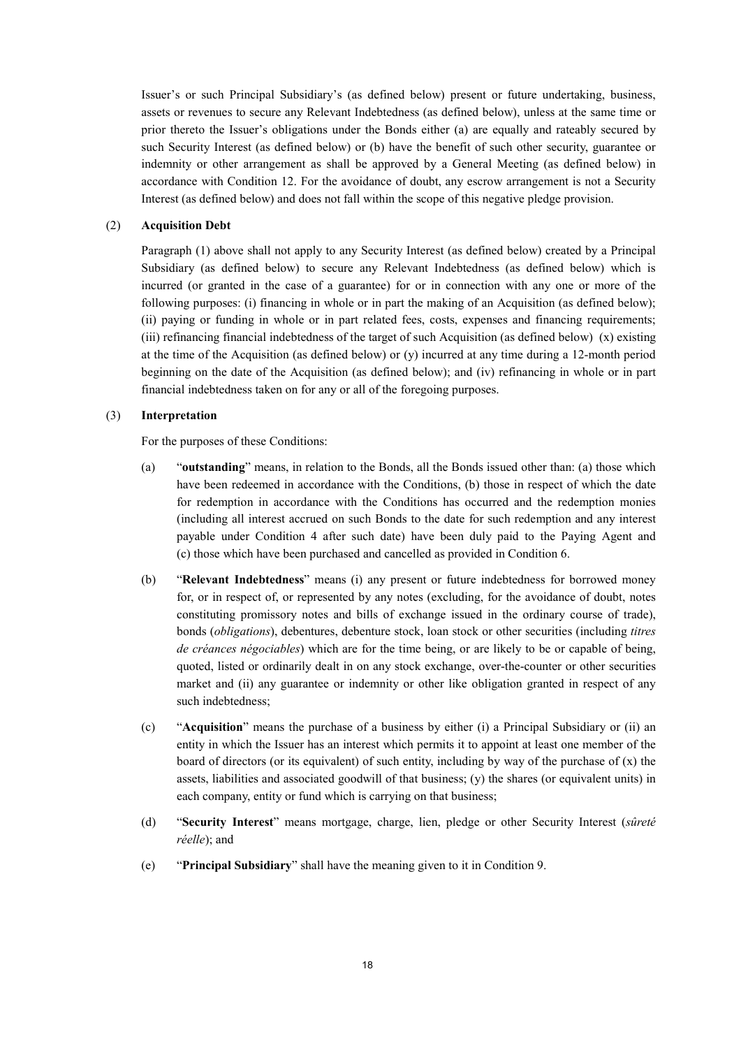Issuer's or such Principal Subsidiary's (as defined below) present or future undertaking, business, assets or revenues to secure any Relevant Indebtedness (as defined below), unless at the same time or prior thereto the Issuer's obligations under the Bonds either (a) are equally and rateably secured by such Security Interest (as defined below) or (b) have the benefit of such other security, guarantee or indemnity or other arrangement as shall be approved by a General Meeting (as defined below) in accordance with Condition 12. For the avoidance of doubt, any escrow arrangement is not a Security Interest (as defined below) and does not fall within the scope of this negative pledge provision.

(2) **Acquisition Debt**

Paragraph (1) above shall not apply to any Security Interest (as defined below) created by a Principal Subsidiary (as defined below) to secure any Relevant Indebtedness (as defined below) which is incurred (or granted in the case of a guarantee) for or in connection with any one or more of the following purposes: (i) financing in whole or in part the making of an Acquisition (as defined below); (ii) paying or funding in whole or in part related fees, costs, expenses and financing requirements; (iii) refinancing financial indebtedness of the target of such Acquisition (as defined below) (x) existing at the time of the Acquisition (as defined below) or (y) incurred at any time during a 12-month period beginning on the date of the Acquisition (as defined below); and (iv) refinancing in whole or in part financial indebtedness taken on for any or all of the foregoing purposes.

(3) **Interpretation**

For the purposes of these Conditions:

(a) "**outstanding**" means, in relation to the Bonds, all the Bonds issued other than: (a) those which have been redeemed in accordance with the Conditions, (b) those in respect of which the date for redemption in accordance with the Conditions has occurred and the redemption monies (including all interest accrued on such Bonds to the date for such redemption and any interest payable under Condition 4 after such date) have been duly paid to the Paying Agent and (c) those which have been purchased and cancelled as provided in Condition 6.

(b) "**Relevant Indebtedness**" means (i) any present or future indebtedness for borrowed money for, or in respect of, or represented by any notes (excluding, for the avoidance of doubt, notes constituting promissory notes and bills of exchange issued in the ordinary course of trade), bonds (*obligations*), debentures, debenture stock, loan stock or other securities (including *titres de créances négociables*) which are for the time being, or are likely to be or capable of being, quoted, listed or ordinarily dealt in on any stock exchange, over-the-counter or other securities market and (ii) any guarantee or indemnity or other like obligation granted in respect of any such indebtedness;

(c) "**Acquisition**" means the purchase of a business by either (i) a Principal Subsidiary or (ii) an entity in which the Issuer has an interest which permits it to appoint at least one member of the board of directors (or its equivalent) of such entity, including by way of the purchase of (x) the assets, liabilities and associated goodwill of that business; (y) the shares (or equivalent units) in each company, entity or fund which is carrying on that business;

(d) "**Security Interest**" means mortgage, charge, lien, pledge or other Security Interest (*sûreté réelle*); and

(e) "**Principal Subsidiary**" shall have the meaning given to it in Condition 9.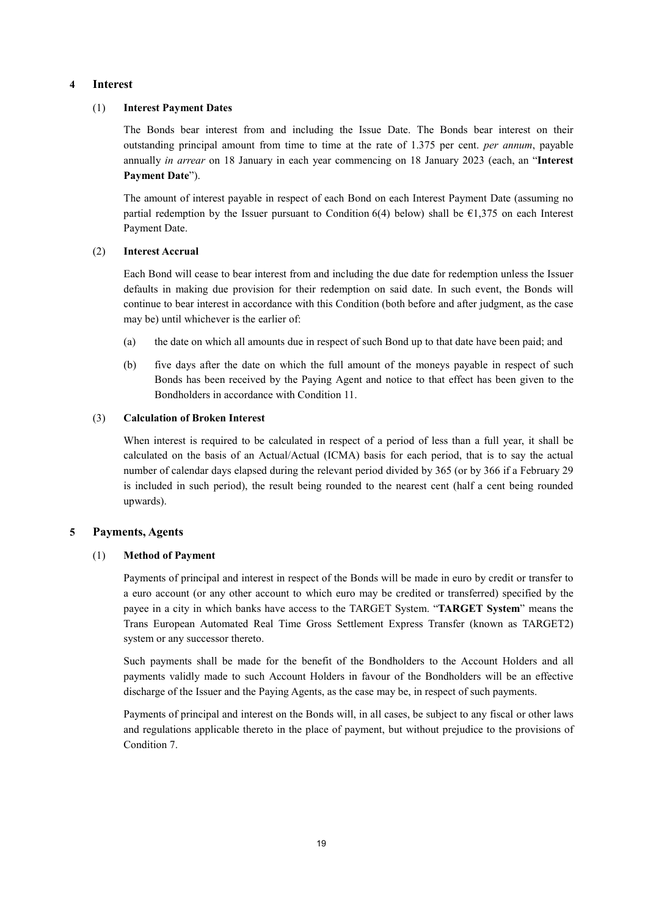## 4 Interest

### (1) Interest Payment Dates

The Bonds bear interest from and including the Issue Date. The Bonds bear interest on their outstanding principal amount from time to time at the rate of 1.375 per cent. *per annum*, payable annually *in arrear* on 18 January in each year commencing on 18 January 2023 (each, an "**Interest Payment Date**").

The amount of interest payable in respect of each Bond on each Interest Payment Date (assuming no partial redemption by the Issuer pursuant to Condition 6(4) below) shall be €1,375 on each Interest Payment Date.

### (2) Interest Accrual

Each Bond will cease to bear interest from and including the due date for redemption unless the Issuer defaults in making due provision for their redemption on said date. In such event, the Bonds will continue to bear interest in accordance with this Condition (both before and after judgment, as the case may be) until whichever is the earlier of:

(a) the date on which all amounts due in respect of such Bond up to that date have been paid; and

(b) five days after the date on which the full amount of the moneys payable in respect of such Bonds has been received by the Paying Agent and notice to that effect has been given to the Bondholders in accordance with Condition 11.

### (3) Calculation of Broken Interest

When interest is required to be calculated in respect of a period of less than a full year, it shall be calculated on the basis of an Actual/Actual (ICMA) basis for each period, that is to say the actual number of calendar days elapsed during the relevant period divided by 365 (or by 366 if a February 29 is included in such period), the result being rounded to the nearest cent (half a cent being rounded upwards).

## 5 Payments, Agents

### (1) Method of Payment

Payments of principal and interest in respect of the Bonds will be made in euro by credit or transfer to a euro account (or any other account to which euro may be credited or transferred) specified by the payee in a city in which banks have access to the TARGET System. "**TARGET System**" means the Trans European Automated Real Time Gross Settlement Express Transfer (known as TARGET2) system or any successor thereto.

Such payments shall be made for the benefit of the Bondholders to the Account Holders and all payments validly made to such Account Holders in favour of the Bondholders will be an effective discharge of the Issuer and the Paying Agents, as the case may be, in respect of such payments.

Payments of principal and interest on the Bonds will, in all cases, be subject to any fiscal or other laws and regulations applicable thereto in the place of payment, but without prejudice to the provisions of Condition 7.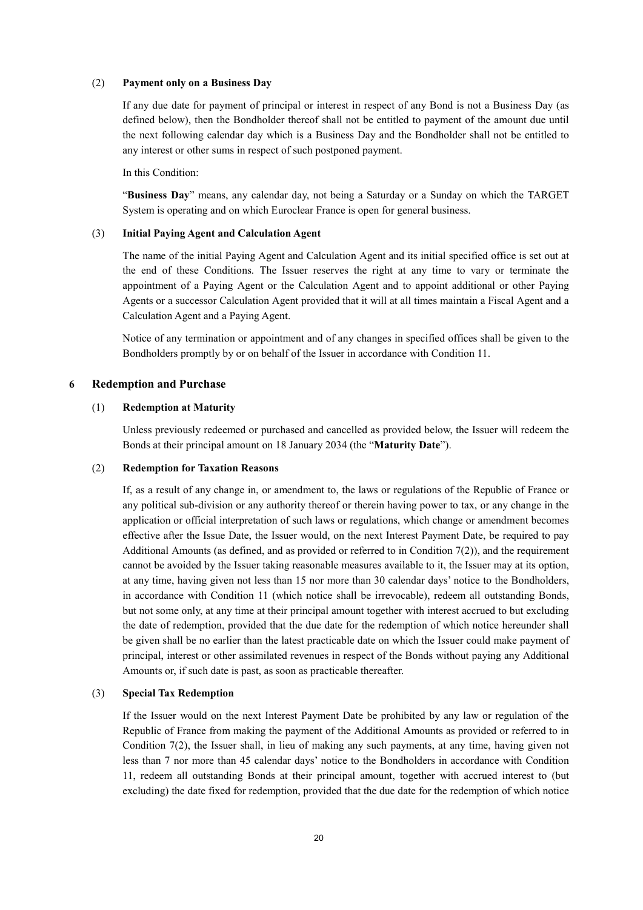(2) **Payment only on a Business Day**

If any due date for payment of principal or interest in respect of any Bond is not a Business Day (as defined below), then the Bondholder thereof shall not be entitled to payment of the amount due until the next following calendar day which is a Business Day and the Bondholder shall not be entitled to any interest or other sums in respect of such postponed payment.

In this Condition:

"**Business Day**" means, any calendar day, not being a Saturday or a Sunday on which the TARGET System is operating and on which Euroclear France is open for general business.

(3) **Initial Paying Agent and Calculation Agent**

The name of the initial Paying Agent and Calculation Agent and its initial specified office is set out at the end of these Conditions. The Issuer reserves the right at any time to vary or terminate the appointment of a Paying Agent or the Calculation Agent and to appoint additional or other Paying Agents or a successor Calculation Agent provided that it will at all times maintain a Fiscal Agent and a Calculation Agent and a Paying Agent.

Notice of any termination or appointment and of any changes in specified offices shall be given to the Bondholders promptly by or on behalf of the Issuer in accordance with Condition 11.

## 6 Redemption and Purchase

(1) **Redemption at Maturity**

Unless previously redeemed or purchased and cancelled as provided below, the Issuer will redeem the Bonds at their principal amount on 18 January 2034 (the "**Maturity Date**").

(2) **Redemption for Taxation Reasons**

If, as a result of any change in, or amendment to, the laws or regulations of the Republic of France or any political sub-division or any authority thereof or therein having power to tax, or any change in the application or official interpretation of such laws or regulations, which change or amendment becomes effective after the Issue Date, the Issuer would, on the next Interest Payment Date, be required to pay Additional Amounts (as defined, and as provided or referred to in Condition 7(2)), and the requirement cannot be avoided by the Issuer taking reasonable measures available to it, the Issuer may at its option, at any time, having given not less than 15 nor more than 30 calendar days' notice to the Bondholders, in accordance with Condition 11 (which notice shall be irrevocable), redeem all outstanding Bonds, but not some only, at any time at their principal amount together with interest accrued to but excluding the date of redemption, provided that the due date for the redemption of which notice hereunder shall be given shall be no earlier than the latest practicable date on which the Issuer could make payment of principal, interest or other assimilated revenues in respect of the Bonds without paying any Additional Amounts or, if such date is past, as soon as practicable thereafter.

(3) **Special Tax Redemption**

If the Issuer would on the next Interest Payment Date be prohibited by any law or regulation of the Republic of France from making the payment of the Additional Amounts as provided or referred to in Condition 7(2), the Issuer shall, in lieu of making any such payments, at any time, having given not less than 7 nor more than 45 calendar days' notice to the Bondholders in accordance with Condition 11, redeem all outstanding Bonds at their principal amount, together with accrued interest to (but excluding) the date fixed for redemption, provided that the due date for the redemption of which notice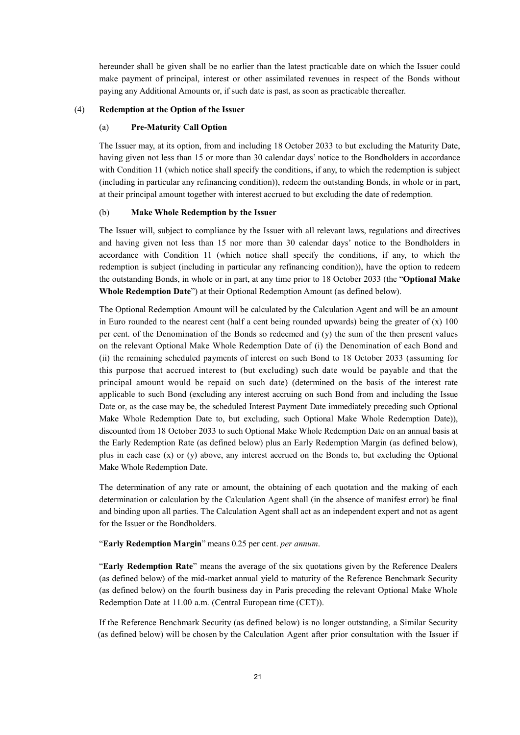hereunder shall be given shall be no earlier than the latest practicable date on which the Issuer could make payment of principal, interest or other assimilated revenues in respect of the Bonds without paying any Additional Amounts or, if such date is past, as soon as practicable thereafter.

(4) **Redemption at the Option of the Issuer**

(a) **Pre-Maturity Call Option**

The Issuer may, at its option, from and including 18 October 2033 to but excluding the Maturity Date, having given not less than 15 or more than 30 calendar days' notice to the Bondholders in accordance with Condition 11 (which notice shall specify the conditions, if any, to which the redemption is subject (including in particular any refinancing condition)), redeem the outstanding Bonds, in whole or in part, at their principal amount together with interest accrued to but excluding the date of redemption.

(b) **Make Whole Redemption by the Issuer**

The Issuer will, subject to compliance by the Issuer with all relevant laws, regulations and directives and having given not less than 15 nor more than 30 calendar days' notice to the Bondholders in accordance with Condition 11 (which notice shall specify the conditions, if any, to which the redemption is subject (including in particular any refinancing condition)), have the option to redeem the outstanding Bonds, in whole or in part, at any time prior to 18 October 2033 (the "**Optional Make Whole Redemption Date**") at their Optional Redemption Amount (as defined below).

The Optional Redemption Amount will be calculated by the Calculation Agent and will be an amount in Euro rounded to the nearest cent (half a cent being rounded upwards) being the greater of (x) 100 per cent. of the Denomination of the Bonds so redeemed and (y) the sum of the then present values on the relevant Optional Make Whole Redemption Date of (i) the Denomination of each Bond and (ii) the remaining scheduled payments of interest on such Bond to 18 October 2033 (assuming for this purpose that accrued interest to (but excluding) such date would be payable and that the principal amount would be repaid on such date) (determined on the basis of the interest rate applicable to such Bond (excluding any interest accruing on such Bond from and including the Issue Date or, as the case may be, the scheduled Interest Payment Date immediately preceding such Optional Make Whole Redemption Date to, but excluding, such Optional Make Whole Redemption Date)), discounted from 18 October 2033 to such Optional Make Whole Redemption Date on an annual basis at the Early Redemption Rate (as defined below) plus an Early Redemption Margin (as defined below), plus in each case (x) or (y) above, any interest accrued on the Bonds to, but excluding the Optional Make Whole Redemption Date.

The determination of any rate or amount, the obtaining of each quotation and the making of each determination or calculation by the Calculation Agent shall (in the absence of manifest error) be final and binding upon all parties. The Calculation Agent shall act as an independent expert and not as agent for the Issuer or the Bondholders.

"**Early Redemption Margin**" means 0.25 per cent. *per annum*.

"**Early Redemption Rate**" means the average of the six quotations given by the Reference Dealers (as defined below) of the mid-market annual yield to maturity of the Reference Benchmark Security (as defined below) on the fourth business day in Paris preceding the relevant Optional Make Whole Redemption Date at 11.00 a.m. (Central European time (CET)).

If the Reference Benchmark Security (as defined below) is no longer outstanding, a Similar Security (as defined below) will be chosen by the Calculation Agent after prior consultation with the Issuer if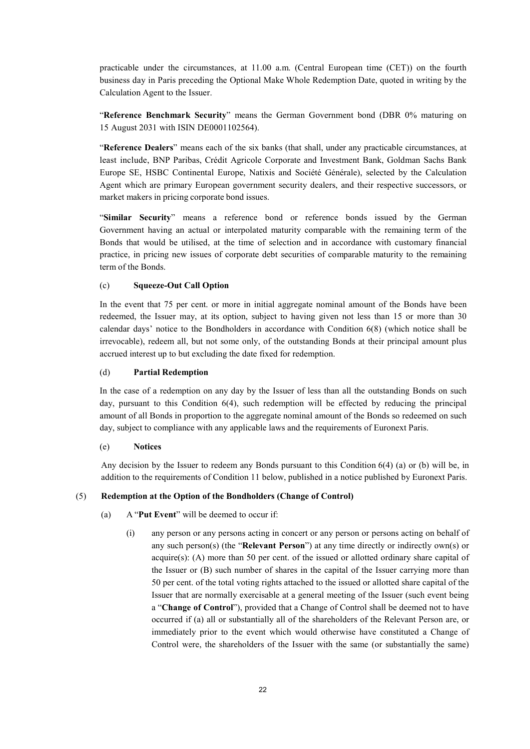practicable under the circumstances, at 11.00 a.m. (Central European time (CET)) on the fourth business day in Paris preceding the Optional Make Whole Redemption Date, quoted in writing by the Calculation Agent to the Issuer.

"**Reference Benchmark Security**" means the German Government bond (DBR 0% maturing on 15 August 2031 with ISIN DE0001102564).

"**Reference Dealers**" means each of the six banks (that shall, under any practicable circumstances, at least include, BNP Paribas, Crédit Agricole Corporate and Investment Bank, Goldman Sachs Bank Europe SE, HSBC Continental Europe, Natixis and Société Générale), selected by the Calculation Agent which are primary European government security dealers, and their respective successors, or market makers in pricing corporate bond issues.

"**Similar Security**" means a reference bond or reference bonds issued by the German Government having an actual or interpolated maturity comparable with the remaining term of the Bonds that would be utilised, at the time of selection and in accordance with customary financial practice, in pricing new issues of corporate debt securities of comparable maturity to the remaining term of the Bonds.

(c) **Squeeze-Out Call Option**

In the event that 75 per cent. or more in initial aggregate nominal amount of the Bonds have been redeemed, the Issuer may, at its option, subject to having given not less than 15 or more than 30 calendar days' notice to the Bondholders in accordance with Condition 6(8) (which notice shall be irrevocable), redeem all, but not some only, of the outstanding Bonds at their principal amount plus accrued interest up to but excluding the date fixed for redemption.

(d) **Partial Redemption**

In the case of a redemption on any day by the Issuer of less than all the outstanding Bonds on such day, pursuant to this Condition 6(4), such redemption will be effected by reducing the principal amount of all Bonds in proportion to the aggregate nominal amount of the Bonds so redeemed on such day, subject to compliance with any applicable laws and the requirements of Euronext Paris.

(e) **Notices**

Any decision by the Issuer to redeem any Bonds pursuant to this Condition 6(4) (a) or (b) will be, in addition to the requirements of Condition 11 below, published in a notice published by Euronext Paris.

(5) **Redemption at the Option of the Bondholders (Change of Control)**

(a) A "**Put Event**" will be deemed to occur if:

(i) any person or any persons acting in concert or any person or persons acting on behalf of any such person(s) (the "**Relevant Person**") at any time directly or indirectly own(s) or acquire(s): (A) more than 50 per cent. of the issued or allotted ordinary share capital of the Issuer or (B) such number of shares in the capital of the Issuer carrying more than 50 per cent. of the total voting rights attached to the issued or allotted share capital of the Issuer that are normally exercisable at a general meeting of the Issuer (such event being a "**Change of Control**"), provided that a Change of Control shall be deemed not to have occurred if (a) all or substantially all of the shareholders of the Relevant Person are, or immediately prior to the event which would otherwise have constituted a Change of Control were, the shareholders of the Issuer with the same (or substantially the same)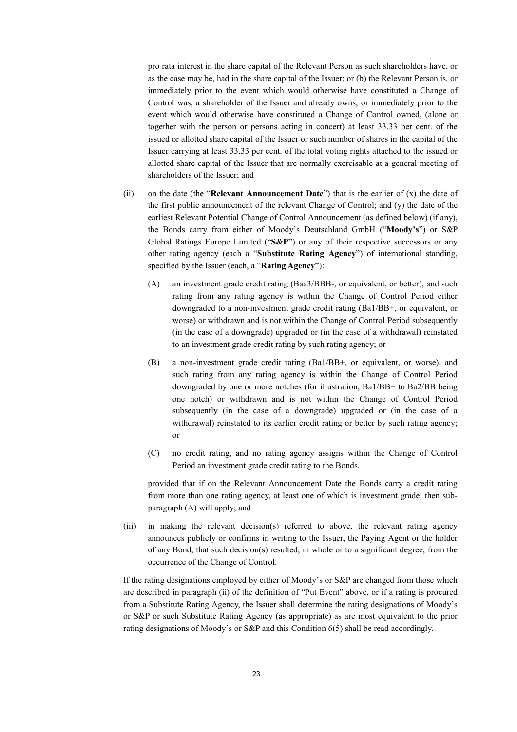pro rata interest in the share capital of the Relevant Person as such shareholders have, or as the case may be, had in the share capital of the Issuer; or (b) the Relevant Person is, or immediately prior to the event which would otherwise have constituted a Change of Control was, a shareholder of the Issuer and already owns, or immediately prior to the event which would otherwise have constituted a Change of Control owned, (alone or together with the person or persons acting in concert) at least 33.33 per cent. of the issued or allotted share capital of the Issuer or such number of shares in the capital of the Issuer carrying at least 33.33 per cent. of the total voting rights attached to the issued or allotted share capital of the Issuer that are normally exercisable at a general meeting of shareholders of the Issuer; and

(ii) on the date (the "**Relevant Announcement Date**") that is the earlier of (x) the date of the first public announcement of the relevant Change of Control; and (y) the date of the earliest Relevant Potential Change of Control Announcement (as defined below) (if any), the Bonds carry from either of Moody's Deutschland GmbH ("**Moody's**") or S&P Global Ratings Europe Limited ("**S&P**") or any of their respective successors or any other rating agency (each a "**Substitute Rating Agency**") of international standing, specified by the Issuer (each, a "**Rating Agency**"):

 (A) an investment grade credit rating (Baa3/BBB-, or equivalent, or better), and such rating from any rating agency is within the Change of Control Period either downgraded to a non-investment grade credit rating (Ba1/BB+, or equivalent, or worse) or withdrawn and is not within the Change of Control Period subsequently (in the case of a downgrade) upgraded or (in the case of a withdrawal) reinstated to an investment grade credit rating by such rating agency; or

 (B) a non-investment grade credit rating (Ba1/BB+, or equivalent, or worse), and such rating from any rating agency is within the Change of Control Period downgraded by one or more notches (for illustration, Ba1/BB+ to Ba2/BB being one notch) or withdrawn and is not within the Change of Control Period subsequently (in the case of a downgrade) upgraded or (in the case of a withdrawal) reinstated to its earlier credit rating or better by such rating agency; or

 (C) no credit rating, and no rating agency assigns within the Change of Control Period an investment grade credit rating to the Bonds,

provided that if on the Relevant Announcement Date the Bonds carry a credit rating from more than one rating agency, at least one of which is investment grade, then sub-paragraph (A) will apply; and

(iii) in making the relevant decision(s) referred to above, the relevant rating agency announces publicly or confirms in writing to the Issuer, the Paying Agent or the holder of any Bond, that such decision(s) resulted, in whole or to a significant degree, from the occurrence of the Change of Control.

If the rating designations employed by either of Moody's or S&P are changed from those which are described in paragraph (ii) of the definition of "Put Event" above, or if a rating is procured from a Substitute Rating Agency, the Issuer shall determine the rating designations of Moody's or S&P or such Substitute Rating Agency (as appropriate) as are most equivalent to the prior rating designations of Moody's or S&P and this Condition 6(5) shall be read accordingly.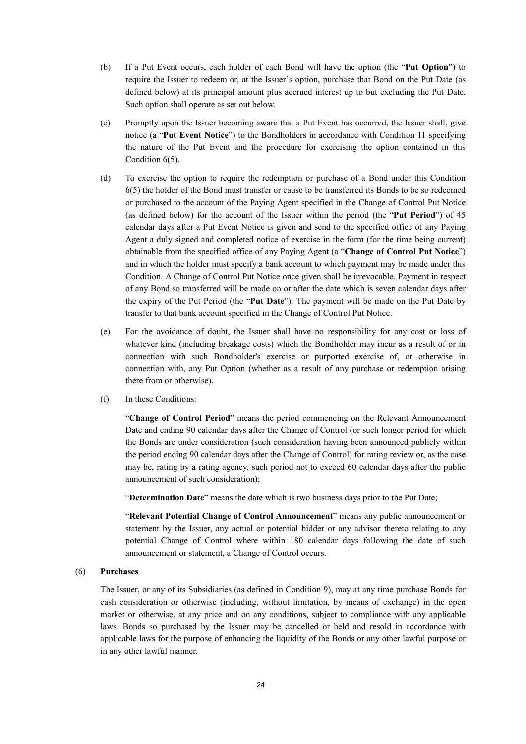(b) If a Put Event occurs, each holder of each Bond will have the option (the "**Put Option**") to require the Issuer to redeem or, at the Issuer's option, purchase that Bond on the Put Date (as defined below) at its principal amount plus accrued interest up to but excluding the Put Date. Such option shall operate as set out below.

(c) Promptly upon the Issuer becoming aware that a Put Event has occurred, the Issuer shall, give notice (a "**Put Event Notice**") to the Bondholders in accordance with Condition 11 specifying the nature of the Put Event and the procedure for exercising the option contained in this Condition 6(5).

(d) To exercise the option to require the redemption or purchase of a Bond under this Condition 6(5) the holder of the Bond must transfer or cause to be transferred its Bonds to be so redeemed or purchased to the account of the Paying Agent specified in the Change of Control Put Notice (as defined below) for the account of the Issuer within the period (the "**Put Period**") of 45 calendar days after a Put Event Notice is given and send to the specified office of any Paying Agent a duly signed and completed notice of exercise in the form (for the time being current) obtainable from the specified office of any Paying Agent (a "**Change of Control Put Notice**") and in which the holder must specify a bank account to which payment may be made under this Condition. A Change of Control Put Notice once given shall be irrevocable. Payment in respect of any Bond so transferred will be made on or after the date which is seven calendar days after the expiry of the Put Period (the "**Put Date**"). The payment will be made on the Put Date by transfer to that bank account specified in the Change of Control Put Notice.

(e) For the avoidance of doubt, the Issuer shall have no responsibility for any cost or loss of whatever kind (including breakage costs) which the Bondholder may incur as a result of or in connection with such Bondholder's exercise or purported exercise of, or otherwise in connection with, any Put Option (whether as a result of any purchase or redemption arising there from or otherwise).

(f) In these Conditions:

"**Change of Control Period**" means the period commencing on the Relevant Announcement Date and ending 90 calendar days after the Change of Control (or such longer period for which the Bonds are under consideration (such consideration having been announced publicly within the period ending 90 calendar days after the Change of Control) for rating review or, as the case may be, rating by a rating agency, such period not to exceed 60 calendar days after the public announcement of such consideration);

"**Determination Date**" means the date which is two business days prior to the Put Date;

"**Relevant Potential Change of Control Announcement**" means any public announcement or statement by the Issuer, any actual or potential bidder or any advisor thereto relating to any potential Change of Control where within 180 calendar days following the date of such announcement or statement, a Change of Control occurs.

(6) **Purchases**

The Issuer, or any of its Subsidiaries (as defined in Condition 9), may at any time purchase Bonds for cash consideration or otherwise (including, without limitation, by means of exchange) in the open market or otherwise, at any price and on any conditions, subject to compliance with any applicable laws. Bonds so purchased by the Issuer may be cancelled or held and resold in accordance with applicable laws for the purpose of enhancing the liquidity of the Bonds or any other lawful purpose or in any other lawful manner.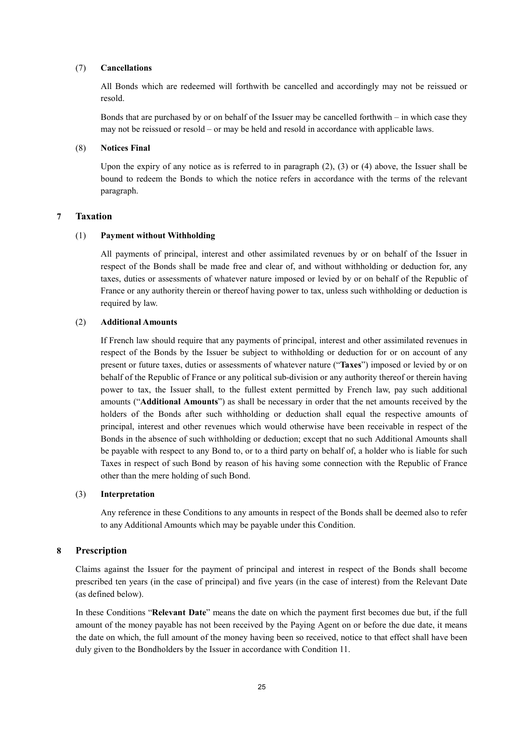(7) **Cancellations**

All Bonds which are redeemed will forthwith be cancelled and accordingly may not be reissued or resold.

Bonds that are purchased by or on behalf of the Issuer may be cancelled forthwith – in which case they may not be reissued or resold – or may be held and resold in accordance with applicable laws.

(8) **Notices Final**

Upon the expiry of any notice as is referred to in paragraph (2), (3) or (4) above, the Issuer shall be bound to redeem the Bonds to which the notice refers in accordance with the terms of the relevant paragraph.

## 7 Taxation

(1) **Payment without Withholding**

All payments of principal, interest and other assimilated revenues by or on behalf of the Issuer in respect of the Bonds shall be made free and clear of, and without withholding or deduction for, any taxes, duties or assessments of whatever nature imposed or levied by or on behalf of the Republic of France or any authority therein or thereof having power to tax, unless such withholding or deduction is required by law.

(2) **Additional Amounts**

If French law should require that any payments of principal, interest and other assimilated revenues in respect of the Bonds by the Issuer be subject to withholding or deduction for or on account of any present or future taxes, duties or assessments of whatever nature ("**Taxes**") imposed or levied by or on behalf of the Republic of France or any political sub-division or any authority thereof or therein having power to tax, the Issuer shall, to the fullest extent permitted by French law, pay such additional amounts ("**Additional Amounts**") as shall be necessary in order that the net amounts received by the holders of the Bonds after such withholding or deduction shall equal the respective amounts of principal, interest and other revenues which would otherwise have been receivable in respect of the Bonds in the absence of such withholding or deduction; except that no such Additional Amounts shall be payable with respect to any Bond to, or to a third party on behalf of, a holder who is liable for such Taxes in respect of such Bond by reason of his having some connection with the Republic of France other than the mere holding of such Bond.

(3) **Interpretation**

Any reference in these Conditions to any amounts in respect of the Bonds shall be deemed also to refer to any Additional Amounts which may be payable under this Condition.

## 8 Prescription

Claims against the Issuer for the payment of principal and interest in respect of the Bonds shall become prescribed ten years (in the case of principal) and five years (in the case of interest) from the Relevant Date (as defined below).

In these Conditions "**Relevant Date**" means the date on which the payment first becomes due but, if the full amount of the money payable has not been received by the Paying Agent on or before the due date, it means the date on which, the full amount of the money having been so received, notice to that effect shall have been duly given to the Bondholders by the Issuer in accordance with Condition 11.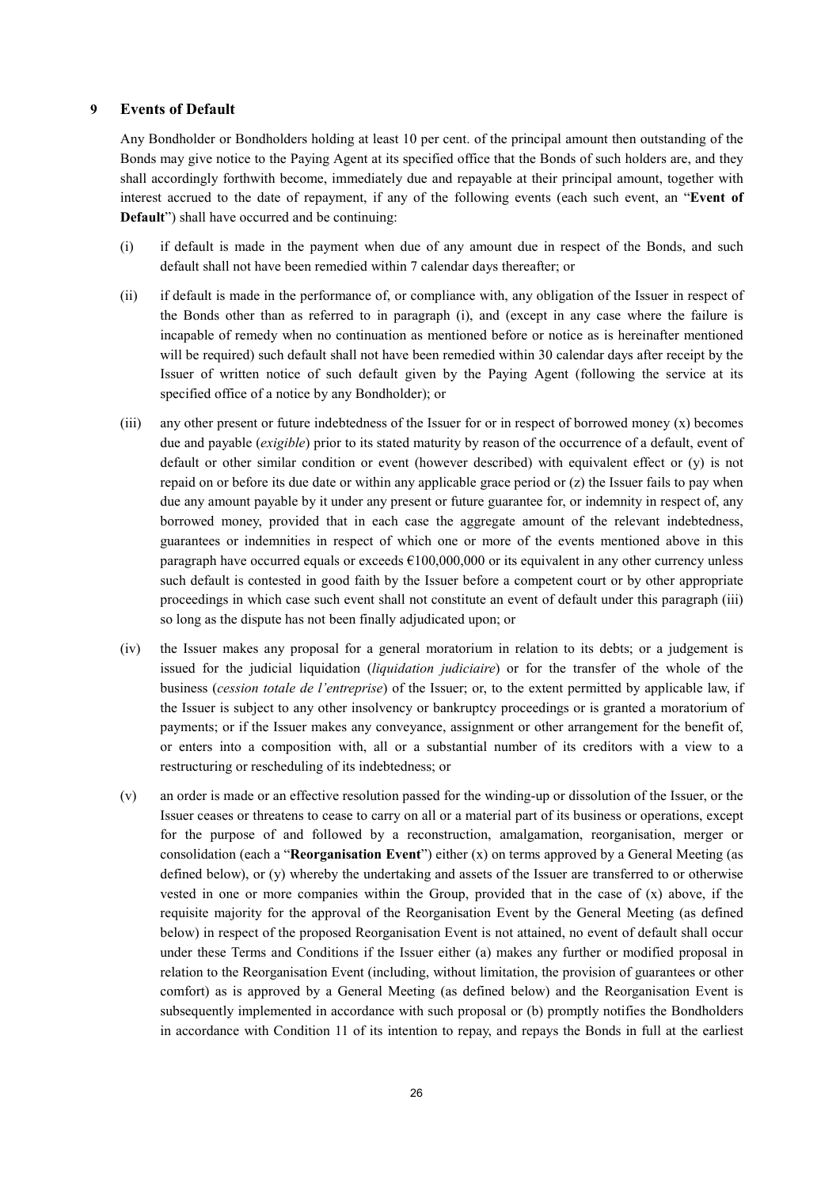## 9 Events of Default

Any Bondholder or Bondholders holding at least 10 per cent. of the principal amount then outstanding of the Bonds may give notice to the Paying Agent at its specified office that the Bonds of such holders are, and they shall accordingly forthwith become, immediately due and repayable at their principal amount, together with interest accrued to the date of repayment, if any of the following events (each such event, an "**Event of Default**") shall have occurred and be continuing:

(i) if default is made in the payment when due of any amount due in respect of the Bonds, and such default shall not have been remedied within 7 calendar days thereafter; or

(ii) if default is made in the performance of, or compliance with, any obligation of the Issuer in respect of the Bonds other than as referred to in paragraph (i), and (except in any case where the failure is incapable of remedy when no continuation as mentioned before or notice as is hereinafter mentioned will be required) such default shall not have been remedied within 30 calendar days after receipt by the Issuer of written notice of such default given by the Paying Agent (following the service at its specified office of a notice by any Bondholder); or

(iii) any other present or future indebtedness of the Issuer for or in respect of borrowed money (x) becomes due and payable (*exigible*) prior to its stated maturity by reason of the occurrence of a default, event of default or other similar condition or event (however described) with equivalent effect or (y) is not repaid on or before its due date or within any applicable grace period or (z) the Issuer fails to pay when due any amount payable by it under any present or future guarantee for, or indemnity in respect of, any borrowed money, provided that in each case the aggregate amount of the relevant indebtedness, guarantees or indemnities in respect of which one or more of the events mentioned above in this paragraph have occurred equals or exceeds €100,000,000 or its equivalent in any other currency unless such default is contested in good faith by the Issuer before a competent court or by other appropriate proceedings in which case such event shall not constitute an event of default under this paragraph (iii) so long as the dispute has not been finally adjudicated upon; or

(iv) the Issuer makes any proposal for a general moratorium in relation to its debts; or a judgement is issued for the judicial liquidation (*liquidation judiciaire*) or for the transfer of the whole of the business (*cession totale de l'entreprise*) of the Issuer; or, to the extent permitted by applicable law, if the Issuer is subject to any other insolvency or bankruptcy proceedings or is granted a moratorium of payments; or if the Issuer makes any conveyance, assignment or other arrangement for the benefit of, or enters into a composition with, all or a substantial number of its creditors with a view to a restructuring or rescheduling of its indebtedness; or

(v) an order is made or an effective resolution passed for the winding-up or dissolution of the Issuer, or the Issuer ceases or threatens to cease to carry on all or a material part of its business or operations, except for the purpose of and followed by a reconstruction, amalgamation, reorganisation, merger or consolidation (each a "**Reorganisation Event**") either (x) on terms approved by a General Meeting (as defined below), or (y) whereby the undertaking and assets of the Issuer are transferred to or otherwise vested in one or more companies within the Group, provided that in the case of (x) above, if the requisite majority for the approval of the Reorganisation Event by the General Meeting (as defined below) in respect of the proposed Reorganisation Event is not attained, no event of default shall occur under these Terms and Conditions if the Issuer either (a) makes any further or modified proposal in relation to the Reorganisation Event (including, without limitation, the provision of guarantees or other comfort) as is approved by a General Meeting (as defined below) and the Reorganisation Event is subsequently implemented in accordance with such proposal or (b) promptly notifies the Bondholders in accordance with Condition 11 of its intention to repay, and repays the Bonds in full at the earliest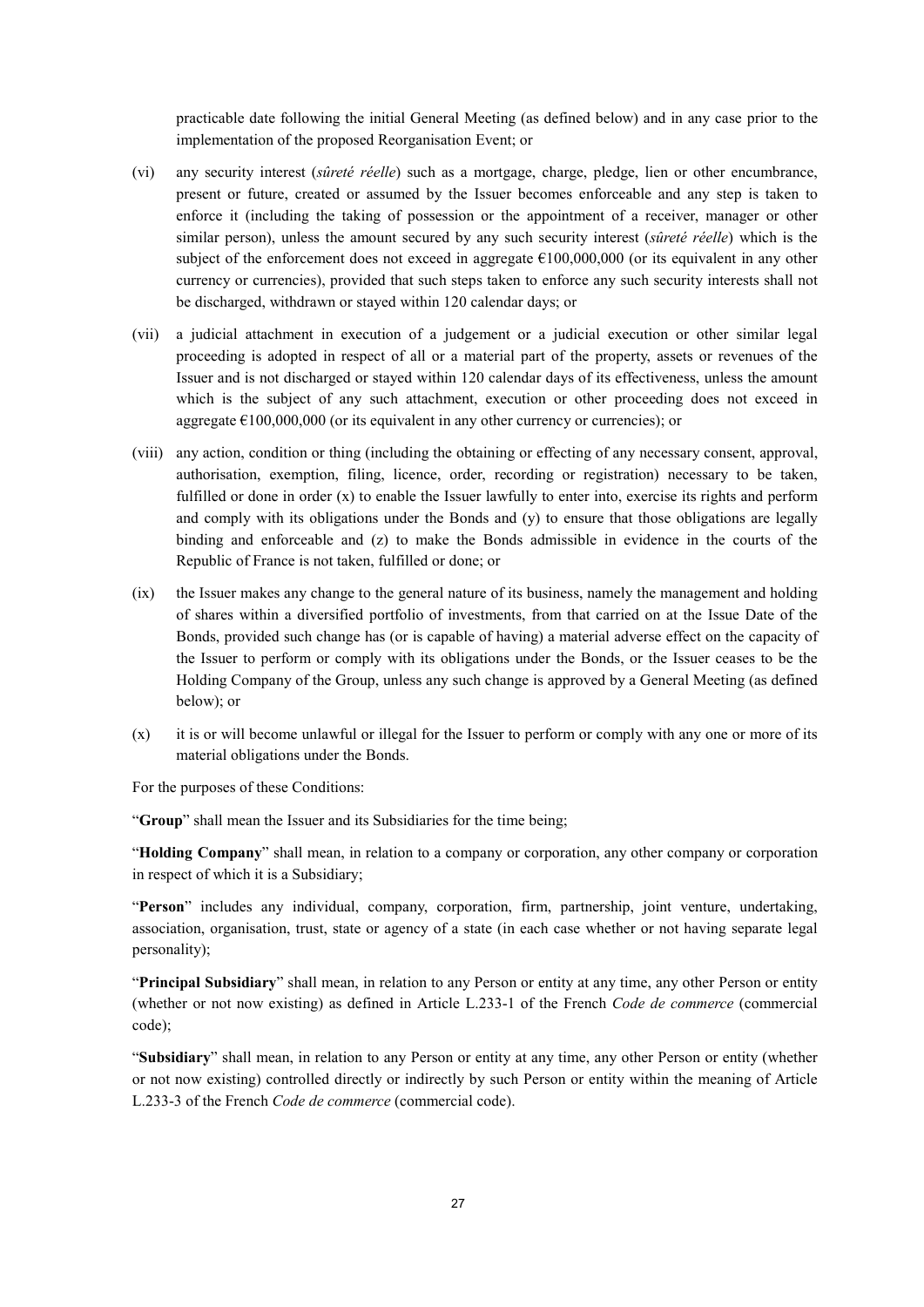practicable date following the initial General Meeting (as defined below) and in any case prior to the implementation of the proposed Reorganisation Event; or

(vi) any security interest (*sûreté réelle*) such as a mortgage, charge, pledge, lien or other encumbrance, present or future, created or assumed by the Issuer becomes enforceable and any step is taken to enforce it (including the taking of possession or the appointment of a receiver, manager or other similar person), unless the amount secured by any such security interest (*sûreté réelle*) which is the subject of the enforcement does not exceed in aggregate €100,000,000 (or its equivalent in any other currency or currencies), provided that such steps taken to enforce any such security interests shall not be discharged, withdrawn or stayed within 120 calendar days; or

(vii) a judicial attachment in execution of a judgement or a judicial execution or other similar legal proceeding is adopted in respect of all or a material part of the property, assets or revenues of the Issuer and is not discharged or stayed within 120 calendar days of its effectiveness, unless the amount which is the subject of any such attachment, execution or other proceeding does not exceed in aggregate €100,000,000 (or its equivalent in any other currency or currencies); or

(viii) any action, condition or thing (including the obtaining or effecting of any necessary consent, approval, authorisation, exemption, filing, licence, order, recording or registration) necessary to be taken, fulfilled or done in order (x) to enable the Issuer lawfully to enter into, exercise its rights and perform and comply with its obligations under the Bonds and (y) to ensure that those obligations are legally binding and enforceable and (z) to make the Bonds admissible in evidence in the courts of the Republic of France is not taken, fulfilled or done; or

(ix) the Issuer makes any change to the general nature of its business, namely the management and holding of shares within a diversified portfolio of investments, from that carried on at the Issue Date of the Bonds, provided such change has (or is capable of having) a material adverse effect on the capacity of the Issuer to perform or comply with its obligations under the Bonds, or the Issuer ceases to be the Holding Company of the Group, unless any such change is approved by a General Meeting (as defined below); or

(x) it is or will become unlawful or illegal for the Issuer to perform or comply with any one or more of its material obligations under the Bonds.

For the purposes of these Conditions:

"**Group**" shall mean the Issuer and its Subsidiaries for the time being;

"**Holding Company**" shall mean, in relation to a company or corporation, any other company or corporation in respect of which it is a Subsidiary;

"**Person**" includes any individual, company, corporation, firm, partnership, joint venture, undertaking, association, organisation, trust, state or agency of a state (in each case whether or not having separate legal personality);

"**Principal Subsidiary**" shall mean, in relation to any Person or entity at any time, any other Person or entity (whether or not now existing) as defined in Article L.233-1 of the French *Code de commerce* (commercial code);

"**Subsidiary**" shall mean, in relation to any Person or entity at any time, any other Person or entity (whether or not now existing) controlled directly or indirectly by such Person or entity within the meaning of Article L.233-3 of the French *Code de commerce* (commercial code).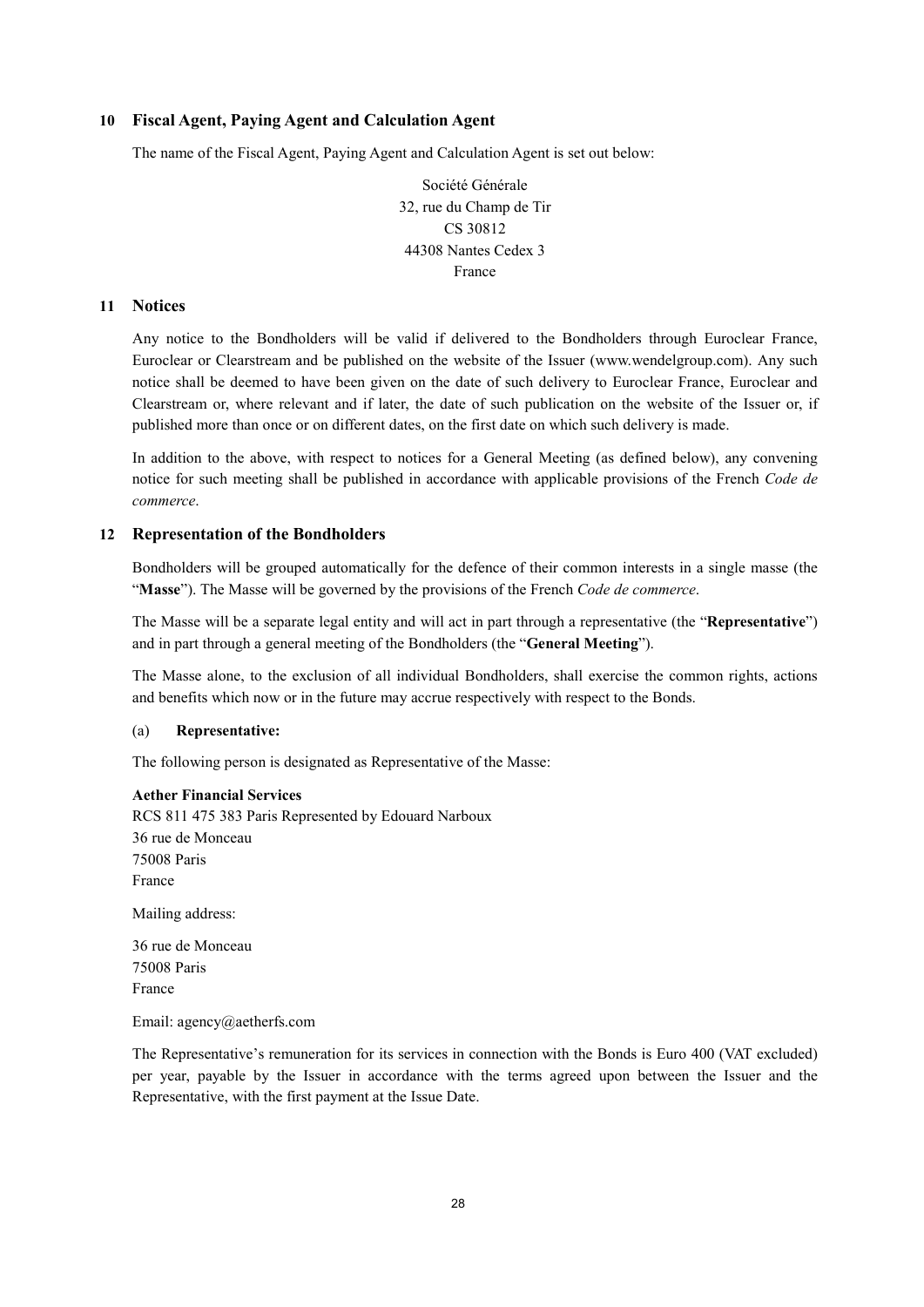## 10 Fiscal Agent, Paying Agent and Calculation Agent

The name of the Fiscal Agent, Paying Agent and Calculation Agent is set out below:

Société Générale
32, rue du Champ de Tir
CS 30812
44308 Nantes Cedex 3
France

## 11 Notices

Any notice to the Bondholders will be valid if delivered to the Bondholders through Euroclear France, Euroclear or Clearstream and be published on the website of the Issuer (www.wendelgroup.com). Any such notice shall be deemed to have been given on the date of such delivery to Euroclear France, Euroclear and Clearstream or, where relevant and if later, the date of such publication on the website of the Issuer or, if published more than once or on different dates, on the first date on which such delivery is made.

In addition to the above, with respect to notices for a General Meeting (as defined below), any convening notice for such meeting shall be published in accordance with applicable provisions of the French *Code de commerce*.

## 12 Representation of the Bondholders

Bondholders will be grouped automatically for the defence of their common interests in a single masse (the "**Masse**"). The Masse will be governed by the provisions of the French *Code de commerce*.

The Masse will be a separate legal entity and will act in part through a representative (the "**Representative**") and in part through a general meeting of the Bondholders (the "**General Meeting**").

The Masse alone, to the exclusion of all individual Bondholders, shall exercise the common rights, actions and benefits which now or in the future may accrue respectively with respect to the Bonds.

(a) **Representative:**

The following person is designated as Representative of the Masse:

**Aether Financial Services**
RCS 811 475 383 Paris Represented by Edouard Narboux
36 rue de Monceau
75008 Paris
France

Mailing address:

36 rue de Monceau
75008 Paris
France

Email: agency@aetherfs.com

The Representative's remuneration for its services in connection with the Bonds is Euro 400 (VAT excluded) per year, payable by the Issuer in accordance with the terms agreed upon between the Issuer and the Representative, with the first payment at the Issue Date.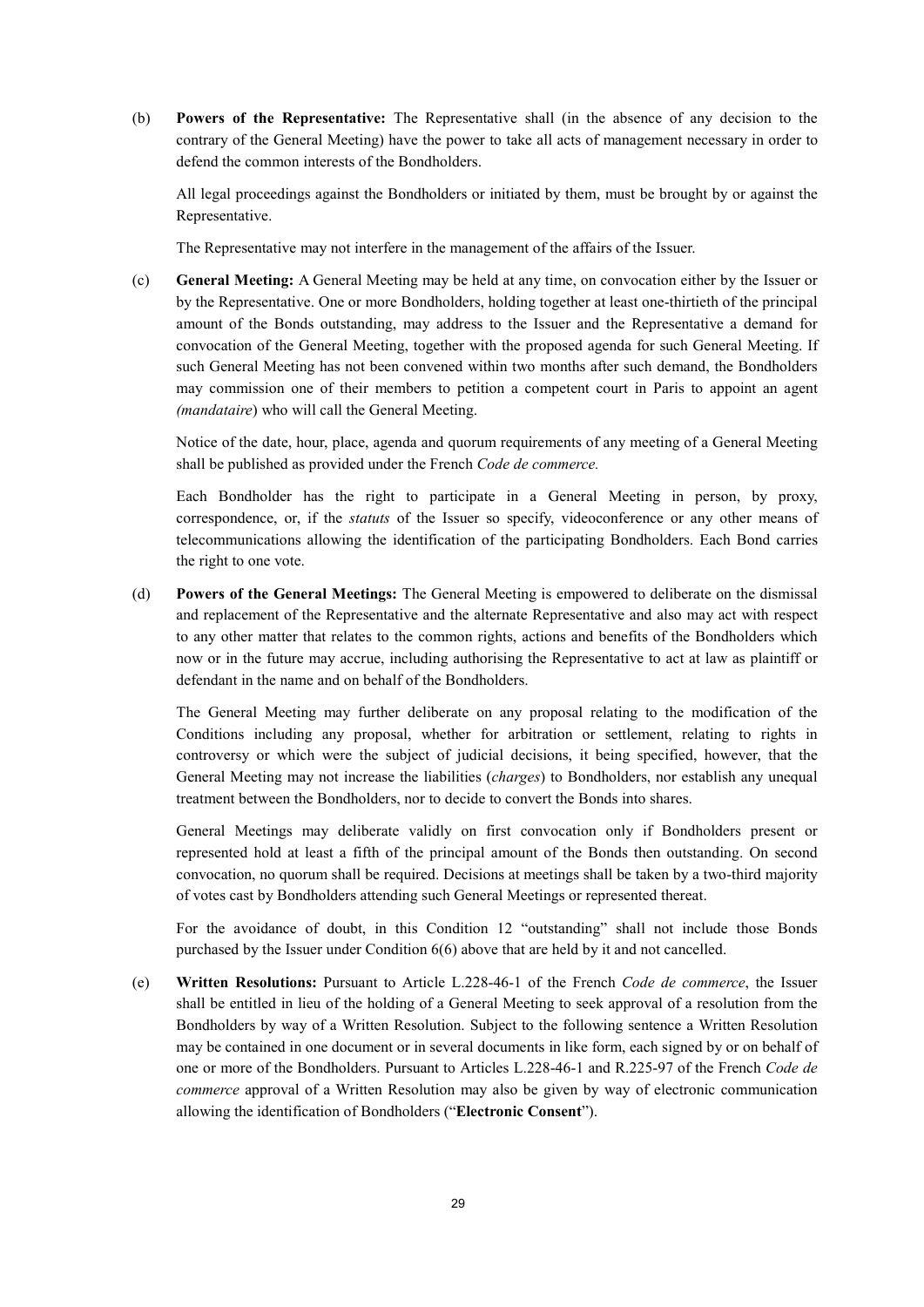(b) **Powers of the Representative:** The Representative shall (in the absence of any decision to the contrary of the General Meeting) have the power to take all acts of management necessary in order to defend the common interests of the Bondholders.

All legal proceedings against the Bondholders or initiated by them, must be brought by or against the Representative.

The Representative may not interfere in the management of the affairs of the Issuer.

(c) **General Meeting:** A General Meeting may be held at any time, on convocation either by the Issuer or by the Representative. One or more Bondholders, holding together at least one-thirtieth of the principal amount of the Bonds outstanding, may address to the Issuer and the Representative a demand for convocation of the General Meeting, together with the proposed agenda for such General Meeting. If such General Meeting has not been convened within two months after such demand, the Bondholders may commission one of their members to petition a competent court in Paris to appoint an agent *(mandataire*) who will call the General Meeting.

Notice of the date, hour, place, agenda and quorum requirements of any meeting of a General Meeting shall be published as provided under the French *Code de commerce.*

Each Bondholder has the right to participate in a General Meeting in person, by proxy, correspondence, or, if the *statuts* of the Issuer so specify, videoconference or any other means of telecommunications allowing the identification of the participating Bondholders. Each Bond carries the right to one vote.

(d) **Powers of the General Meetings:** The General Meeting is empowered to deliberate on the dismissal and replacement of the Representative and the alternate Representative and also may act with respect to any other matter that relates to the common rights, actions and benefits of the Bondholders which now or in the future may accrue, including authorising the Representative to act at law as plaintiff or defendant in the name and on behalf of the Bondholders.

The General Meeting may further deliberate on any proposal relating to the modification of the Conditions including any proposal, whether for arbitration or settlement, relating to rights in controversy or which were the subject of judicial decisions, it being specified, however, that the General Meeting may not increase the liabilities (*charges*) to Bondholders, nor establish any unequal treatment between the Bondholders, nor to decide to convert the Bonds into shares.

General Meetings may deliberate validly on first convocation only if Bondholders present or represented hold at least a fifth of the principal amount of the Bonds then outstanding. On second convocation, no quorum shall be required. Decisions at meetings shall be taken by a two-third majority of votes cast by Bondholders attending such General Meetings or represented thereat.

For the avoidance of doubt, in this Condition 12 "outstanding" shall not include those Bonds purchased by the Issuer under Condition 6(6) above that are held by it and not cancelled.

(e) **Written Resolutions:** Pursuant to Article L.228-46-1 of the French *Code de commerce*, the Issuer shall be entitled in lieu of the holding of a General Meeting to seek approval of a resolution from the Bondholders by way of a Written Resolution. Subject to the following sentence a Written Resolution may be contained in one document or in several documents in like form, each signed by or on behalf of one or more of the Bondholders. Pursuant to Articles L.228-46-1 and R.225-97 of the French *Code de commerce* approval of a Written Resolution may also be given by way of electronic communication allowing the identification of Bondholders ("**Electronic Consent**").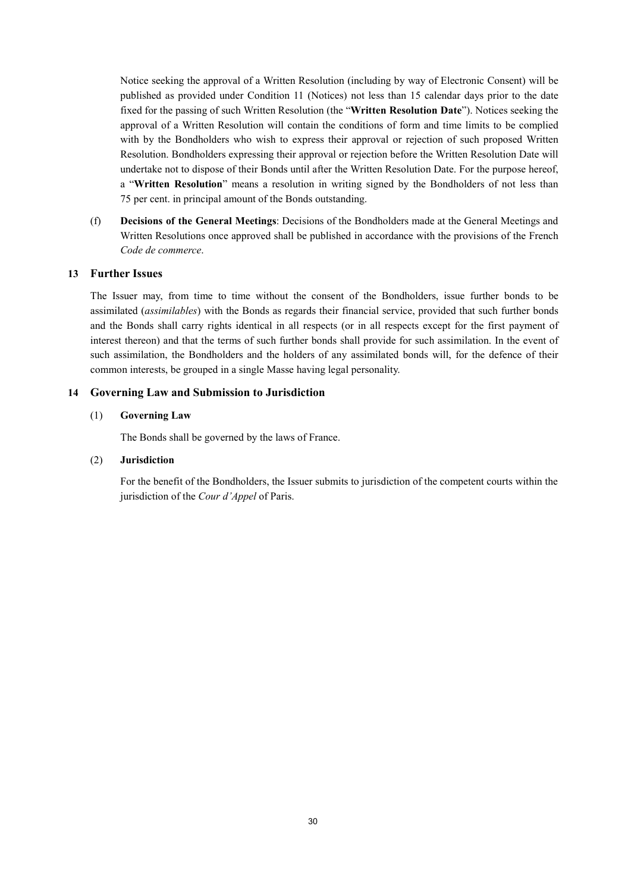Notice seeking the approval of a Written Resolution (including by way of Electronic Consent) will be published as provided under Condition 11 (Notices) not less than 15 calendar days prior to the date fixed for the passing of such Written Resolution (the "**Written Resolution Date**"). Notices seeking the approval of a Written Resolution will contain the conditions of form and time limits to be complied with by the Bondholders who wish to express their approval or rejection of such proposed Written Resolution. Bondholders expressing their approval or rejection before the Written Resolution Date will undertake not to dispose of their Bonds until after the Written Resolution Date. For the purpose hereof, a "**Written Resolution**" means a resolution in writing signed by the Bondholders of not less than 75 per cent. in principal amount of the Bonds outstanding.

(f) **Decisions of the General Meetings**: Decisions of the Bondholders made at the General Meetings and Written Resolutions once approved shall be published in accordance with the provisions of the French *Code de commerce*.

## 13 Further Issues

The Issuer may, from time to time without the consent of the Bondholders, issue further bonds to be assimilated (*assimilables*) with the Bonds as regards their financial service, provided that such further bonds and the Bonds shall carry rights identical in all respects (or in all respects except for the first payment of interest thereon) and that the terms of such further bonds shall provide for such assimilation. In the event of such assimilation, the Bondholders and the holders of any assimilated bonds will, for the defence of their common interests, be grouped in a single Masse having legal personality.

## 14 Governing Law and Submission to Jurisdiction

### (1) Governing Law

The Bonds shall be governed by the laws of France.

### (2) Jurisdiction

For the benefit of the Bondholders, the Issuer submits to jurisdiction of the competent courts within the jurisdiction of the *Cour d'Appel* of Paris.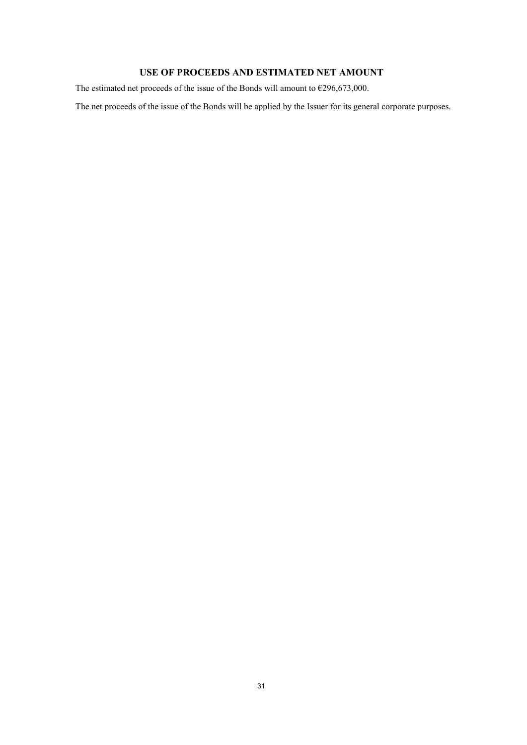## USE OF PROCEEDS AND ESTIMATED NET AMOUNT

The estimated net proceeds of the issue of the Bonds will amount to €296,673,000.

The net proceeds of the issue of the Bonds will be applied by the Issuer for its general corporate purposes.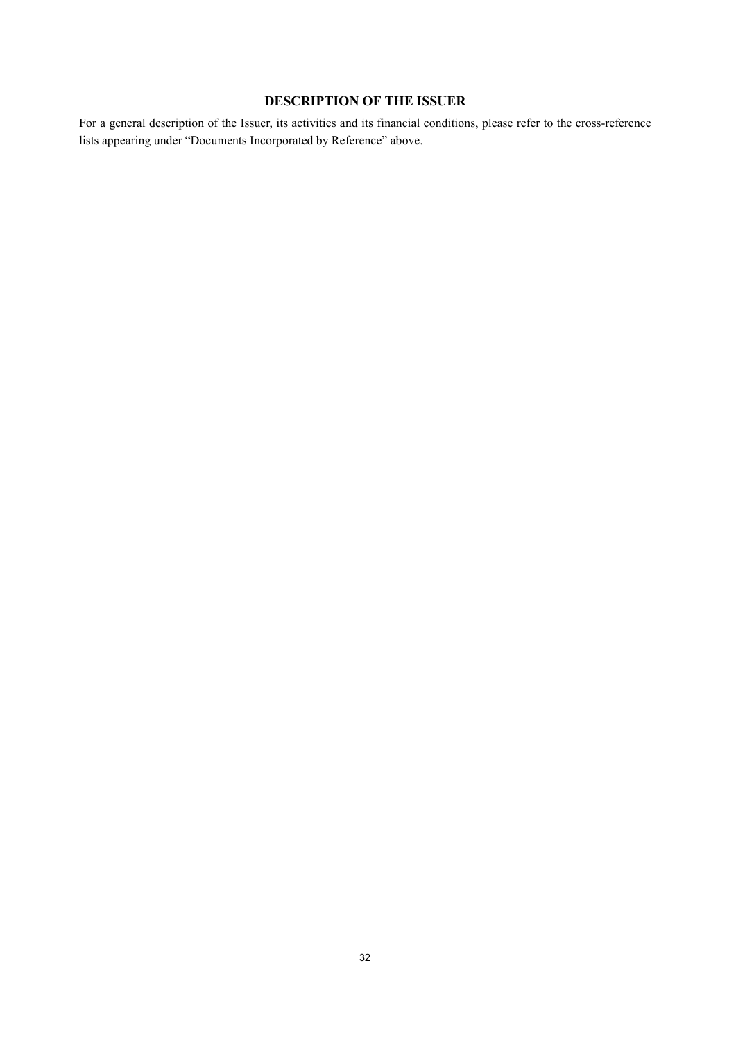## DESCRIPTION OF THE ISSUER

For a general description of the Issuer, its activities and its financial conditions, please refer to the cross-reference lists appearing under "Documents Incorporated by Reference" above.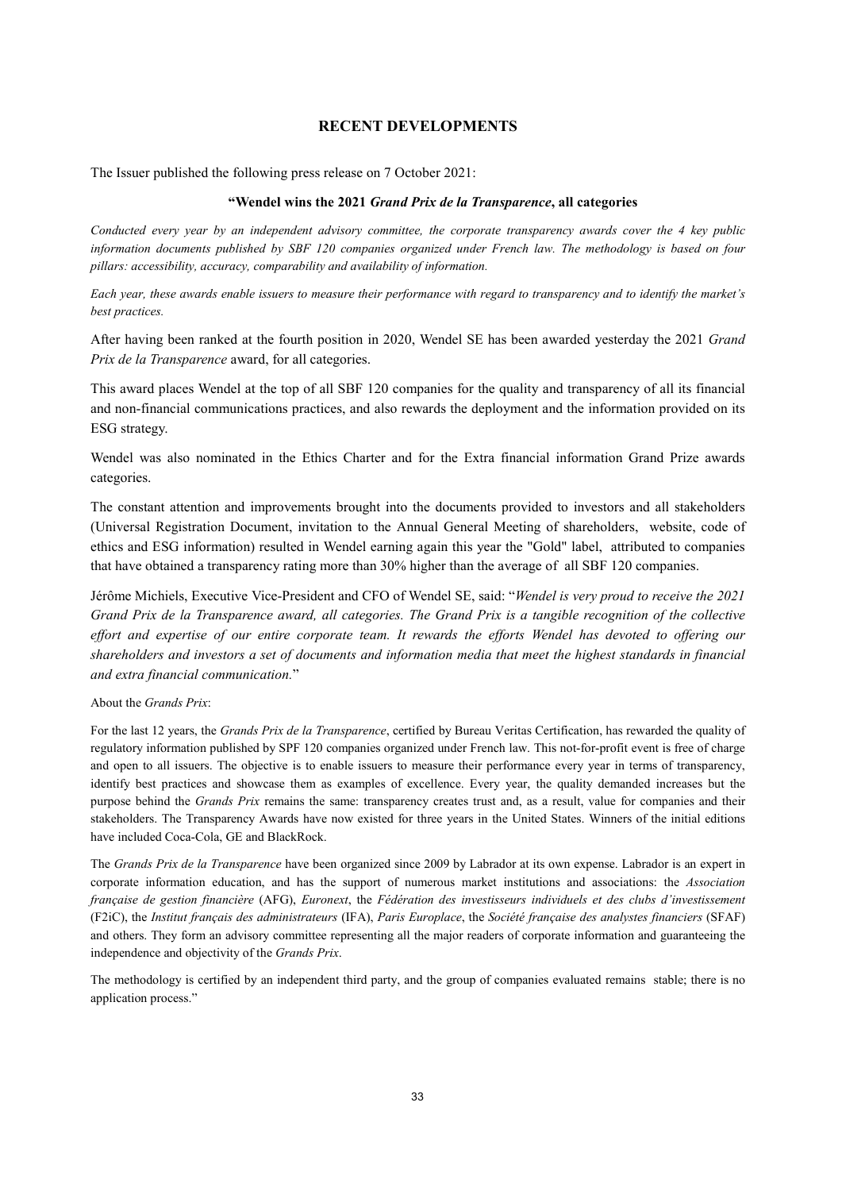## RECENT DEVELOPMENTS

The Issuer published the following press release on 7 October 2021:

**"Wendel wins the 2021 *Grand Prix de la Transparence*, all categories**

*Conducted every year by an independent advisory committee, the corporate transparency awards cover the 4 key public information documents published by SBF 120 companies organized under French law. The methodology is based on four pillars: accessibility, accuracy, comparability and availability of information.*

*Each year, these awards enable issuers to measure their performance with regard to transparency and to identify the market's best practices.*

After having been ranked at the fourth position in 2020, Wendel SE has been awarded yesterday the 2021 *Grand Prix de la Transparence* award, for all categories.

This award places Wendel at the top of all SBF 120 companies for the quality and transparency of all its financial and non-financial communications practices, and also rewards the deployment and the information provided on its ESG strategy.

Wendel was also nominated in the Ethics Charter and for the Extra financial information Grand Prize awards categories.

The constant attention and improvements brought into the documents provided to investors and all stakeholders (Universal Registration Document, invitation to the Annual General Meeting of shareholders, website, code of ethics and ESG information) resulted in Wendel earning again this year the "Gold" label, attributed to companies that have obtained a transparency rating more than 30% higher than the average of all SBF 120 companies.

Jérôme Michiels, Executive Vice-President and CFO of Wendel SE, said: "*Wendel is very proud to receive the 2021 Grand Prix de la Transparence award, all categories. The Grand Prix is a tangible recognition of the collective effort and expertise of our entire corporate team. It rewards the efforts Wendel has devoted to offering our shareholders and investors a set of documents and information media that meet the highest standards in financial and extra financial communication.*"

About the *Grands Prix*:

For the last 12 years, the *Grands Prix de la Transparence*, certified by Bureau Veritas Certification, has rewarded the quality of regulatory information published by SPF 120 companies organized under French law. This not-for-profit event is free of charge and open to all issuers. The objective is to enable issuers to measure their performance every year in terms of transparency, identify best practices and showcase them as examples of excellence. Every year, the quality demanded increases but the purpose behind the *Grands Prix* remains the same: transparency creates trust and, as a result, value for companies and their stakeholders. The Transparency Awards have now existed for three years in the United States. Winners of the initial editions have included Coca-Cola, GE and BlackRock.

The *Grands Prix de la Transparence* have been organized since 2009 by Labrador at its own expense. Labrador is an expert in corporate information education, and has the support of numerous market institutions and associations: the *Association française de gestion financière* (AFG), *Euronext*, the *Fédération des investisseurs individuels et des clubs d'investissement* (F2iC), the *Institut français des administrateurs* (IFA), *Paris Europlace*, the *Société française des analystes financiers* (SFAF) and others. They form an advisory committee representing all the major readers of corporate information and guaranteeing the independence and objectivity of the *Grands Prix*.

The methodology is certified by an independent third party, and the group of companies evaluated remains stable; there is no application process."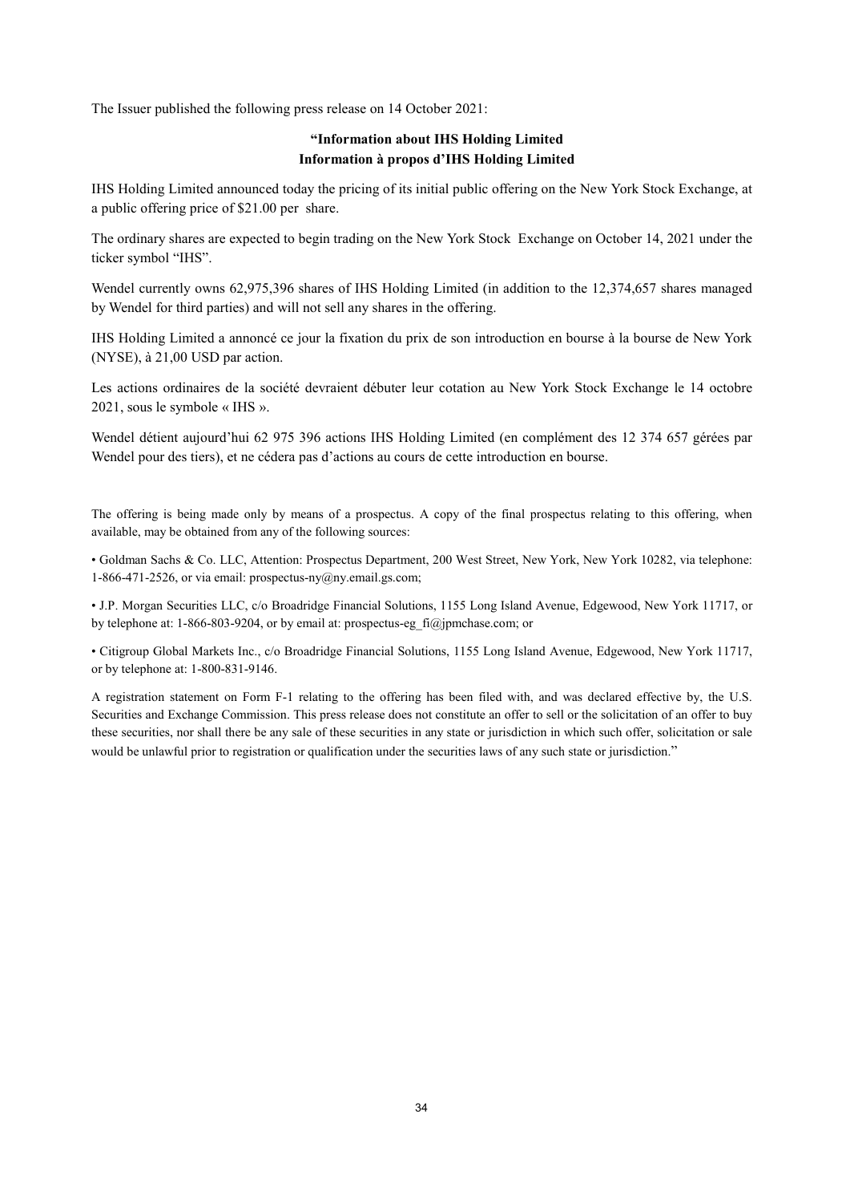The Issuer published the following press release on 14 October 2021:

**"Information about IHS Holding Limited**
**Information à propos d'IHS Holding Limited**

IHS Holding Limited announced today the pricing of its initial public offering on the New York Stock Exchange, at a public offering price of $21.00 per share.

The ordinary shares are expected to begin trading on the New York Stock Exchange on October 14, 2021 under the ticker symbol "IHS".

Wendel currently owns 62,975,396 shares of IHS Holding Limited (in addition to the 12,374,657 shares managed by Wendel for third parties) and will not sell any shares in the offering.

IHS Holding Limited a annoncé ce jour la fixation du prix de son introduction en bourse à la bourse de New York (NYSE), à 21,00 USD par action.

Les actions ordinaires de la société devraient débuter leur cotation au New York Stock Exchange le 14 octobre 2021, sous le symbole « IHS ».

Wendel détient aujourd'hui 62 975 396 actions IHS Holding Limited (en complément des 12 374 657 gérées par Wendel pour des tiers), et ne cédera pas d'actions au cours de cette introduction en bourse.

The offering is being made only by means of a prospectus. A copy of the final prospectus relating to this offering, when available, may be obtained from any of the following sources:

• Goldman Sachs & Co. LLC, Attention: Prospectus Department, 200 West Street, New York, New York 10282, via telephone: 1-866-471-2526, or via email: prospectus-ny@ny.email.gs.com;

• J.P. Morgan Securities LLC, c/o Broadridge Financial Solutions, 1155 Long Island Avenue, Edgewood, New York 11717, or by telephone at: 1-866-803-9204, or by email at: prospectus-eg_fi@jpmchase.com; or

• Citigroup Global Markets Inc., c/o Broadridge Financial Solutions, 1155 Long Island Avenue, Edgewood, New York 11717, or by telephone at: 1-800-831-9146.

A registration statement on Form F-1 relating to the offering has been filed with, and was declared effective by, the U.S. Securities and Exchange Commission. This press release does not constitute an offer to sell or the solicitation of an offer to buy these securities, nor shall there be any sale of these securities in any state or jurisdiction in which such offer, solicitation or sale would be unlawful prior to registration or qualification under the securities laws of any such state or jurisdiction."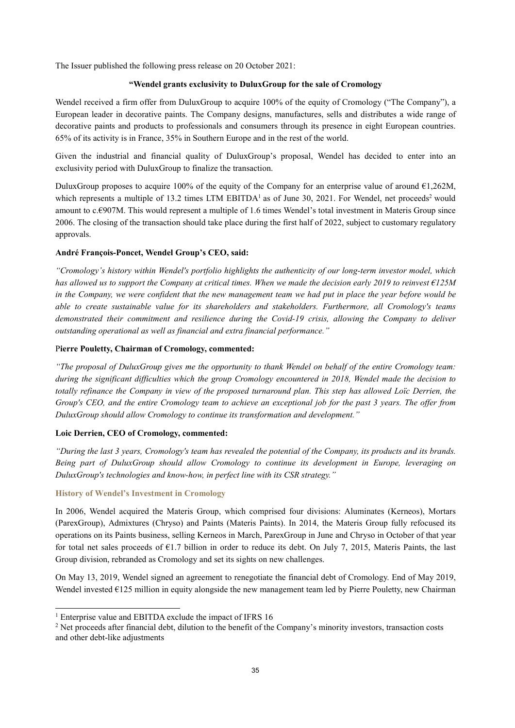The Issuer published the following press release on 20 October 2021:

**"Wendel grants exclusivity to DuluxGroup for the sale of Cromology**

Wendel received a firm offer from DuluxGroup to acquire 100% of the equity of Cromology ("The Company"), a European leader in decorative paints. The Company designs, manufactures, sells and distributes a wide range of decorative paints and products to professionals and consumers through its presence in eight European countries. 65% of its activity is in France, 35% in Southern Europe and in the rest of the world.

Given the industrial and financial quality of DuluxGroup's proposal, Wendel has decided to enter into an exclusivity period with DuluxGroup to finalize the transaction.

DuluxGroup proposes to acquire 100% of the equity of the Company for an enterprise value of around €1,262M, which represents a multiple of 13.2 times LTM EBITDA[1] as of June 30, 2021. For Wendel, net proceeds[2] would amount to c.€907M. This would represent a multiple of 1.6 times Wendel's total investment in Materis Group since 2006. The closing of the transaction should take place during the first half of 2022, subject to customary regulatory approvals.

**André François-Poncet, Wendel Group's CEO, said:**

*"Cromology's history within Wendel's portfolio highlights the authenticity of our long-term investor model, which has allowed us to support the Company at critical times. When we made the decision early 2019 to reinvest €125M in the Company, we were confident that the new management team we had put in place the year before would be able to create sustainable value for its shareholders and stakeholders. Furthermore, all Cromology's teams demonstrated their commitment and resilience during the Covid-19 crisis, allowing the Company to deliver outstanding operational as well as financial and extra financial performance."*

**Pierre Pouletty, Chairman of Cromology, commented:**

*"The proposal of DuluxGroup gives me the opportunity to thank Wendel on behalf of the entire Cromology team: during the significant difficulties which the group Cromology encountered in 2018, Wendel made the decision to totally refinance the Company in view of the proposed turnaround plan. This step has allowed Loïc Derrien, the Group's CEO, and the entire Cromology team to achieve an exceptional job for the past 3 years. The offer from DuluxGroup should allow Cromology to continue its transformation and development."*

**Loic Derrien, CEO of Cromology, commented:**

*"During the last 3 years, Cromology's team has revealed the potential of the Company, its products and its brands. Being part of DuluxGroup should allow Cromology to continue its development in Europe, leveraging on DuluxGroup's technologies and know-how, in perfect line with its CSR strategy."*

**History of Wendel's Investment in Cromology**

In 2006, Wendel acquired the Materis Group, which comprised four divisions: Aluminates (Kerneos), Mortars (ParexGroup), Admixtures (Chryso) and Paints (Materis Paints). In 2014, the Materis Group fully refocused its operations on its Paints business, selling Kerneos in March, ParexGroup in June and Chryso in October of that year for total net sales proceeds of €1.7 billion in order to reduce its debt. On July 7, 2015, Materis Paints, the last Group division, rebranded as Cromology and set its sights on new challenges.

On May 13, 2019, Wendel signed an agreement to renegotiate the financial debt of Cromology. End of May 2019, Wendel invested €125 million in equity alongside the new management team led by Pierre Pouletty, new Chairman

[1] Enterprise value and EBITDA exclude the impact of IFRS 16

[2] Net proceeds after financial debt, dilution to the benefit of the Company's minority investors, transaction costs and other debt-like adjustments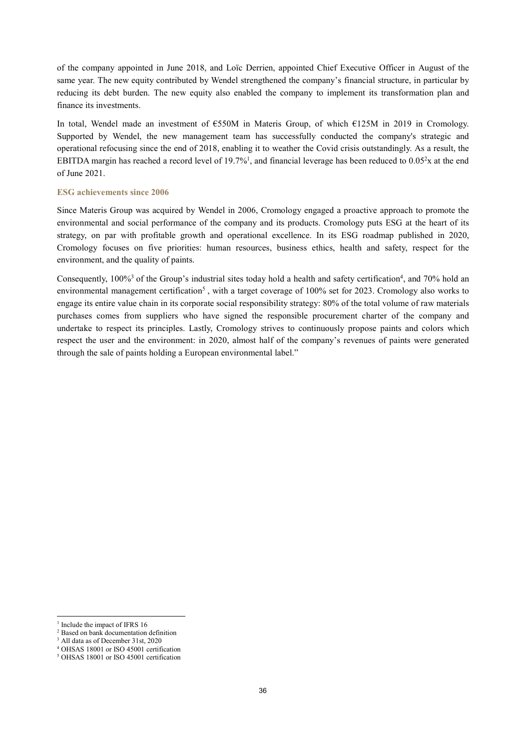of the company appointed in June 2018, and Loïc Derrien, appointed Chief Executive Officer in August of the same year. The new equity contributed by Wendel strengthened the company's financial structure, in particular by reducing its debt burden. The new equity also enabled the company to implement its transformation plan and finance its investments.

In total, Wendel made an investment of €550M in Materis Group, of which €125M in 2019 in Cromology. Supported by Wendel, the new management team has successfully conducted the company's strategic and operational refocusing since the end of 2018, enabling it to weather the Covid crisis outstandingly. As a result, the EBITDA margin has reached a record level of 19.7%[1], and financial leverage has been reduced to 0.05[2]x at the end of June 2021.

### ESG achievements since 2006

Since Materis Group was acquired by Wendel in 2006, Cromology engaged a proactive approach to promote the environmental and social performance of the company and its products. Cromology puts ESG at the heart of its strategy, on par with profitable growth and operational excellence. In its ESG roadmap published in 2020, Cromology focuses on five priorities: human resources, business ethics, health and safety, respect for the environment, and the quality of paints.

Consequently, 100%[3] of the Group's industrial sites today hold a health and safety certification[4], and 70% hold an environmental management certification[5] , with a target coverage of 100% set for 2023. Cromology also works to engage its entire value chain in its corporate social responsibility strategy: 80% of the total volume of raw materials purchases comes from suppliers who have signed the responsible procurement charter of the company and undertake to respect its principles. Lastly, Cromology strives to continuously propose paints and colors which respect the user and the environment: in 2020, almost half of the company's revenues of paints were generated through the sale of paints holding a European environmental label."

---

[1] Include the impact of IFRS 16

[2] Based on bank documentation definition

[3] All data as of December 31st, 2020

[4] OHSAS 18001 or ISO 45001 certification

[5] OHSAS 18001 or ISO 45001 certification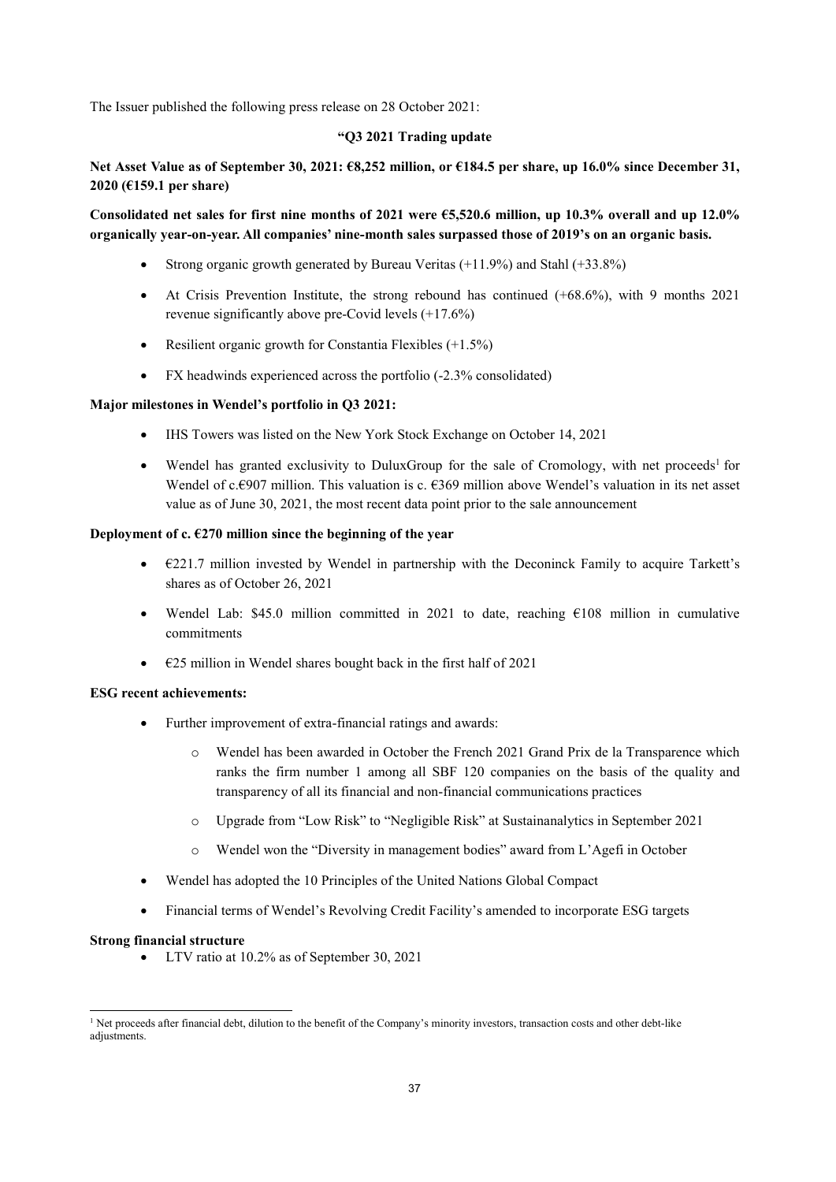The Issuer published the following press release on 28 October 2021:

**"Q3 2021 Trading update**

**Net Asset Value as of September 30, 2021: €8,252 million, or €184.5 per share, up 16.0% since December 31, 2020 (€159.1 per share)**

**Consolidated net sales for first nine months of 2021 were €5,520.6 million, up 10.3% overall and up 12.0% organically year-on-year. All companies' nine-month sales surpassed those of 2019's on an organic basis.**

- Strong organic growth generated by Bureau Veritas (+11.9%) and Stahl (+33.8%)
- At Crisis Prevention Institute, the strong rebound has continued (+68.6%), with 9 months 2021 revenue significantly above pre-Covid levels (+17.6%)
- Resilient organic growth for Constantia Flexibles (+1.5%)
- FX headwinds experienced across the portfolio (-2.3% consolidated)

**Major milestones in Wendel's portfolio in Q3 2021:**

- IHS Towers was listed on the New York Stock Exchange on October 14, 2021
- Wendel has granted exclusivity to DuluxGroup for the sale of Cromology, with net proceeds[1] for Wendel of c.€907 million. This valuation is c. €369 million above Wendel's valuation in its net asset value as of June 30, 2021, the most recent data point prior to the sale announcement

**Deployment of c. €270 million since the beginning of the year**

- €221.7 million invested by Wendel in partnership with the Deconinck Family to acquire Tarkett's shares as of October 26, 2021
- Wendel Lab: \$45.0 million committed in 2021 to date, reaching €108 million in cumulative commitments
- €25 million in Wendel shares bought back in the first half of 2021

**ESG recent achievements:**

- Further improvement of extra-financial ratings and awards:
  - Wendel has been awarded in October the French 2021 Grand Prix de la Transparence which ranks the firm number 1 among all SBF 120 companies on the basis of the quality and transparency of all its financial and non-financial communications practices
  - Upgrade from "Low Risk" to "Negligible Risk" at Sustainanalytics in September 2021
  - Wendel won the "Diversity in management bodies" award from L'Agefi in October
- Wendel has adopted the 10 Principles of the United Nations Global Compact
- Financial terms of Wendel's Revolving Credit Facility's amended to incorporate ESG targets

**Strong financial structure**

- LTV ratio at 10.2% as of September 30, 2021

[1] Net proceeds after financial debt, dilution to the benefit of the Company's minority investors, transaction costs and other debt-like adjustments.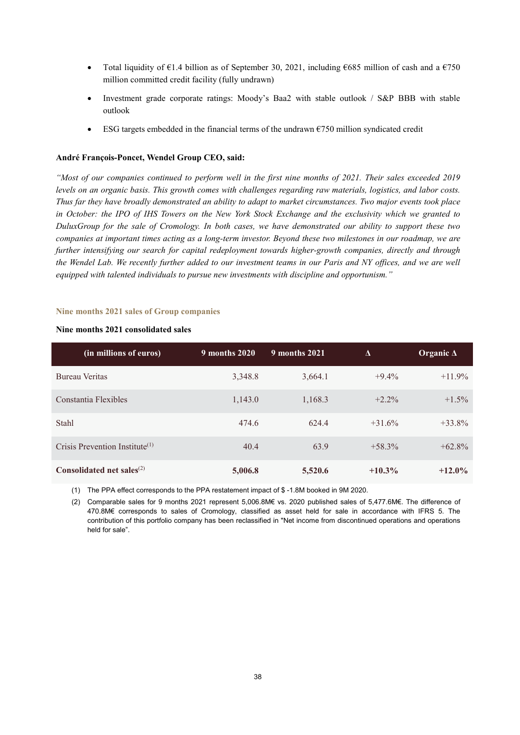- Total liquidity of €1.4 billion as of September 30, 2021, including €685 million of cash and a €750 million committed credit facility (fully undrawn)
- Investment grade corporate ratings: Moody's Baa2 with stable outlook / S&P BBB with stable outlook
- ESG targets embedded in the financial terms of the undrawn €750 million syndicated credit

**André François-Poncet, Wendel Group CEO, said:**

*"Most of our companies continued to perform well in the first nine months of 2021. Their sales exceeded 2019 levels on an organic basis. This growth comes with challenges regarding raw materials, logistics, and labor costs. Thus far they have broadly demonstrated an ability to adapt to market circumstances. Two major events took place in October: the IPO of IHS Towers on the New York Stock Exchange and the exclusivity which we granted to DuluxGroup for the sale of Cromology. In both cases, we have demonstrated our ability to support these two companies at important times acting as a long-term investor. Beyond these two milestones in our roadmap, we are further intensifying our search for capital redeployment towards higher-growth companies, directly and through the Wendel Lab. We recently further added to our investment teams in our Paris and NY offices, and we are well equipped with talented individuals to pursue new investments with discipline and opportunism."*

## Nine months 2021 sales of Group companies

### Nine months 2021 consolidated sales

| (in millions of euros) | 9 months 2020 | 9 months 2021 | Δ | Organic Δ |
|---|---|---|---|---|
| Bureau Veritas | 3,348.8 | 3,664.1 | +9.4% | +11.9% |
| Constantia Flexibles | 1,143.0 | 1,168.3 | +2.2% | +1.5% |
| Stahl | 474.6 | 624.4 | +31.6% | +33.8% |
| Crisis Prevention Institute[(1)] | 40.4 | 63.9 | +58.3% | +62.8% |
| **Consolidated net sales[(2)]** | **5,006.8** | **5,520.6** | **+10.3%** | **+12.0%** |

(1) The PPA effect corresponds to the PPA restatement impact of $ -1.8M booked in 9M 2020.

(2) Comparable sales for 9 months 2021 represent 5,006.8M€ vs. 2020 published sales of 5,477.6M€. The difference of 470.8M€ corresponds to sales of Cromology, classified as asset held for sale in accordance with IFRS 5. The contribution of this portfolio company has been reclassified in "Net income from discontinued operations and operations held for sale".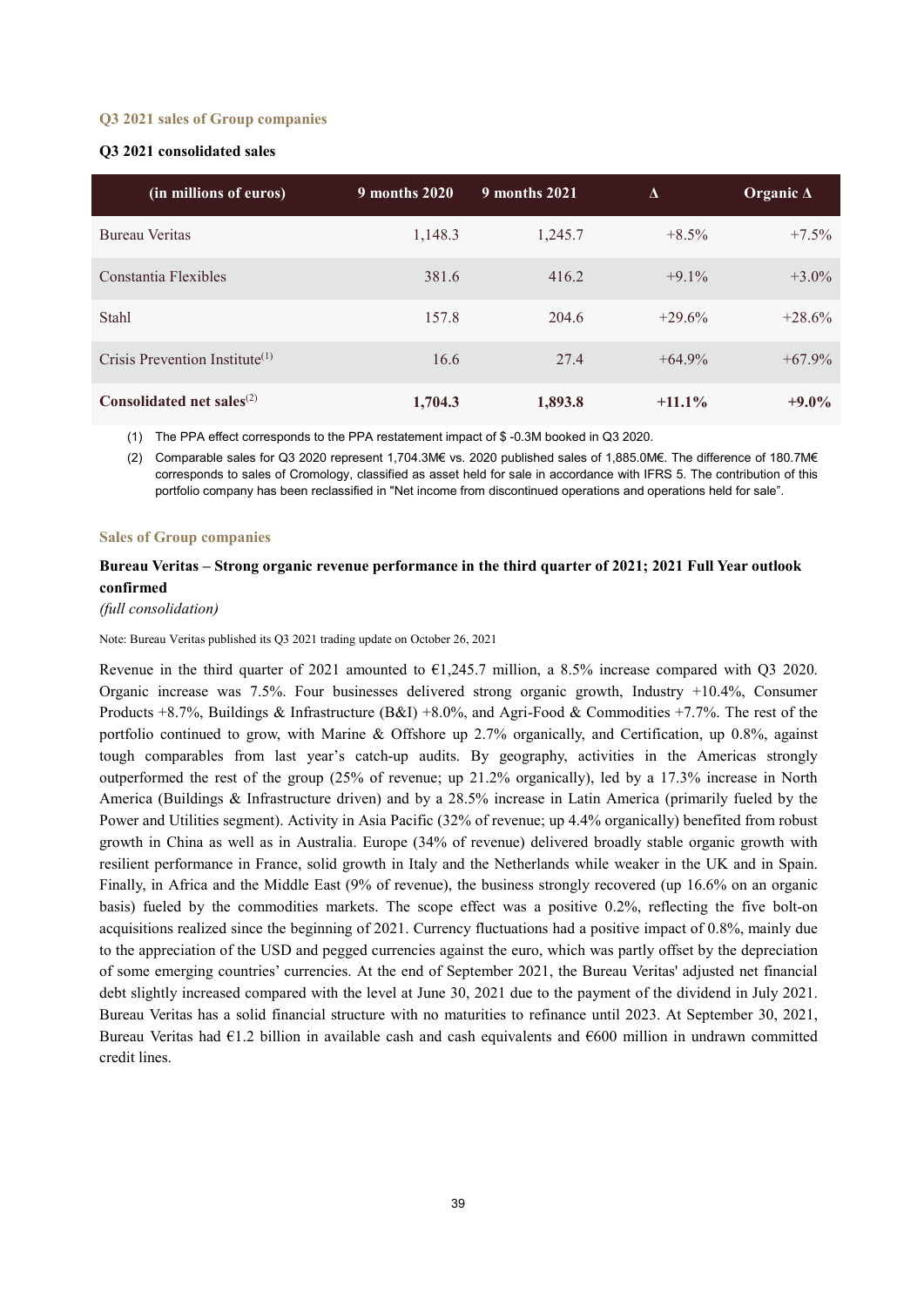### Q3 2021 sales of Group companies

#### Q3 2021 consolidated sales

| (in millions of euros) | 9 months 2020 | 9 months 2021 | Δ | Organic Δ |
|---|---|---|---|---|
| Bureau Veritas | 1,148.3 | 1,245.7 | +8.5% | +7.5% |
| Constantia Flexibles | 381.6 | 416.2 | +9.1% | +3.0% |
| Stahl | 157.8 | 204.6 | +29.6% | +28.6% |
| Crisis Prevention Institute(1) | 16.6 | 27.4 | +64.9% | +67.9% |
| **Consolidated net sales(2)** | **1,704.3** | **1,893.8** | **+11.1%** | **+9.0%** |

(1) The PPA effect corresponds to the PPA restatement impact of $ -0.3M booked in Q3 2020.

(2) Comparable sales for Q3 2020 represent 1,704.3M€ vs. 2020 published sales of 1,885.0M€. The difference of 180.7M€ corresponds to sales of Cromology, classified as asset held for sale in accordance with IFRS 5. The contribution of this portfolio company has been reclassified in "Net income from discontinued operations and operations held for sale".

### Sales of Group companies

#### Bureau Veritas – Strong organic revenue performance in the third quarter of 2021; 2021 Full Year outlook confirmed

*(full consolidation)*

Note: Bureau Veritas published its Q3 2021 trading update on October 26, 2021

Revenue in the third quarter of 2021 amounted to €1,245.7 million, a 8.5% increase compared with Q3 2020. Organic increase was 7.5%. Four businesses delivered strong organic growth, Industry +10.4%, Consumer Products +8.7%, Buildings & Infrastructure (B&I) +8.0%, and Agri-Food & Commodities +7.7%. The rest of the portfolio continued to grow, with Marine & Offshore up 2.7% organically, and Certification, up 0.8%, against tough comparables from last year's catch-up audits. By geography, activities in the Americas strongly outperformed the rest of the group (25% of revenue; up 21.2% organically), led by a 17.3% increase in North America (Buildings & Infrastructure driven) and by a 28.5% increase in Latin America (primarily fueled by the Power and Utilities segment). Activity in Asia Pacific (32% of revenue; up 4.4% organically) benefited from robust growth in China as well as in Australia. Europe (34% of revenue) delivered broadly stable organic growth with resilient performance in France, solid growth in Italy and the Netherlands while weaker in the UK and in Spain. Finally, in Africa and the Middle East (9% of revenue), the business strongly recovered (up 16.6% on an organic basis) fueled by the commodities markets. The scope effect was a positive 0.2%, reflecting the five bolt-on acquisitions realized since the beginning of 2021. Currency fluctuations had a positive impact of 0.8%, mainly due to the appreciation of the USD and pegged currencies against the euro, which was partly offset by the depreciation of some emerging countries' currencies. At the end of September 2021, the Bureau Veritas' adjusted net financial debt slightly increased compared with the level at June 30, 2021 due to the payment of the dividend in July 2021. Bureau Veritas has a solid financial structure with no maturities to refinance until 2023. At September 30, 2021, Bureau Veritas had €1.2 billion in available cash and cash equivalents and €600 million in undrawn committed credit lines.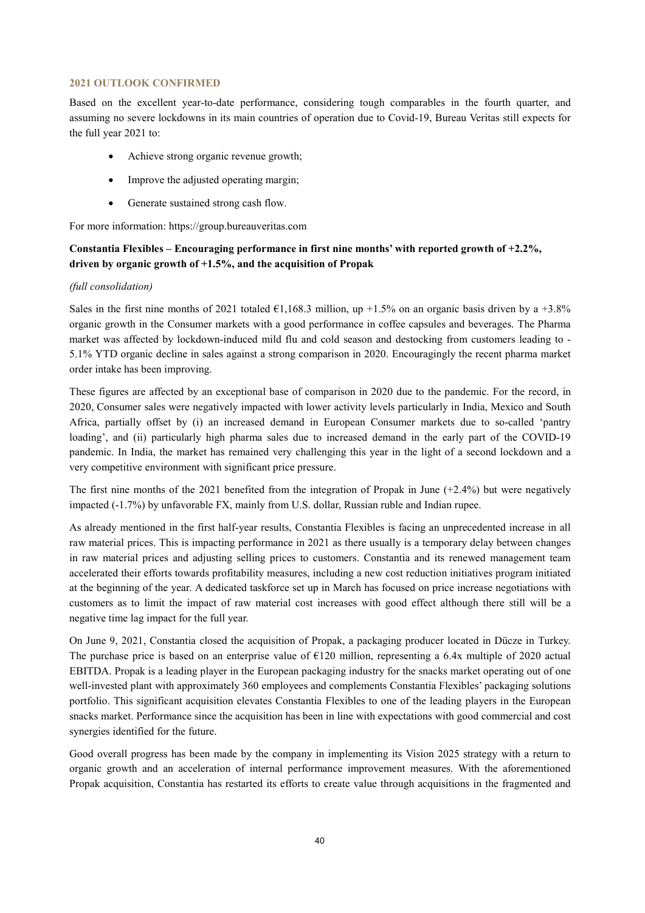### 2021 OUTLOOK CONFIRMED

Based on the excellent year-to-date performance, considering tough comparables in the fourth quarter, and assuming no severe lockdowns in its main countries of operation due to Covid-19, Bureau Veritas still expects for the full year 2021 to:

- Achieve strong organic revenue growth;
- Improve the adjusted operating margin;
- Generate sustained strong cash flow.

For more information: https://group.bureauveritas.com

### Constantia Flexibles – Encouraging performance in first nine months' with reported growth of +2.2%, driven by organic growth of +1.5%, and the acquisition of Propak

*(full consolidation)*

Sales in the first nine months of 2021 totaled €1,168.3 million, up +1.5% on an organic basis driven by a +3.8% organic growth in the Consumer markets with a good performance in coffee capsules and beverages. The Pharma market was affected by lockdown-induced mild flu and cold season and destocking from customers leading to -5.1% YTD organic decline in sales against a strong comparison in 2020. Encouragingly the recent pharma market order intake has been improving.

These figures are affected by an exceptional base of comparison in 2020 due to the pandemic. For the record, in 2020, Consumer sales were negatively impacted with lower activity levels particularly in India, Mexico and South Africa, partially offset by (i) an increased demand in European Consumer markets due to so-called 'pantry loading', and (ii) particularly high pharma sales due to increased demand in the early part of the COVID-19 pandemic. In India, the market has remained very challenging this year in the light of a second lockdown and a very competitive environment with significant price pressure.

The first nine months of the 2021 benefited from the integration of Propak in June (+2.4%) but were negatively impacted (-1.7%) by unfavorable FX, mainly from U.S. dollar, Russian ruble and Indian rupee.

As already mentioned in the first half-year results, Constantia Flexibles is facing an unprecedented increase in all raw material prices. This is impacting performance in 2021 as there usually is a temporary delay between changes in raw material prices and adjusting selling prices to customers. Constantia and its renewed management team accelerated their efforts towards profitability measures, including a new cost reduction initiatives program initiated at the beginning of the year. A dedicated taskforce set up in March has focused on price increase negotiations with customers as to limit the impact of raw material cost increases with good effect although there still will be a negative time lag impact for the full year.

On June 9, 2021, Constantia closed the acquisition of Propak, a packaging producer located in Dücze in Turkey. The purchase price is based on an enterprise value of €120 million, representing a 6.4x multiple of 2020 actual EBITDA. Propak is a leading player in the European packaging industry for the snacks market operating out of one well-invested plant with approximately 360 employees and complements Constantia Flexibles' packaging solutions portfolio. This significant acquisition elevates Constantia Flexibles to one of the leading players in the European snacks market. Performance since the acquisition has been in line with expectations with good commercial and cost synergies identified for the future.

Good overall progress has been made by the company in implementing its Vision 2025 strategy with a return to organic growth and an acceleration of internal performance improvement measures. With the aforementioned Propak acquisition, Constantia has restarted its efforts to create value through acquisitions in the fragmented and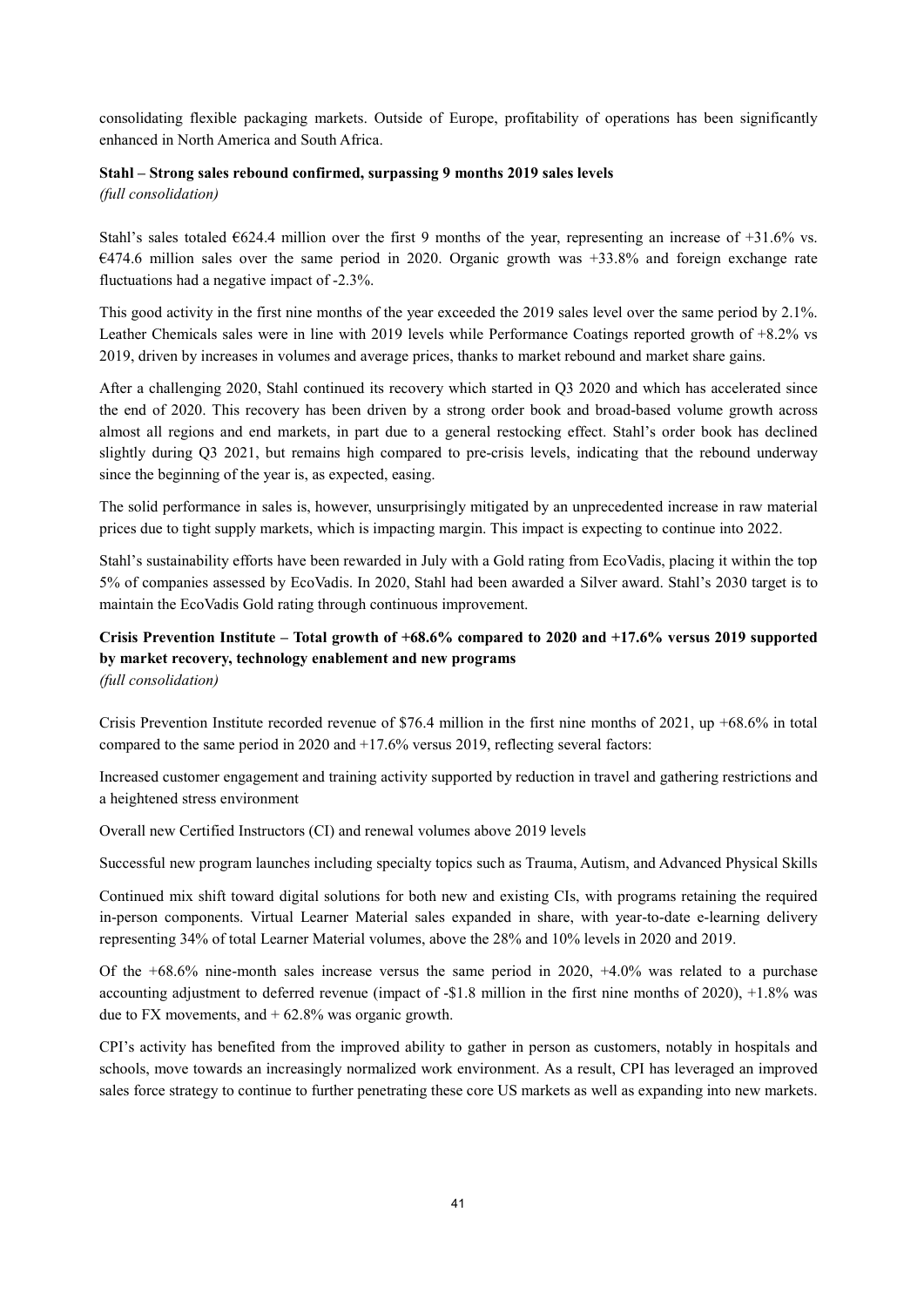consolidating flexible packaging markets. Outside of Europe, profitability of operations has been significantly enhanced in North America and South Africa.

**Stahl – Strong sales rebound confirmed, surpassing 9 months 2019 sales levels**
*(full consolidation)*

Stahl's sales totaled €624.4 million over the first 9 months of the year, representing an increase of +31.6% vs. €474.6 million sales over the same period in 2020. Organic growth was +33.8% and foreign exchange rate fluctuations had a negative impact of -2.3%.

This good activity in the first nine months of the year exceeded the 2019 sales level over the same period by 2.1%. Leather Chemicals sales were in line with 2019 levels while Performance Coatings reported growth of +8.2% vs 2019, driven by increases in volumes and average prices, thanks to market rebound and market share gains.

After a challenging 2020, Stahl continued its recovery which started in Q3 2020 and which has accelerated since the end of 2020. This recovery has been driven by a strong order book and broad-based volume growth across almost all regions and end markets, in part due to a general restocking effect. Stahl's order book has declined slightly during Q3 2021, but remains high compared to pre-crisis levels, indicating that the rebound underway since the beginning of the year is, as expected, easing.

The solid performance in sales is, however, unsurprisingly mitigated by an unprecedented increase in raw material prices due to tight supply markets, which is impacting margin. This impact is expecting to continue into 2022.

Stahl's sustainability efforts have been rewarded in July with a Gold rating from EcoVadis, placing it within the top 5% of companies assessed by EcoVadis. In 2020, Stahl had been awarded a Silver award. Stahl's 2030 target is to maintain the EcoVadis Gold rating through continuous improvement.

**Crisis Prevention Institute – Total growth of +68.6% compared to 2020 and +17.6% versus 2019 supported by market recovery, technology enablement and new programs**
*(full consolidation)*

Crisis Prevention Institute recorded revenue of $76.4 million in the first nine months of 2021, up +68.6% in total compared to the same period in 2020 and +17.6% versus 2019, reflecting several factors:

Increased customer engagement and training activity supported by reduction in travel and gathering restrictions and a heightened stress environment

Overall new Certified Instructors (CI) and renewal volumes above 2019 levels

Successful new program launches including specialty topics such as Trauma, Autism, and Advanced Physical Skills

Continued mix shift toward digital solutions for both new and existing CIs, with programs retaining the required in-person components. Virtual Learner Material sales expanded in share, with year-to-date e-learning delivery representing 34% of total Learner Material volumes, above the 28% and 10% levels in 2020 and 2019.

Of the +68.6% nine-month sales increase versus the same period in 2020, +4.0% was related to a purchase accounting adjustment to deferred revenue (impact of -$1.8 million in the first nine months of 2020), +1.8% was due to FX movements, and + 62.8% was organic growth.

CPI's activity has benefited from the improved ability to gather in person as customers, notably in hospitals and schools, move towards an increasingly normalized work environment. As a result, CPI has leveraged an improved sales force strategy to continue to further penetrating these core US markets as well as expanding into new markets.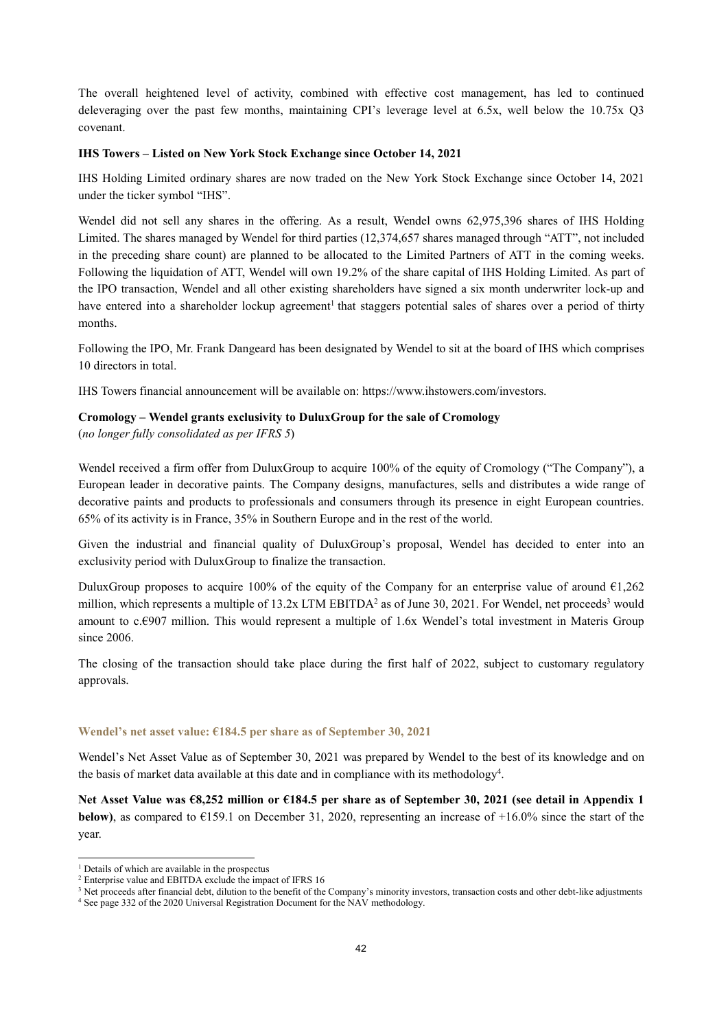The overall heightened level of activity, combined with effective cost management, has led to continued deleveraging over the past few months, maintaining CPI's leverage level at 6.5x, well below the 10.75x Q3 covenant.

**IHS Towers – Listed on New York Stock Exchange since October 14, 2021**

IHS Holding Limited ordinary shares are now traded on the New York Stock Exchange since October 14, 2021 under the ticker symbol "IHS".

Wendel did not sell any shares in the offering. As a result, Wendel owns 62,975,396 shares of IHS Holding Limited. The shares managed by Wendel for third parties (12,374,657 shares managed through "ATT", not included in the preceding share count) are planned to be allocated to the Limited Partners of ATT in the coming weeks. Following the liquidation of ATT, Wendel will own 19.2% of the share capital of IHS Holding Limited. As part of the IPO transaction, Wendel and all other existing shareholders have signed a six month underwriter lock-up and have entered into a shareholder lockup agreement[1] that staggers potential sales of shares over a period of thirty months.

Following the IPO, Mr. Frank Dangeard has been designated by Wendel to sit at the board of IHS which comprises 10 directors in total.

IHS Towers financial announcement will be available on: https://www.ihstowers.com/investors.

**Cromology – Wendel grants exclusivity to DuluxGroup for the sale of Cromology**
(*no longer fully consolidated as per IFRS 5*)

Wendel received a firm offer from DuluxGroup to acquire 100% of the equity of Cromology ("The Company"), a European leader in decorative paints. The Company designs, manufactures, sells and distributes a wide range of decorative paints and products to professionals and consumers through its presence in eight European countries. 65% of its activity is in France, 35% in Southern Europe and in the rest of the world.

Given the industrial and financial quality of DuluxGroup's proposal, Wendel has decided to enter into an exclusivity period with DuluxGroup to finalize the transaction.

DuluxGroup proposes to acquire 100% of the equity of the Company for an enterprise value of around €1,262 million, which represents a multiple of 13.2x LTM EBITDA[2] as of June 30, 2021. For Wendel, net proceeds[3] would amount to c.€907 million. This would represent a multiple of 1.6x Wendel's total investment in Materis Group since 2006.

The closing of the transaction should take place during the first half of 2022, subject to customary regulatory approvals.

## Wendel's net asset value: €184.5 per share as of September 30, 2021

Wendel's Net Asset Value as of September 30, 2021 was prepared by Wendel to the best of its knowledge and on the basis of market data available at this date and in compliance with its methodology[4].

**Net Asset Value was €8,252 million or €184.5 per share as of September 30, 2021 (see detail in Appendix 1 below)**, as compared to €159.1 on December 31, 2020, representing an increase of +16.0% since the start of the year.

---

[1] Details of which are available in the prospectus
[2] Enterprise value and EBITDA exclude the impact of IFRS 16
[3] Net proceeds after financial debt, dilution to the benefit of the Company's minority investors, transaction costs and other debt-like adjustments
[4] See page 332 of the 2020 Universal Registration Document for the NAV methodology.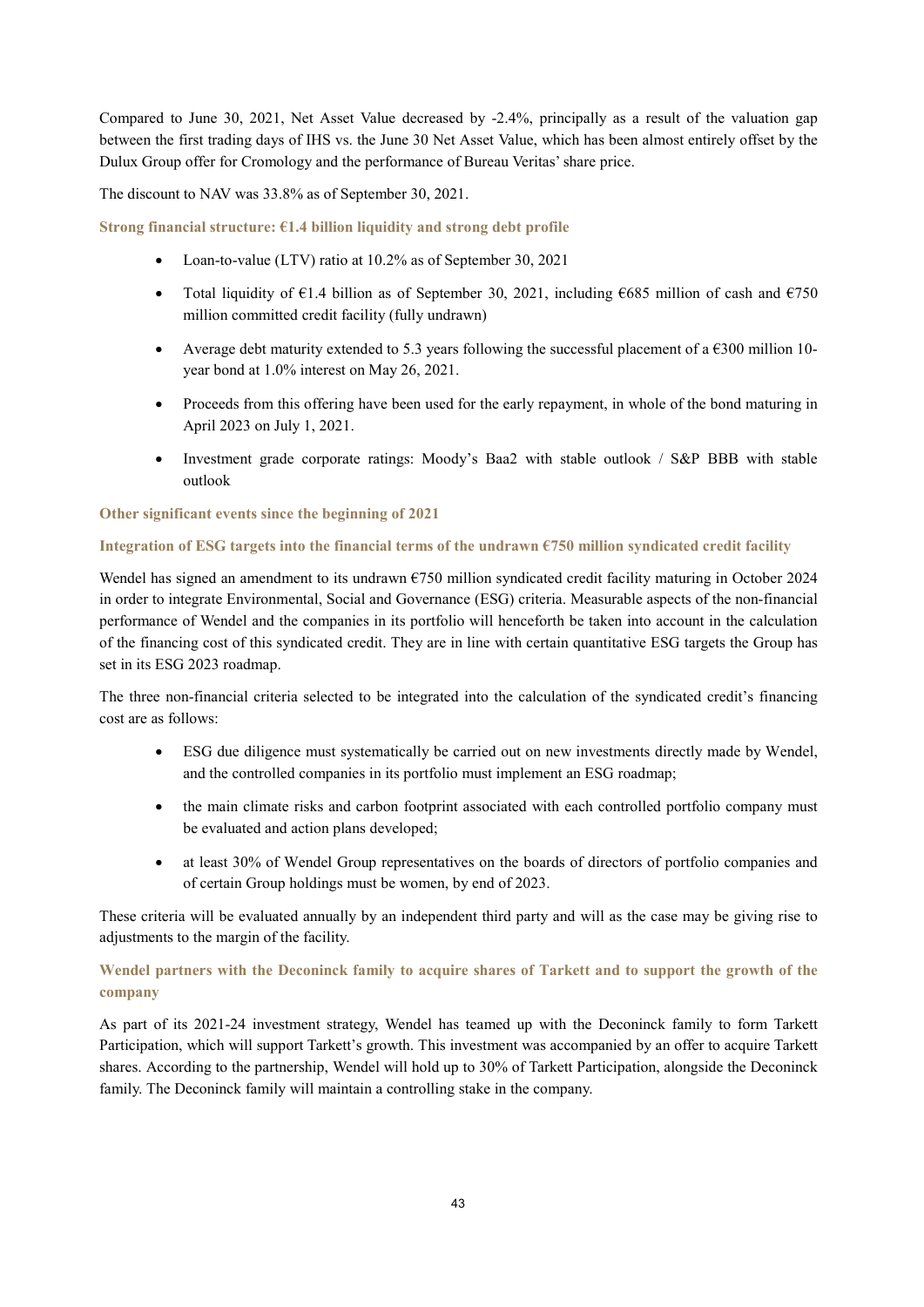Compared to June 30, 2021, Net Asset Value decreased by -2.4%, principally as a result of the valuation gap between the first trading days of IHS vs. the June 30 Net Asset Value, which has been almost entirely offset by the Dulux Group offer for Cromology and the performance of Bureau Veritas' share price.

The discount to NAV was 33.8% as of September 30, 2021.

### Strong financial structure: €1.4 billion liquidity and strong debt profile

- Loan-to-value (LTV) ratio at 10.2% as of September 30, 2021
- Total liquidity of €1.4 billion as of September 30, 2021, including €685 million of cash and €750 million committed credit facility (fully undrawn)
- Average debt maturity extended to 5.3 years following the successful placement of a €300 million 10-year bond at 1.0% interest on May 26, 2021.
- Proceeds from this offering have been used for the early repayment, in whole of the bond maturing in April 2023 on July 1, 2021.
- Investment grade corporate ratings: Moody's Baa2 with stable outlook / S&P BBB with stable outlook

### Other significant events since the beginning of 2021

#### Integration of ESG targets into the financial terms of the undrawn €750 million syndicated credit facility

Wendel has signed an amendment to its undrawn €750 million syndicated credit facility maturing in October 2024 in order to integrate Environmental, Social and Governance (ESG) criteria. Measurable aspects of the non-financial performance of Wendel and the companies in its portfolio will henceforth be taken into account in the calculation of the financing cost of this syndicated credit. They are in line with certain quantitative ESG targets the Group has set in its ESG 2023 roadmap.

The three non-financial criteria selected to be integrated into the calculation of the syndicated credit's financing cost are as follows:

- ESG due diligence must systematically be carried out on new investments directly made by Wendel, and the controlled companies in its portfolio must implement an ESG roadmap;
- the main climate risks and carbon footprint associated with each controlled portfolio company must be evaluated and action plans developed;
- at least 30% of Wendel Group representatives on the boards of directors of portfolio companies and of certain Group holdings must be women, by end of 2023.

These criteria will be evaluated annually by an independent third party and will as the case may be giving rise to adjustments to the margin of the facility.

#### Wendel partners with the Deconinck family to acquire shares of Tarkett and to support the growth of the company

As part of its 2021-24 investment strategy, Wendel has teamed up with the Deconinck family to form Tarkett Participation, which will support Tarkett's growth. This investment was accompanied by an offer to acquire Tarkett shares. According to the partnership, Wendel will hold up to 30% of Tarkett Participation, alongside the Deconinck family. The Deconinck family will maintain a controlling stake in the company.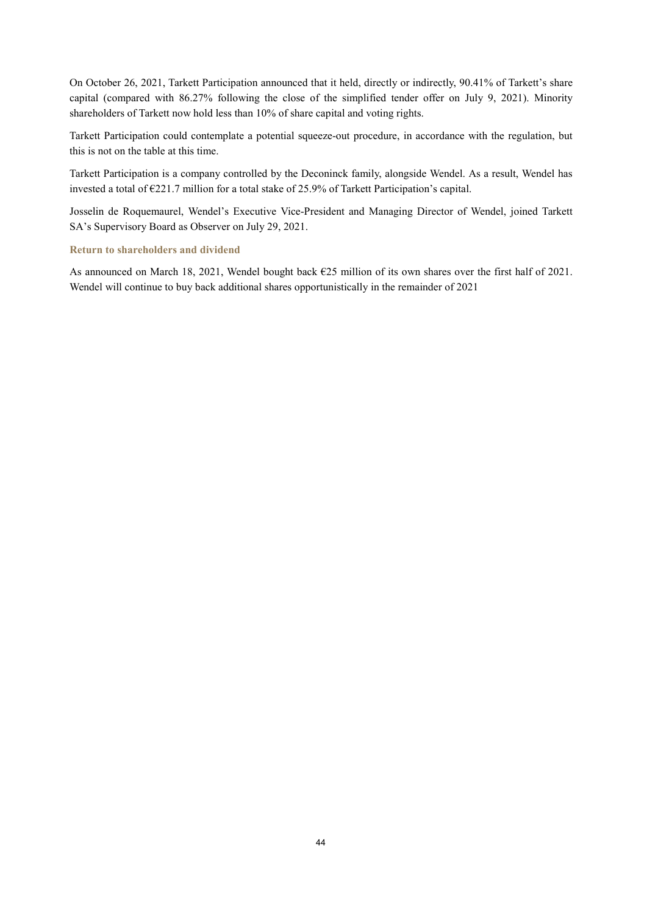On October 26, 2021, Tarkett Participation announced that it held, directly or indirectly, 90.41% of Tarkett's share capital (compared with 86.27% following the close of the simplified tender offer on July 9, 2021). Minority shareholders of Tarkett now hold less than 10% of share capital and voting rights.

Tarkett Participation could contemplate a potential squeeze-out procedure, in accordance with the regulation, but this is not on the table at this time.

Tarkett Participation is a company controlled by the Deconinck family, alongside Wendel. As a result, Wendel has invested a total of €221.7 million for a total stake of 25.9% of Tarkett Participation's capital.

Josselin de Roquemaurel, Wendel's Executive Vice-President and Managing Director of Wendel, joined Tarkett SA's Supervisory Board as Observer on July 29, 2021.

### Return to shareholders and dividend

As announced on March 18, 2021, Wendel bought back €25 million of its own shares over the first half of 2021. Wendel will continue to buy back additional shares opportunistically in the remainder of 2021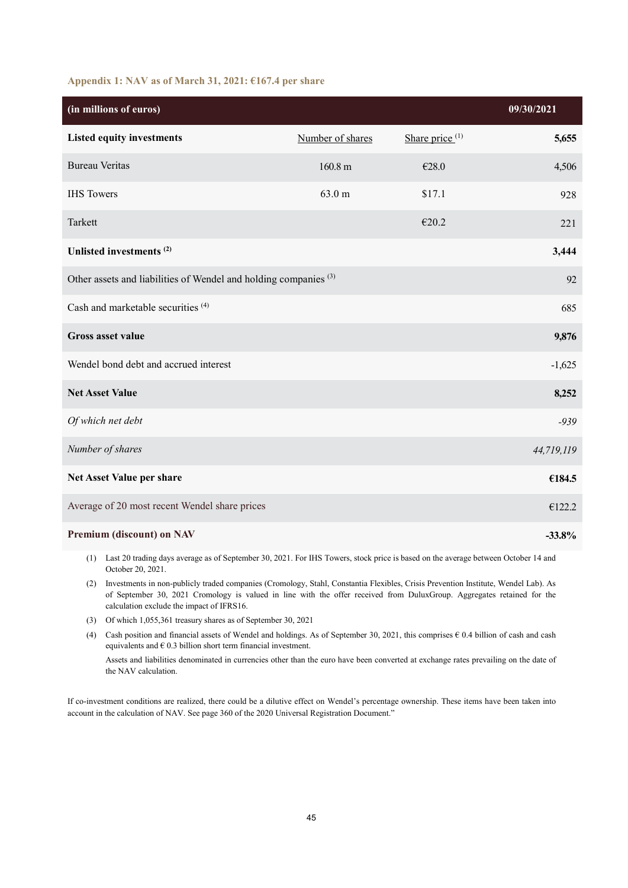### Appendix 1: NAV as of March 31, 2021: €167.4 per share

| (in millions of euros) | | | 09/30/2021 |
|---|---|---|---|
| **Listed equity investments** | Number of shares | Share price [(1)] | **5,655** |
| Bureau Veritas | 160.8 m | €28.0 | 4,506 |
| IHS Towers | 63.0 m | $17.1 | 928 |
| Tarkett | | €20.2 | 221 |
| **Unlisted investments [(2)]** | | | **3,444** |
| Other assets and liabilities of Wendel and holding companies [(3)] | | | 92 |
| Cash and marketable securities [(4)] | | | 685 |
| **Gross asset value** | | | **9,876** |
| Wendel bond debt and accrued interest | | | -1,625 |
| **Net Asset Value** | | | **8,252** |
| *Of which net debt* | | | *-939* |
| *Number of shares* | | | *44,719,119* |
| **Net Asset Value per share** | | | **€184.5** |
| Average of 20 most recent Wendel share prices | | | €122.2 |
| **Premium (discount) on NAV** | | | **-33.8%** |

(1) Last 20 trading days average as of September 30, 2021. For IHS Towers, stock price is based on the average between October 14 and October 20, 2021.

(2) Investments in non-publicly traded companies (Cromology, Stahl, Constantia Flexibles, Crisis Prevention Institute, Wendel Lab). As of September 30, 2021 Cromology is valued in line with the offer received from DuluxGroup. Aggregates retained for the calculation exclude the impact of IFRS16.

(3) Of which 1,055,361 treasury shares as of September 30, 2021

(4) Cash position and financial assets of Wendel and holdings. As of September 30, 2021, this comprises € 0.4 billion of cash and cash equivalents and € 0.3 billion short term financial investment.

Assets and liabilities denominated in currencies other than the euro have been converted at exchange rates prevailing on the date of the NAV calculation.

If co-investment conditions are realized, there could be a dilutive effect on Wendel's percentage ownership. These items have been taken into account in the calculation of NAV. See page 360 of the 2020 Universal Registration Document."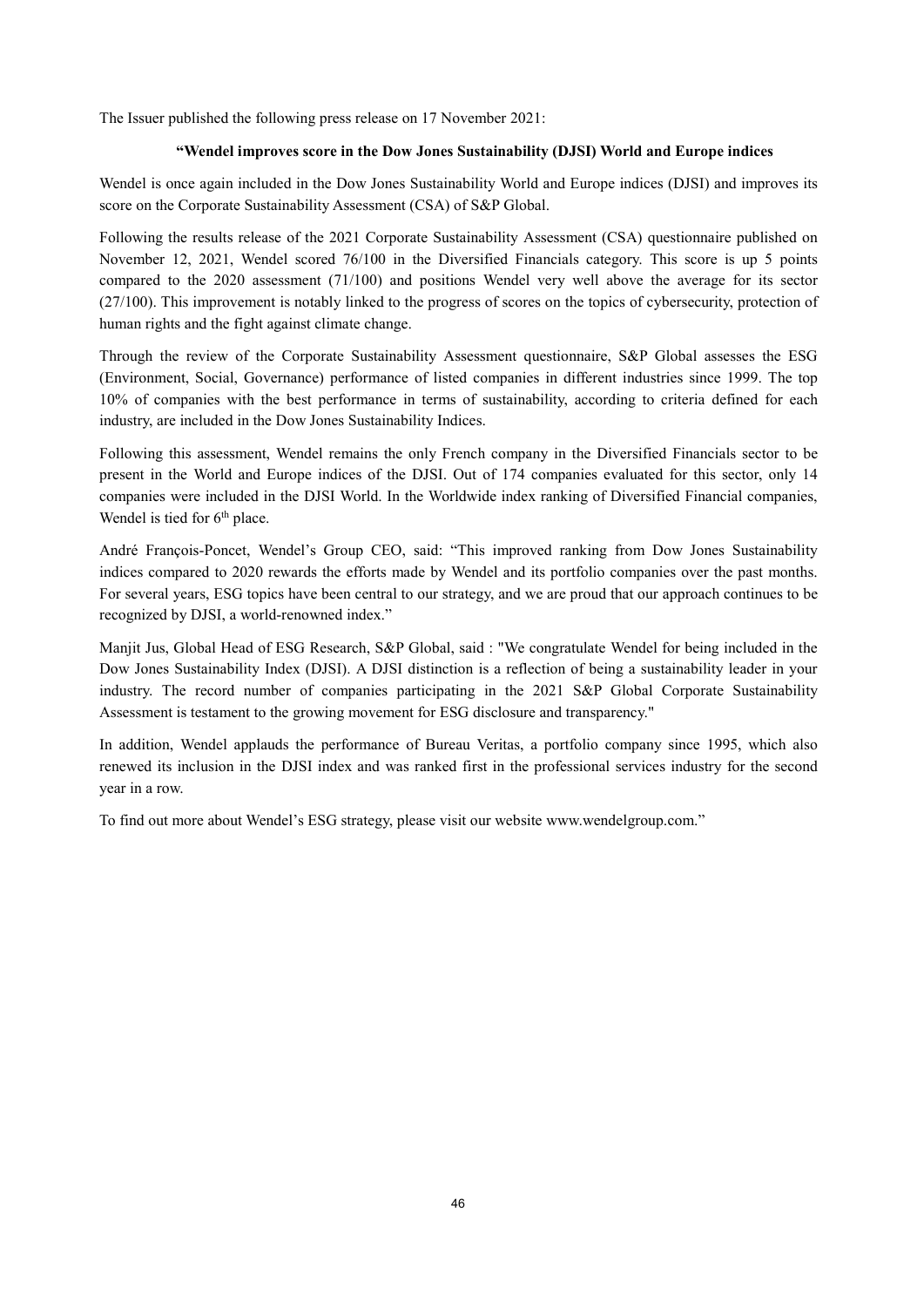The Issuer published the following press release on 17 November 2021:

**"Wendel improves score in the Dow Jones Sustainability (DJSI) World and Europe indices**

Wendel is once again included in the Dow Jones Sustainability World and Europe indices (DJSI) and improves its score on the Corporate Sustainability Assessment (CSA) of S&P Global.

Following the results release of the 2021 Corporate Sustainability Assessment (CSA) questionnaire published on November 12, 2021, Wendel scored 76/100 in the Diversified Financials category. This score is up 5 points compared to the 2020 assessment (71/100) and positions Wendel very well above the average for its sector (27/100). This improvement is notably linked to the progress of scores on the topics of cybersecurity, protection of human rights and the fight against climate change.

Through the review of the Corporate Sustainability Assessment questionnaire, S&P Global assesses the ESG (Environment, Social, Governance) performance of listed companies in different industries since 1999. The top 10% of companies with the best performance in terms of sustainability, according to criteria defined for each industry, are included in the Dow Jones Sustainability Indices.

Following this assessment, Wendel remains the only French company in the Diversified Financials sector to be present in the World and Europe indices of the DJSI. Out of 174 companies evaluated for this sector, only 14 companies were included in the DJSI World. In the Worldwide index ranking of Diversified Financial companies, Wendel is tied for 6th place.

André François-Poncet, Wendel's Group CEO, said: "This improved ranking from Dow Jones Sustainability indices compared to 2020 rewards the efforts made by Wendel and its portfolio companies over the past months. For several years, ESG topics have been central to our strategy, and we are proud that our approach continues to be recognized by DJSI, a world-renowned index."

Manjit Jus, Global Head of ESG Research, S&P Global, said : "We congratulate Wendel for being included in the Dow Jones Sustainability Index (DJSI). A DJSI distinction is a reflection of being a sustainability leader in your industry. The record number of companies participating in the 2021 S&P Global Corporate Sustainability Assessment is testament to the growing movement for ESG disclosure and transparency."

In addition, Wendel applauds the performance of Bureau Veritas, a portfolio company since 1995, which also renewed its inclusion in the DJSI index and was ranked first in the professional services industry for the second year in a row.

To find out more about Wendel's ESG strategy, please visit our website www.wendelgroup.com."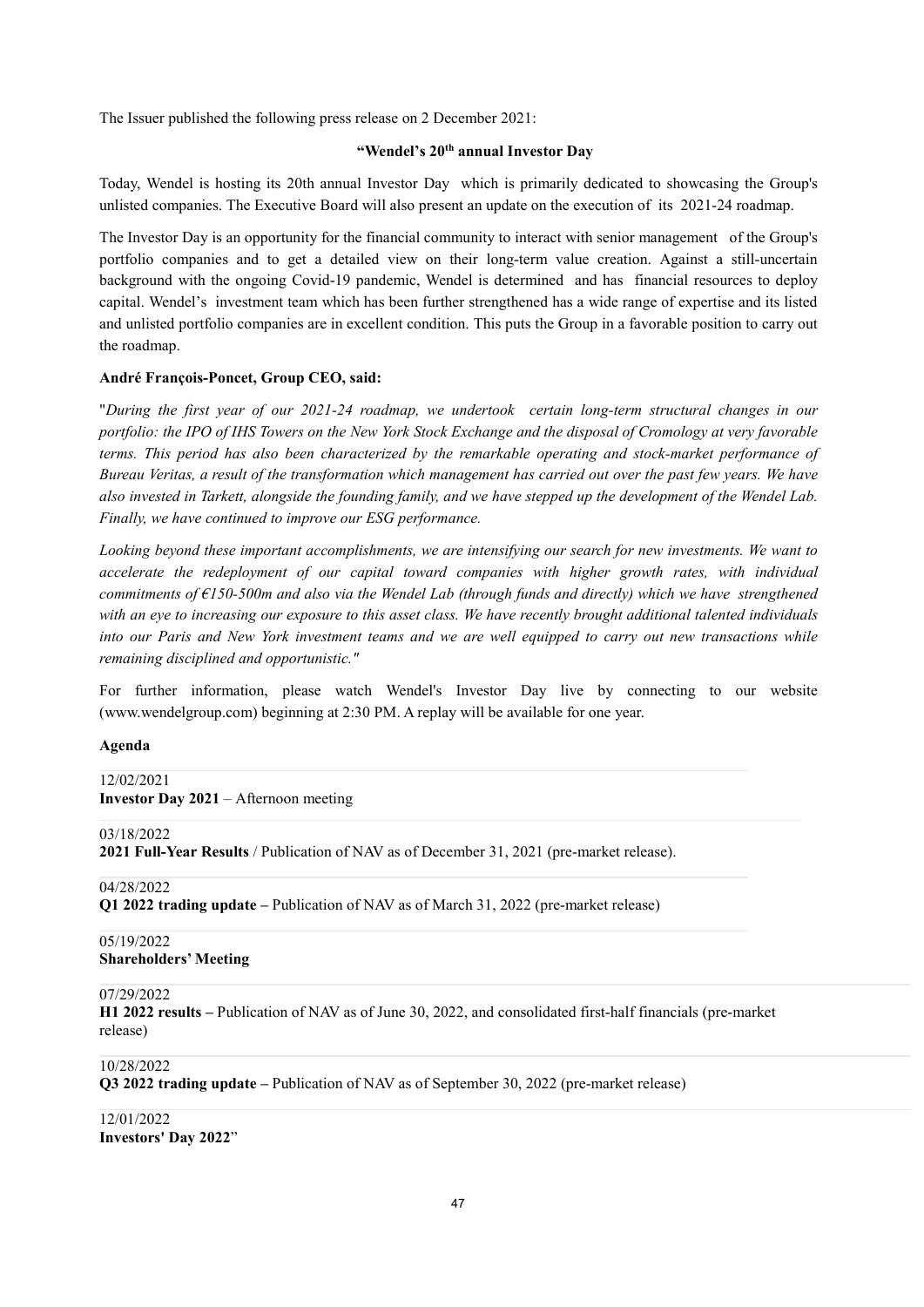The Issuer published the following press release on 2 December 2021:

**"Wendel's 20th annual Investor Day**

Today, Wendel is hosting its 20th annual Investor Day which is primarily dedicated to showcasing the Group's unlisted companies. The Executive Board will also present an update on the execution of its 2021-24 roadmap.

The Investor Day is an opportunity for the financial community to interact with senior management of the Group's portfolio companies and to get a detailed view on their long-term value creation. Against a still-uncertain background with the ongoing Covid-19 pandemic, Wendel is determined and has financial resources to deploy capital. Wendel's investment team which has been further strengthened has a wide range of expertise and its listed and unlisted portfolio companies are in excellent condition. This puts the Group in a favorable position to carry out the roadmap.

**André François-Poncet, Group CEO, said:**

"*During the first year of our 2021-24 roadmap, we undertook certain long-term structural changes in our portfolio: the IPO of IHS Towers on the New York Stock Exchange and the disposal of Cromology at very favorable terms. This period has also been characterized by the remarkable operating and stock-market performance of Bureau Veritas, a result of the transformation which management has carried out over the past few years. We have also invested in Tarkett, alongside the founding family, and we have stepped up the development of the Wendel Lab. Finally, we have continued to improve our ESG performance.*

*Looking beyond these important accomplishments, we are intensifying our search for new investments. We want to accelerate the redeployment of our capital toward companies with higher growth rates, with individual commitments of €150-500m and also via the Wendel Lab (through funds and directly) which we have strengthened with an eye to increasing our exposure to this asset class. We have recently brought additional talented individuals into our Paris and New York investment teams and we are well equipped to carry out new transactions while remaining disciplined and opportunistic."*

For further information, please watch Wendel's Investor Day live by connecting to our website (www.wendelgroup.com) beginning at 2:30 PM. A replay will be available for one year.

**Agenda**

12/02/2021
**Investor Day 2021** – Afternoon meeting

03/18/2022
**2021 Full-Year Results** / Publication of NAV as of December 31, 2021 (pre-market release).

04/28/2022
**Q1 2022 trading update –** Publication of NAV as of March 31, 2022 (pre-market release)

05/19/2022
**Shareholders' Meeting**

07/29/2022
**H1 2022 results –** Publication of NAV as of June 30, 2022, and consolidated first-half financials (pre-market release)

10/28/2022
**Q3 2022 trading update –** Publication of NAV as of September 30, 2022 (pre-market release)

12/01/2022
**Investors' Day 2022**"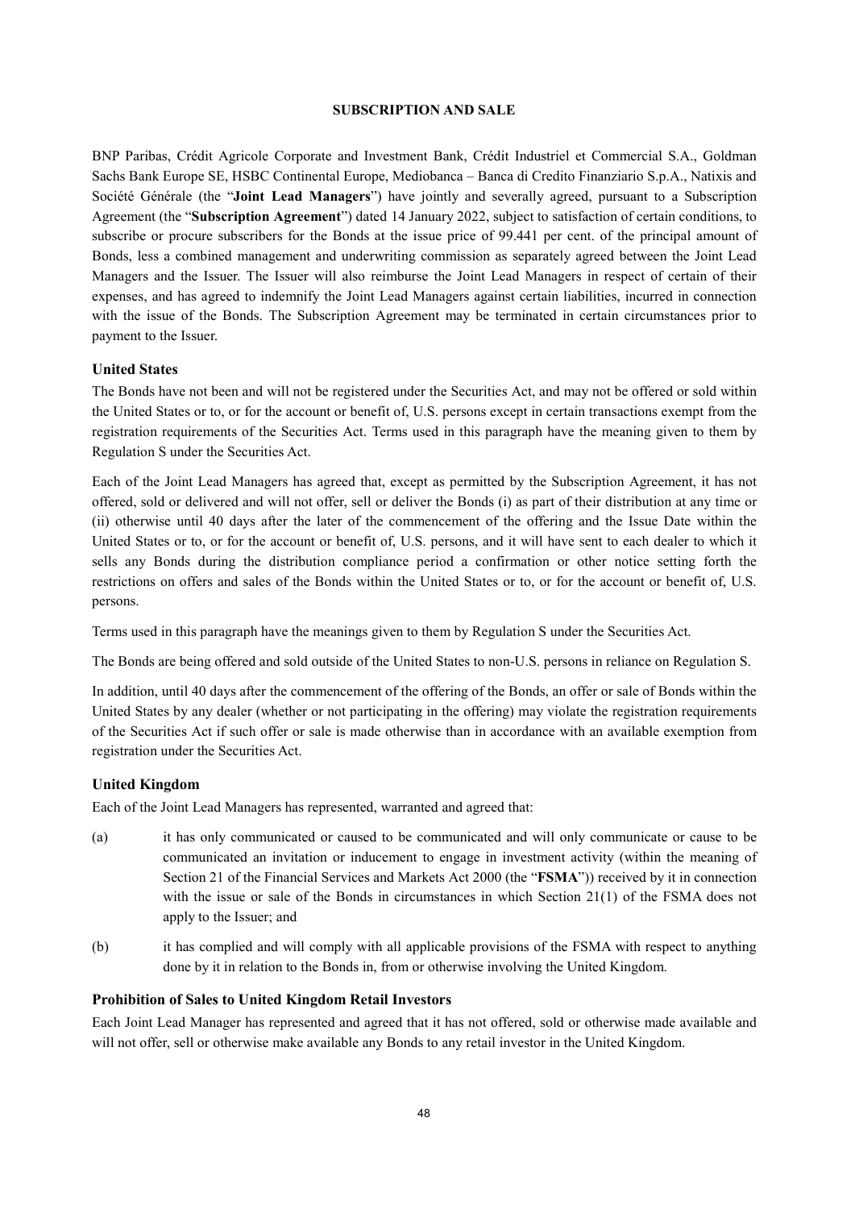## SUBSCRIPTION AND SALE

BNP Paribas, Crédit Agricole Corporate and Investment Bank, Crédit Industriel et Commercial S.A., Goldman Sachs Bank Europe SE, HSBC Continental Europe, Mediobanca – Banca di Credito Finanziario S.p.A., Natixis and Société Générale (the "**Joint Lead Managers**") have jointly and severally agreed, pursuant to a Subscription Agreement (the "**Subscription Agreement**") dated 14 January 2022, subject to satisfaction of certain conditions, to subscribe or procure subscribers for the Bonds at the issue price of 99.441 per cent. of the principal amount of Bonds, less a combined management and underwriting commission as separately agreed between the Joint Lead Managers and the Issuer. The Issuer will also reimburse the Joint Lead Managers in respect of certain of their expenses, and has agreed to indemnify the Joint Lead Managers against certain liabilities, incurred in connection with the issue of the Bonds. The Subscription Agreement may be terminated in certain circumstances prior to payment to the Issuer.

### United States

The Bonds have not been and will not be registered under the Securities Act, and may not be offered or sold within the United States or to, or for the account or benefit of, U.S. persons except in certain transactions exempt from the registration requirements of the Securities Act. Terms used in this paragraph have the meaning given to them by Regulation S under the Securities Act.

Each of the Joint Lead Managers has agreed that, except as permitted by the Subscription Agreement, it has not offered, sold or delivered and will not offer, sell or deliver the Bonds (i) as part of their distribution at any time or (ii) otherwise until 40 days after the later of the commencement of the offering and the Issue Date within the United States or to, or for the account or benefit of, U.S. persons, and it will have sent to each dealer to which it sells any Bonds during the distribution compliance period a confirmation or other notice setting forth the restrictions on offers and sales of the Bonds within the United States or to, or for the account or benefit of, U.S. persons.

Terms used in this paragraph have the meanings given to them by Regulation S under the Securities Act.

The Bonds are being offered and sold outside of the United States to non-U.S. persons in reliance on Regulation S.

In addition, until 40 days after the commencement of the offering of the Bonds, an offer or sale of Bonds within the United States by any dealer (whether or not participating in the offering) may violate the registration requirements of the Securities Act if such offer or sale is made otherwise than in accordance with an available exemption from registration under the Securities Act.

### United Kingdom

Each of the Joint Lead Managers has represented, warranted and agreed that:

(a) it has only communicated or caused to be communicated and will only communicate or cause to be communicated an invitation or inducement to engage in investment activity (within the meaning of Section 21 of the Financial Services and Markets Act 2000 (the "**FSMA**")) received by it in connection with the issue or sale of the Bonds in circumstances in which Section 21(1) of the FSMA does not apply to the Issuer; and

(b) it has complied and will comply with all applicable provisions of the FSMA with respect to anything done by it in relation to the Bonds in, from or otherwise involving the United Kingdom.

### Prohibition of Sales to United Kingdom Retail Investors

Each Joint Lead Manager has represented and agreed that it has not offered, sold or otherwise made available and will not offer, sell or otherwise make available any Bonds to any retail investor in the United Kingdom.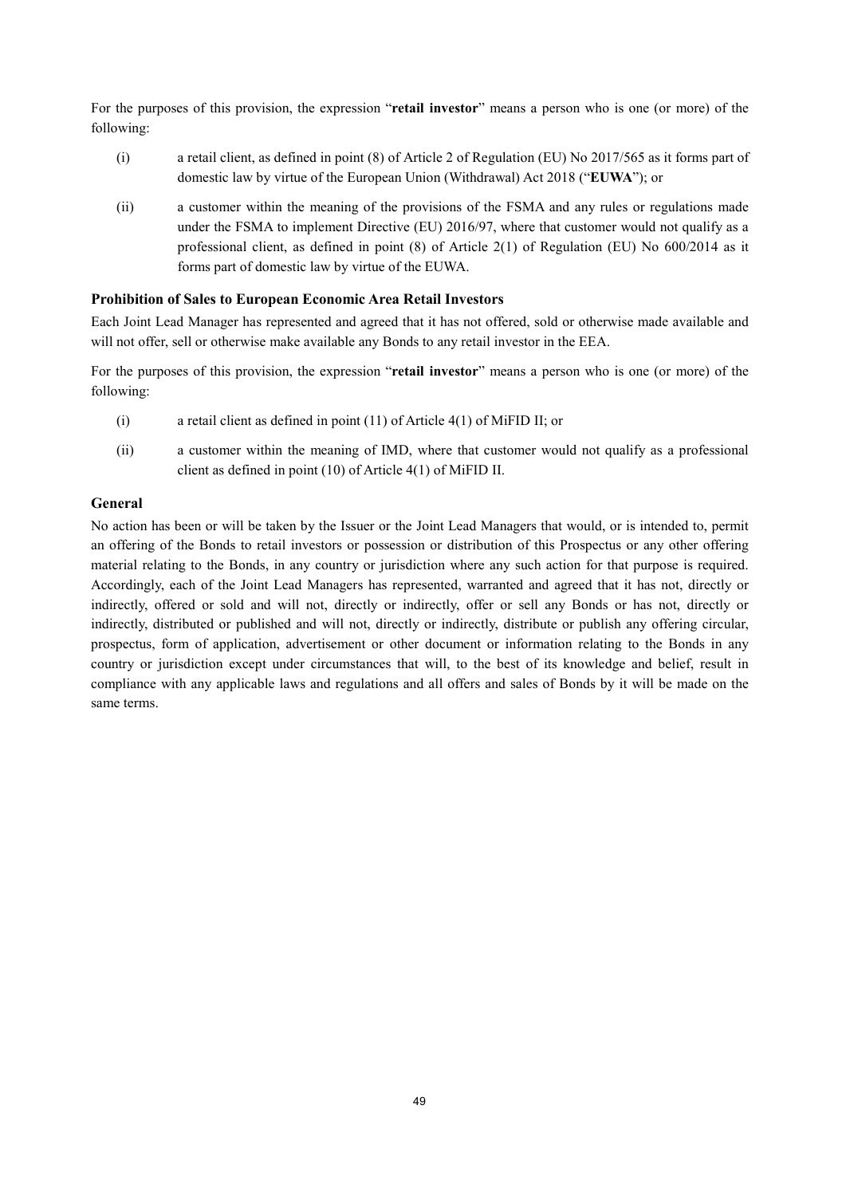For the purposes of this provision, the expression "**retail investor**" means a person who is one (or more) of the following:

(i) a retail client, as defined in point (8) of Article 2 of Regulation (EU) No 2017/565 as it forms part of domestic law by virtue of the European Union (Withdrawal) Act 2018 ("**EUWA**"); or

(ii) a customer within the meaning of the provisions of the FSMA and any rules or regulations made under the FSMA to implement Directive (EU) 2016/97, where that customer would not qualify as a professional client, as defined in point (8) of Article 2(1) of Regulation (EU) No 600/2014 as it forms part of domestic law by virtue of the EUWA.

### Prohibition of Sales to European Economic Area Retail Investors

Each Joint Lead Manager has represented and agreed that it has not offered, sold or otherwise made available and will not offer, sell or otherwise make available any Bonds to any retail investor in the EEA.

For the purposes of this provision, the expression "**retail investor**" means a person who is one (or more) of the following:

(i) a retail client as defined in point (11) of Article 4(1) of MiFID II; or

(ii) a customer within the meaning of IMD, where that customer would not qualify as a professional client as defined in point (10) of Article 4(1) of MiFID II.

### General

No action has been or will be taken by the Issuer or the Joint Lead Managers that would, or is intended to, permit an offering of the Bonds to retail investors or possession or distribution of this Prospectus or any other offering material relating to the Bonds, in any country or jurisdiction where any such action for that purpose is required. Accordingly, each of the Joint Lead Managers has represented, warranted and agreed that it has not, directly or indirectly, offered or sold and will not, directly or indirectly, offer or sell any Bonds or has not, directly or indirectly, distributed or published and will not, directly or indirectly, distribute or publish any offering circular, prospectus, form of application, advertisement or other document or information relating to the Bonds in any country or jurisdiction except under circumstances that will, to the best of its knowledge and belief, result in compliance with any applicable laws and regulations and all offers and sales of Bonds by it will be made on the same terms.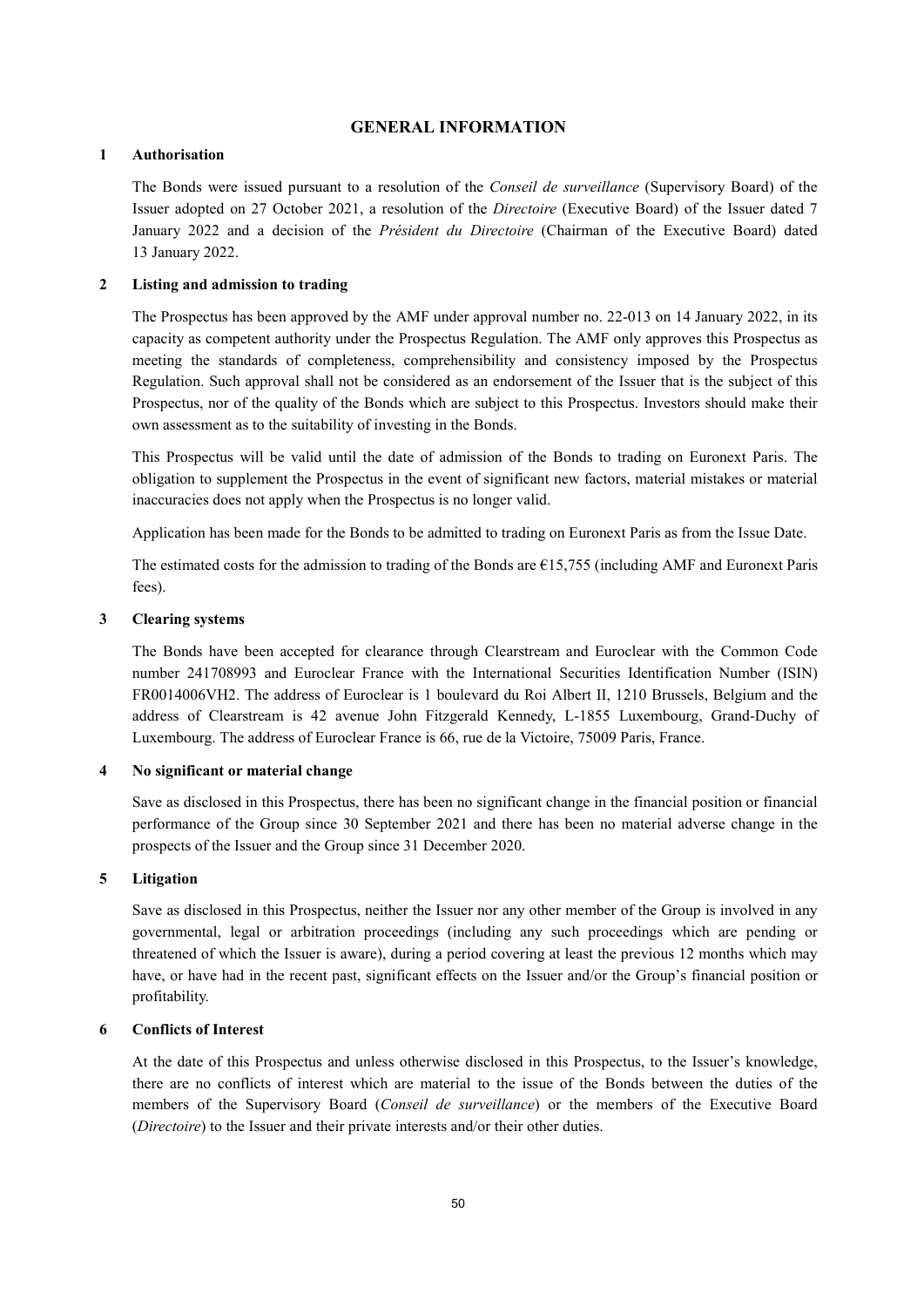# GENERAL INFORMATION

## 1 Authorisation

The Bonds were issued pursuant to a resolution of the *Conseil de surveillance* (Supervisory Board) of the Issuer adopted on 27 October 2021, a resolution of the *Directoire* (Executive Board) of the Issuer dated 7 January 2022 and a decision of the *Président du Directoire* (Chairman of the Executive Board) dated 13 January 2022.

## 2 Listing and admission to trading

The Prospectus has been approved by the AMF under approval number no. 22-013 on 14 January 2022, in its capacity as competent authority under the Prospectus Regulation. The AMF only approves this Prospectus as meeting the standards of completeness, comprehensibility and consistency imposed by the Prospectus Regulation. Such approval shall not be considered as an endorsement of the Issuer that is the subject of this Prospectus, nor of the quality of the Bonds which are subject to this Prospectus. Investors should make their own assessment as to the suitability of investing in the Bonds.

This Prospectus will be valid until the date of admission of the Bonds to trading on Euronext Paris. The obligation to supplement the Prospectus in the event of significant new factors, material mistakes or material inaccuracies does not apply when the Prospectus is no longer valid.

Application has been made for the Bonds to be admitted to trading on Euronext Paris as from the Issue Date.

The estimated costs for the admission to trading of the Bonds are €15,755 (including AMF and Euronext Paris fees).

## 3 Clearing systems

The Bonds have been accepted for clearance through Clearstream and Euroclear with the Common Code number 241708993 and Euroclear France with the International Securities Identification Number (ISIN) FR0014006VH2. The address of Euroclear is 1 boulevard du Roi Albert II, 1210 Brussels, Belgium and the address of Clearstream is 42 avenue John Fitzgerald Kennedy, L-1855 Luxembourg, Grand-Duchy of Luxembourg. The address of Euroclear France is 66, rue de la Victoire, 75009 Paris, France.

## 4 No significant or material change

Save as disclosed in this Prospectus, there has been no significant change in the financial position or financial performance of the Group since 30 September 2021 and there has been no material adverse change in the prospects of the Issuer and the Group since 31 December 2020.

## 5 Litigation

Save as disclosed in this Prospectus, neither the Issuer nor any other member of the Group is involved in any governmental, legal or arbitration proceedings (including any such proceedings which are pending or threatened of which the Issuer is aware), during a period covering at least the previous 12 months which may have, or have had in the recent past, significant effects on the Issuer and/or the Group's financial position or profitability.

## 6 Conflicts of Interest

At the date of this Prospectus and unless otherwise disclosed in this Prospectus, to the Issuer's knowledge, there are no conflicts of interest which are material to the issue of the Bonds between the duties of the members of the Supervisory Board (*Conseil de surveillance*) or the members of the Executive Board (*Directoire*) to the Issuer and their private interests and/or their other duties.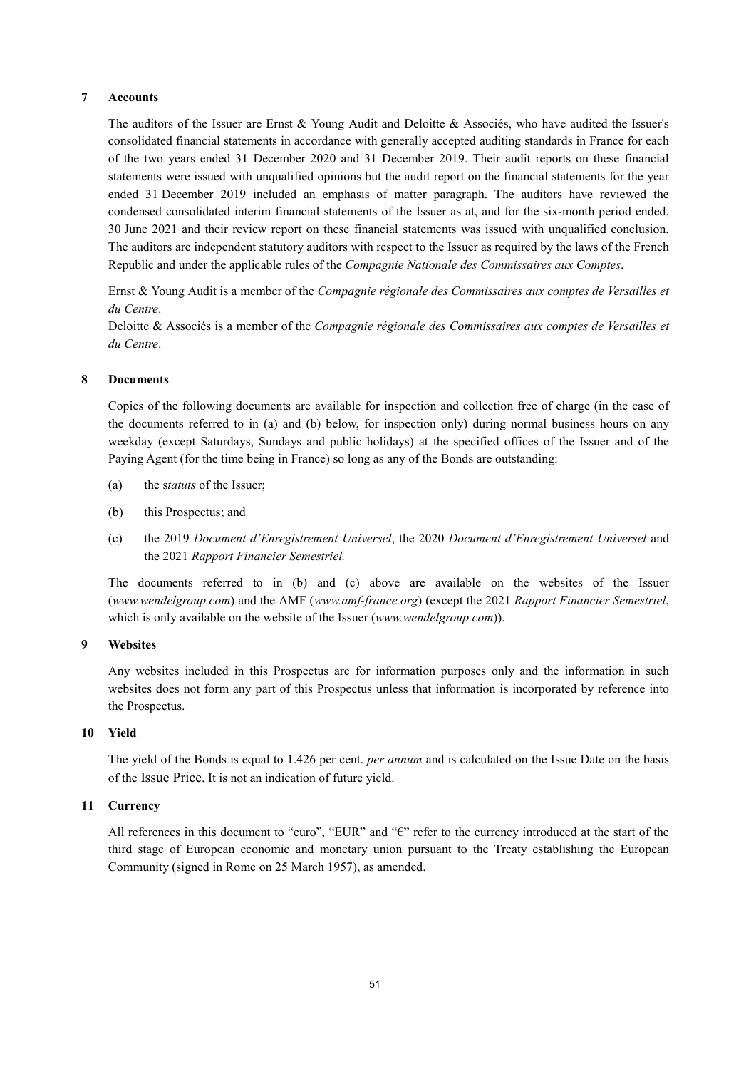## 7 Accounts

The auditors of the Issuer are Ernst & Young Audit and Deloitte & Associés, who have audited the Issuer's consolidated financial statements in accordance with generally accepted auditing standards in France for each of the two years ended 31 December 2020 and 31 December 2019. Their audit reports on these financial statements were issued with unqualified opinions but the audit report on the financial statements for the year ended 31 December 2019 included an emphasis of matter paragraph. The auditors have reviewed the condensed consolidated interim financial statements of the Issuer as at, and for the six-month period ended, 30 June 2021 and their review report on these financial statements was issued with unqualified conclusion. The auditors are independent statutory auditors with respect to the Issuer as required by the laws of the French Republic and under the applicable rules of the *Compagnie Nationale des Commissaires aux Comptes*.

Ernst & Young Audit is a member of the *Compagnie régionale des Commissaires aux comptes de Versailles et du Centre*.

Deloitte & Associés is a member of the *Compagnie régionale des Commissaires aux comptes de Versailles et du Centre*.

## 8 Documents

Copies of the following documents are available for inspection and collection free of charge (in the case of the documents referred to in (a) and (b) below, for inspection only) during normal business hours on any weekday (except Saturdays, Sundays and public holidays) at the specified offices of the Issuer and of the Paying Agent (for the time being in France) so long as any of the Bonds are outstanding:

(a) the s*tatuts* of the Issuer;

(b) this Prospectus; and

(c) the 2019 *Document d'Enregistrement Universel*, the 2020 *Document d'Enregistrement Universel* and the 2021 *Rapport Financier Semestriel.*

The documents referred to in (b) and (c) above are available on the websites of the Issuer (*www.wendelgroup.com*) and the AMF (*www.amf-france.org*) (except the 2021 *Rapport Financier Semestriel*, which is only available on the website of the Issuer (*www.wendelgroup.com*)).

## 9 Websites

Any websites included in this Prospectus are for information purposes only and the information in such websites does not form any part of this Prospectus unless that information is incorporated by reference into the Prospectus.

## 10 Yield

The yield of the Bonds is equal to 1.426 per cent. *per annum* and is calculated on the Issue Date on the basis of the Issue Price. It is not an indication of future yield.

## 11 Currency

All references in this document to "euro", "EUR" and "€" refer to the currency introduced at the start of the third stage of European economic and monetary union pursuant to the Treaty establishing the European Community (signed in Rome on 25 March 1957), as amended.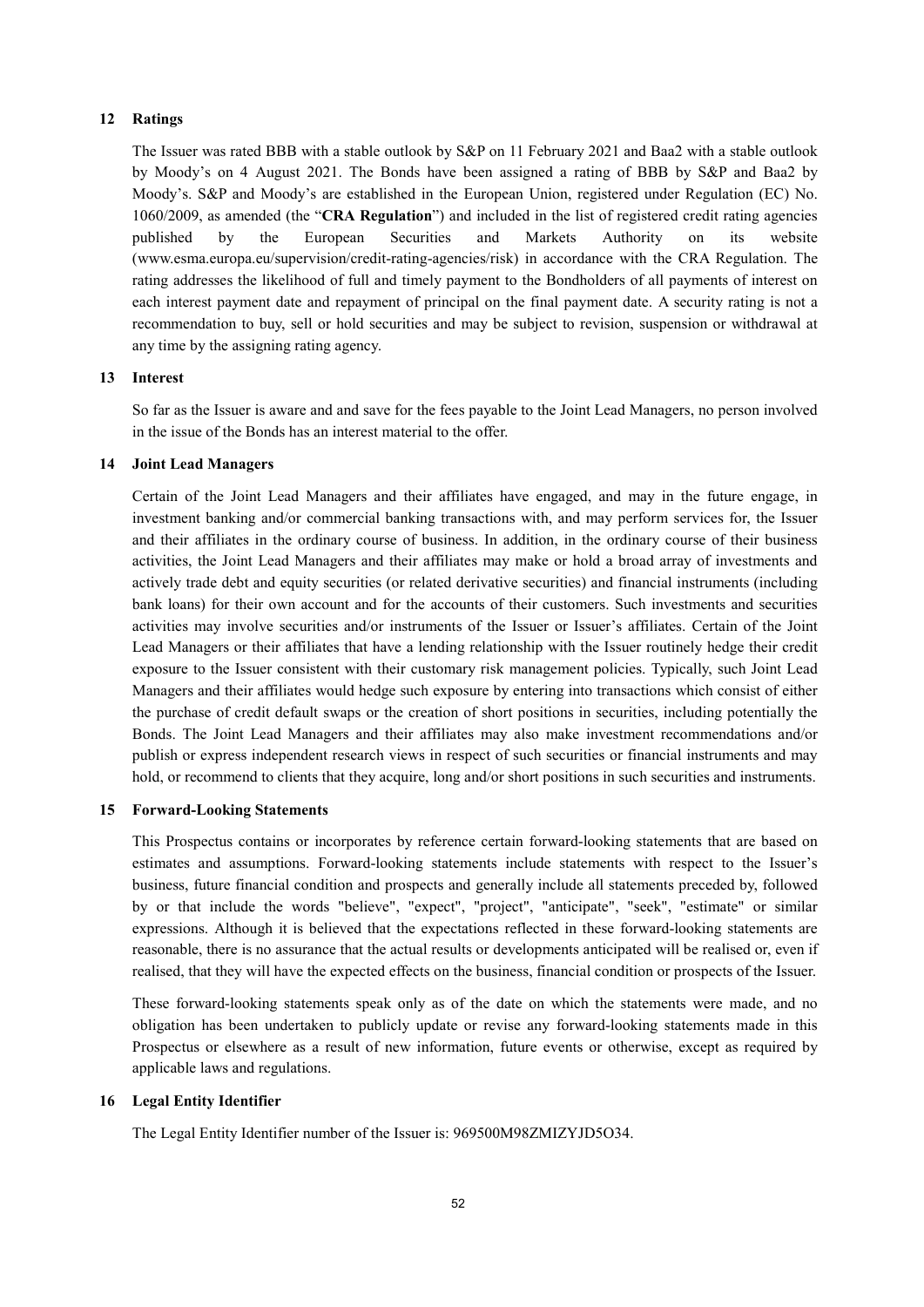## 12 Ratings

The Issuer was rated BBB with a stable outlook by S&P on 11 February 2021 and Baa2 with a stable outlook by Moody's on 4 August 2021. The Bonds have been assigned a rating of BBB by S&P and Baa2 by Moody's. S&P and Moody's are established in the European Union, registered under Regulation (EC) No. 1060/2009, as amended (the "**CRA Regulation**") and included in the list of registered credit rating agencies published by the European Securities and Markets Authority on its website (www.esma.europa.eu/supervision/credit-rating-agencies/risk) in accordance with the CRA Regulation. The rating addresses the likelihood of full and timely payment to the Bondholders of all payments of interest on each interest payment date and repayment of principal on the final payment date. A security rating is not a recommendation to buy, sell or hold securities and may be subject to revision, suspension or withdrawal at any time by the assigning rating agency.

## 13 Interest

So far as the Issuer is aware and and save for the fees payable to the Joint Lead Managers, no person involved in the issue of the Bonds has an interest material to the offer.

## 14 Joint Lead Managers

Certain of the Joint Lead Managers and their affiliates have engaged, and may in the future engage, in investment banking and/or commercial banking transactions with, and may perform services for, the Issuer and their affiliates in the ordinary course of business. In addition, in the ordinary course of their business activities, the Joint Lead Managers and their affiliates may make or hold a broad array of investments and actively trade debt and equity securities (or related derivative securities) and financial instruments (including bank loans) for their own account and for the accounts of their customers. Such investments and securities activities may involve securities and/or instruments of the Issuer or Issuer's affiliates. Certain of the Joint Lead Managers or their affiliates that have a lending relationship with the Issuer routinely hedge their credit exposure to the Issuer consistent with their customary risk management policies. Typically, such Joint Lead Managers and their affiliates would hedge such exposure by entering into transactions which consist of either the purchase of credit default swaps or the creation of short positions in securities, including potentially the Bonds. The Joint Lead Managers and their affiliates may also make investment recommendations and/or publish or express independent research views in respect of such securities or financial instruments and may hold, or recommend to clients that they acquire, long and/or short positions in such securities and instruments.

## 15 Forward-Looking Statements

This Prospectus contains or incorporates by reference certain forward-looking statements that are based on estimates and assumptions. Forward-looking statements include statements with respect to the Issuer's business, future financial condition and prospects and generally include all statements preceded by, followed by or that include the words "believe", "expect", "project", "anticipate", "seek", "estimate" or similar expressions. Although it is believed that the expectations reflected in these forward-looking statements are reasonable, there is no assurance that the actual results or developments anticipated will be realised or, even if realised, that they will have the expected effects on the business, financial condition or prospects of the Issuer.

These forward-looking statements speak only as of the date on which the statements were made, and no obligation has been undertaken to publicly update or revise any forward-looking statements made in this Prospectus or elsewhere as a result of new information, future events or otherwise, except as required by applicable laws and regulations.

## 16 Legal Entity Identifier

The Legal Entity Identifier number of the Issuer is: 969500M98ZMIZYJD5O34.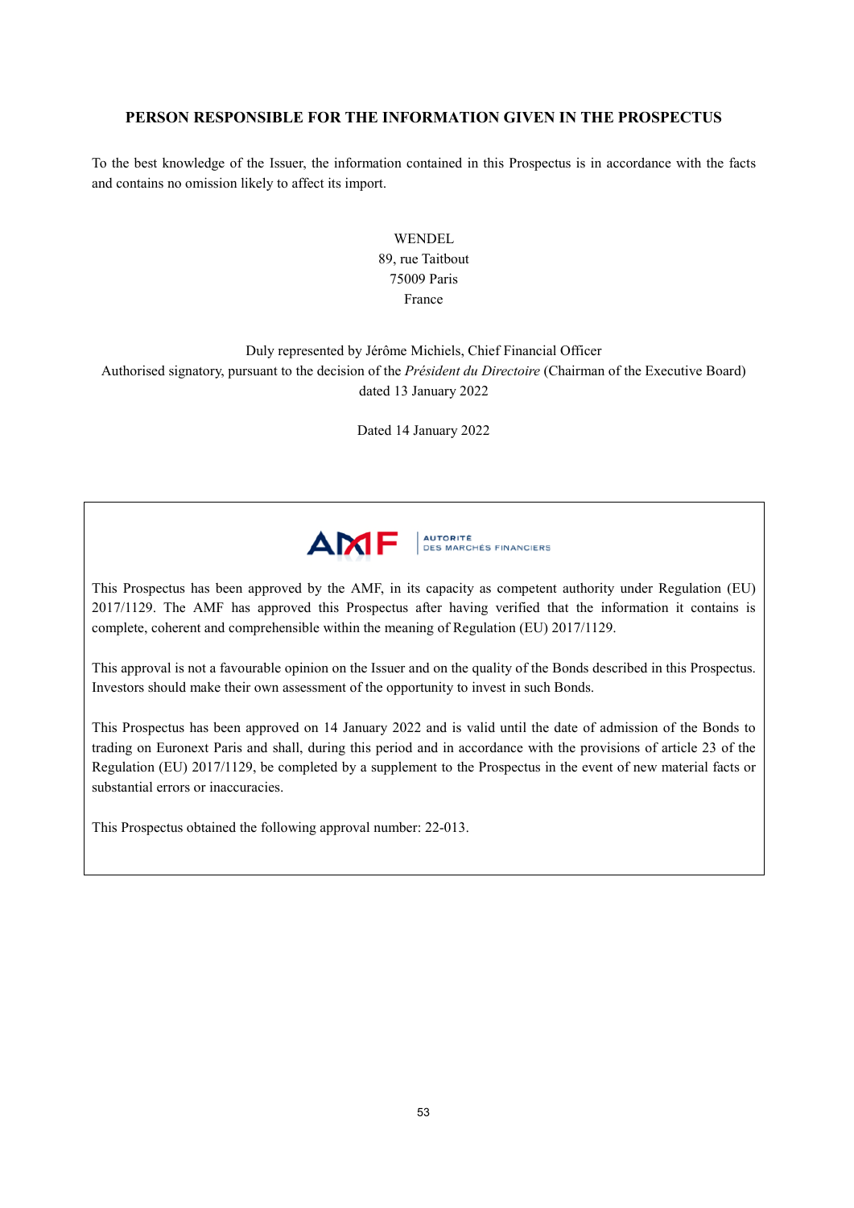## PERSON RESPONSIBLE FOR THE INFORMATION GIVEN IN THE PROSPECTUS

To the best knowledge of the Issuer, the information contained in this Prospectus is in accordance with the facts and contains no omission likely to affect its import.

WENDEL
89, rue Taitbout
75009 Paris
France

Duly represented by Jérôme Michiels, Chief Financial Officer
Authorised signatory, pursuant to the decision of the *Président du Directoire* (Chairman of the Executive Board) dated 13 January 2022

Dated 14 January 2022

AMF AUTORITÉ DES MARCHÉS FINANCIERS

This Prospectus has been approved by the AMF, in its capacity as competent authority under Regulation (EU) 2017/1129. The AMF has approved this Prospectus after having verified that the information it contains is complete, coherent and comprehensible within the meaning of Regulation (EU) 2017/1129.

This approval is not a favourable opinion on the Issuer and on the quality of the Bonds described in this Prospectus. Investors should make their own assessment of the opportunity to invest in such Bonds.

This Prospectus has been approved on 14 January 2022 and is valid until the date of admission of the Bonds to trading on Euronext Paris and shall, during this period and in accordance with the provisions of article 23 of the Regulation (EU) 2017/1129, be completed by a supplement to the Prospectus in the event of new material facts or substantial errors or inaccuracies.

This Prospectus obtained the following approval number: 22-013.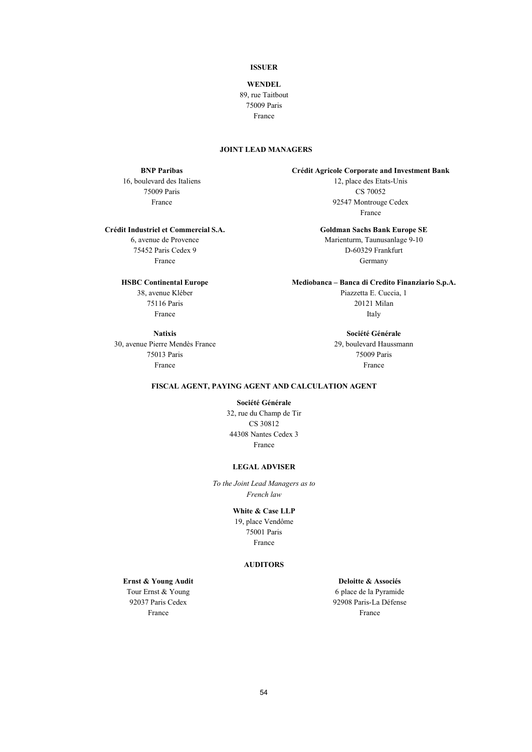## ISSUER

**WENDEL**
89, rue Taitbout
75009 Paris
France

## JOINT LEAD MANAGERS

**BNP Paribas**
16, boulevard des Italiens
75009 Paris
France

**Crédit Agricole Corporate and Investment Bank**
12, place des Etats-Unis
CS 70052
92547 Montrouge Cedex
France

**Crédit Industriel et Commercial S.A.**
6, avenue de Provence
75452 Paris Cedex 9
France

**Goldman Sachs Bank Europe SE**
Marienturm, Taunusanlage 9-10
D-60329 Frankfurt
Germany

**HSBC Continental Europe**
38, avenue Kléber
75116 Paris
France

**Mediobanca – Banca di Credito Finanziario S.p.A.**
Piazzetta E. Cuccia, 1
20121 Milan
Italy

**Natixis**
30, avenue Pierre Mendès France
75013 Paris
France

**Société Générale**
29, boulevard Haussmann
75009 Paris
France

## FISCAL AGENT, PAYING AGENT AND CALCULATION AGENT

**Société Générale**
32, rue du Champ de Tir
CS 30812
44308 Nantes Cedex 3
France

## LEGAL ADVISER

*To the Joint Lead Managers as to French law*

**White & Case LLP**
19, place Vendôme
75001 Paris
France

## AUDITORS

**Ernst & Young Audit**
Tour Ernst & Young
92037 Paris Cedex
France

**Deloitte & Associés**
6 place de la Pyramide
92908 Paris-La Défense
France